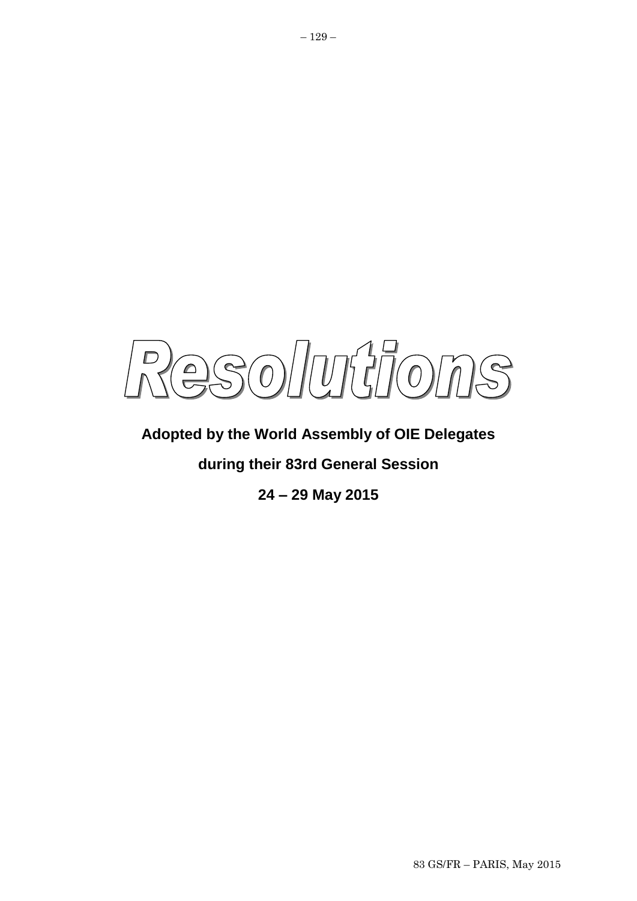# Resolutions

**Adopted by the World Assembly of OIE Delegates**

**during their 83rd General Session**

**24 – 29 May 2015**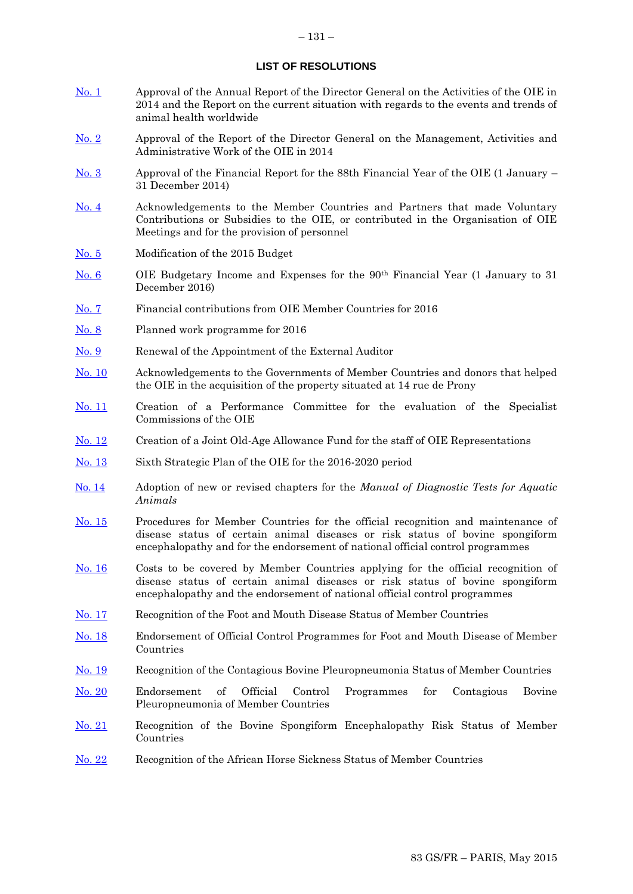## LIST OF RESOLUTIONS

| | |
|---|---|
| No. 1 | Approval of the Annual Report of the Director General on the Activities of the OIE in 2014 and the Report on the current situation with regards to the events and trends of animal health worldwide |
| No. 2 | Approval of the Report of the Director General on the Management, Activities and Administrative Work of the OIE in 2014 |
| No. 3 | Approval of the Financial Report for the 88th Financial Year of the OIE (1 January – 31 December 2014) |
| No. 4 | Acknowledgements to the Member Countries and Partners that made Voluntary Contributions or Subsidies to the OIE, or contributed in the Organisation of OIE Meetings and for the provision of personnel |
| No. 5 | Modification of the 2015 Budget |
| No. 6 | OIE Budgetary Income and Expenses for the 90th Financial Year (1 January to 31 December 2016) |
| No. 7 | Financial contributions from OIE Member Countries for 2016 |
| No. 8 | Planned work programme for 2016 |
| No. 9 | Renewal of the Appointment of the External Auditor |
| No. 10 | Acknowledgements to the Governments of Member Countries and donors that helped the OIE in the acquisition of the property situated at 14 rue de Prony |
| No. 11 | Creation of a Performance Committee for the evaluation of the Specialist Commissions of the OIE |
| No. 12 | Creation of a Joint Old-Age Allowance Fund for the staff of OIE Representations |
| No. 13 | Sixth Strategic Plan of the OIE for the 2016-2020 period |
| No. 14 | Adoption of new or revised chapters for the *Manual of Diagnostic Tests for Aquatic Animals* |
| No. 15 | Procedures for Member Countries for the official recognition and maintenance of disease status of certain animal diseases or risk status of bovine spongiform encephalopathy and for the endorsement of national official control programmes |
| No. 16 | Costs to be covered by Member Countries applying for the official recognition of disease status of certain animal diseases or risk status of bovine spongiform encephalopathy and the endorsement of national official control programmes |
| No. 17 | Recognition of the Foot and Mouth Disease Status of Member Countries |
| No. 18 | Endorsement of Official Control Programmes for Foot and Mouth Disease of Member Countries |
| No. 19 | Recognition of the Contagious Bovine Pleuropneumonia Status of Member Countries |
| No. 20 | Endorsement of Official Control Programmes for Contagious Bovine Pleuropneumonia of Member Countries |
| No. 21 | Recognition of the Bovine Spongiform Encephalopathy Risk Status of Member Countries |
| No. 22 | Recognition of the African Horse Sickness Status of Member Countries |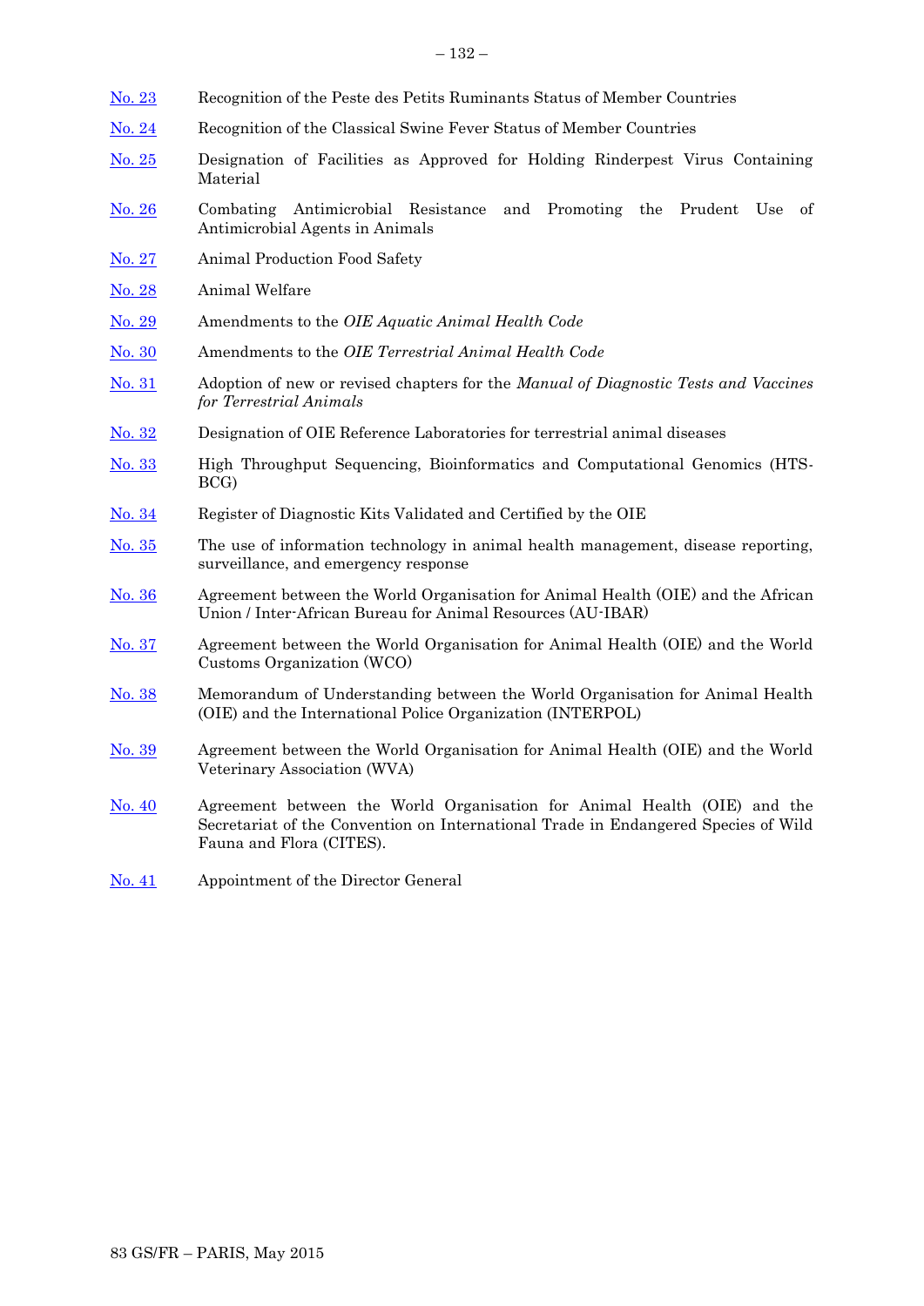No. 23 Recognition of the Peste des Petits Ruminants Status of Member Countries

No. 24 Recognition of the Classical Swine Fever Status of Member Countries

No. 25 Designation of Facilities as Approved for Holding Rinderpest Virus Containing Material

No. 26 Combating Antimicrobial Resistance and Promoting the Prudent Use of Antimicrobial Agents in Animals

No. 27 Animal Production Food Safety

No. 28 Animal Welfare

No. 29 Amendments to the *OIE Aquatic Animal Health Code*

No. 30 Amendments to the *OIE Terrestrial Animal Health Code*

No. 31 Adoption of new or revised chapters for the *Manual of Diagnostic Tests and Vaccines for Terrestrial Animals*

No. 32 Designation of OIE Reference Laboratories for terrestrial animal diseases

No. 33 High Throughput Sequencing, Bioinformatics and Computational Genomics (HTS-BCG)

No. 34 Register of Diagnostic Kits Validated and Certified by the OIE

No. 35 The use of information technology in animal health management, disease reporting, surveillance, and emergency response

No. 36 Agreement between the World Organisation for Animal Health (OIE) and the African Union / Inter-African Bureau for Animal Resources (AU-IBAR)

No. 37 Agreement between the World Organisation for Animal Health (OIE) and the World Customs Organization (WCO)

No. 38 Memorandum of Understanding between the World Organisation for Animal Health (OIE) and the International Police Organization (INTERPOL)

No. 39 Agreement between the World Organisation for Animal Health (OIE) and the World Veterinary Association (WVA)

No. 40 Agreement between the World Organisation for Animal Health (OIE) and the Secretariat of the Convention on International Trade in Endangered Species of Wild Fauna and Flora (CITES).

No. 41 Appointment of the Director General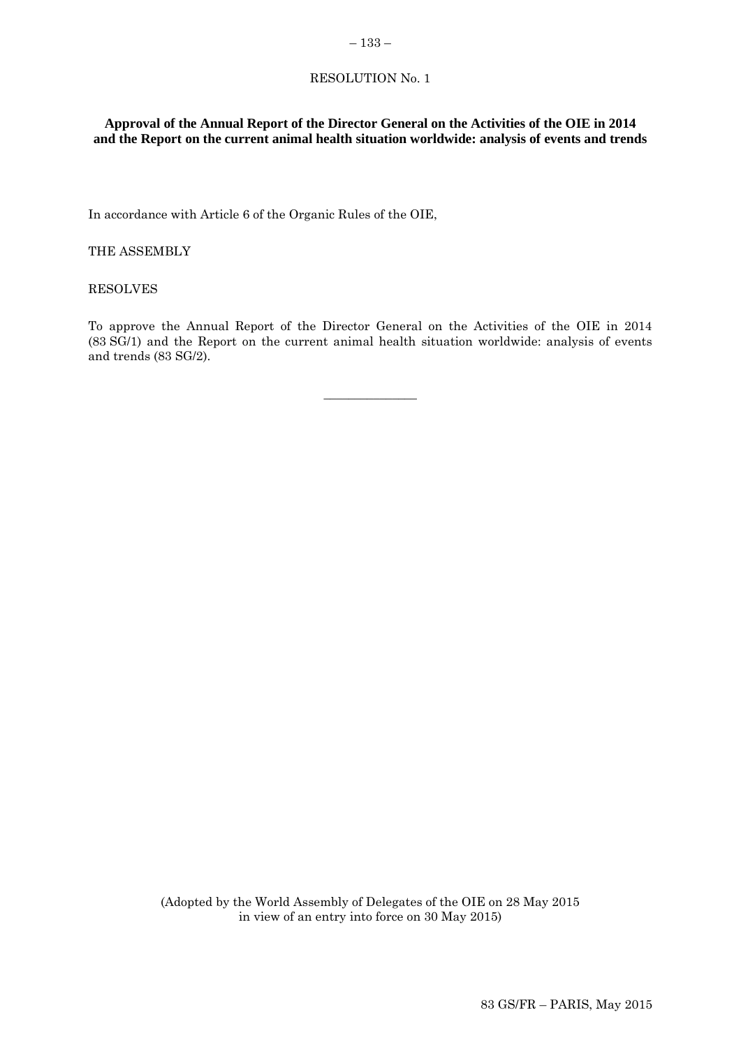RESOLUTION No. 1

**Approval of the Annual Report of the Director General on the Activities of the OIE in 2014 and the Report on the current animal health situation worldwide: analysis of events and trends**

In accordance with Article 6 of the Organic Rules of the OIE,

THE ASSEMBLY

RESOLVES

To approve the Annual Report of the Director General on the Activities of the OIE in 2014 (83 SG/1) and the Report on the current animal health situation worldwide: analysis of events and trends (83 SG/2).

---

(Adopted by the World Assembly of Delegates of the OIE on 28 May 2015 in view of an entry into force on 30 May 2015)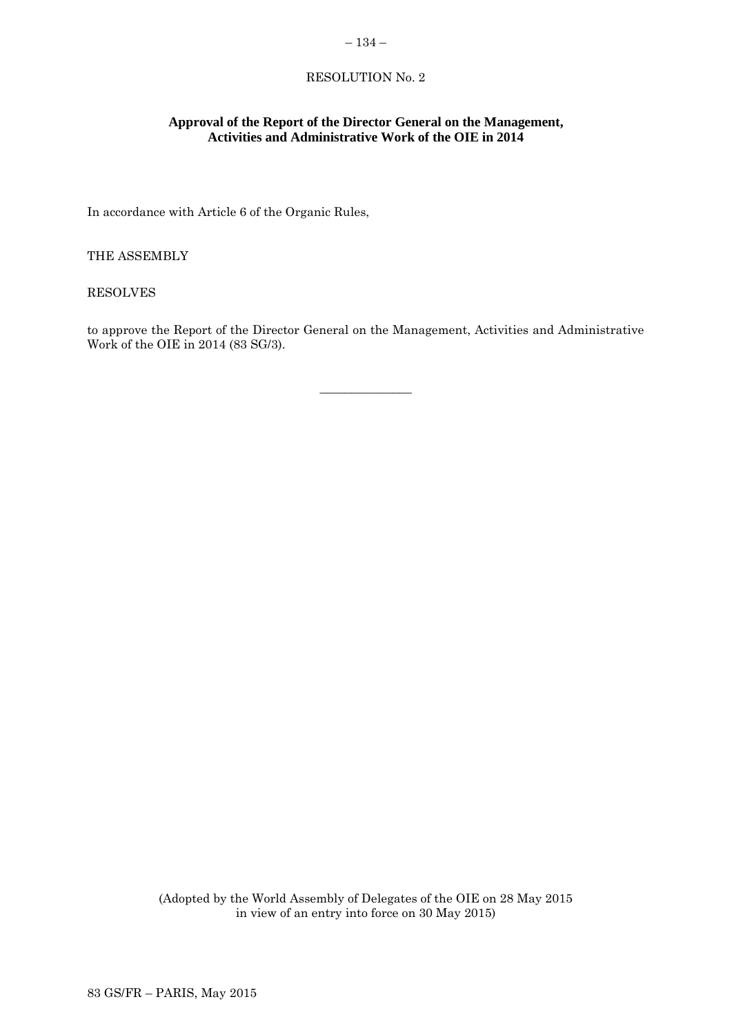RESOLUTION No. 2

**Approval of the Report of the Director General on the Management, Activities and Administrative Work of the OIE in 2014**

In accordance with Article 6 of the Organic Rules,

THE ASSEMBLY

RESOLVES

to approve the Report of the Director General on the Management, Activities and Administrative Work of the OIE in 2014 (83 SG/3).

\_\_\_\_\_\_\_\_\_\_\_\_\_\_\_

(Adopted by the World Assembly of Delegates of the OIE on 28 May 2015 in view of an entry into force on 30 May 2015)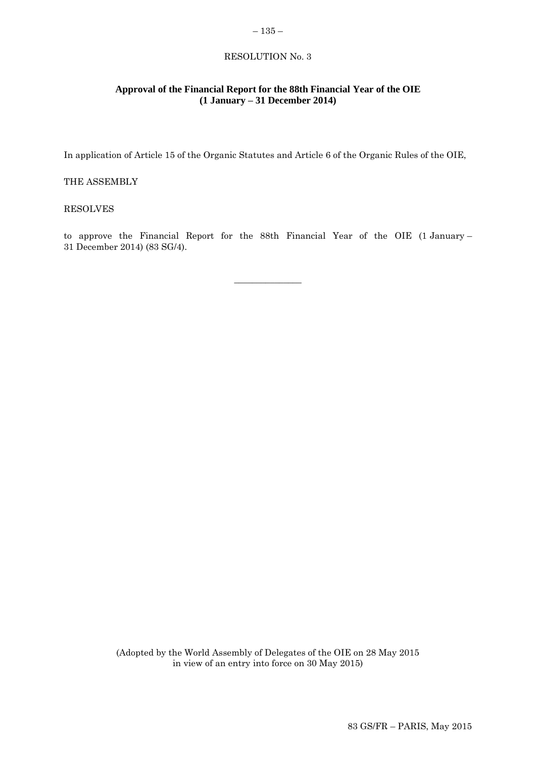RESOLUTION No. 3

## Approval of the Financial Report for the 88th Financial Year of the OIE (1 January – 31 December 2014)

In application of Article 15 of the Organic Statutes and Article 6 of the Organic Rules of the OIE,

THE ASSEMBLY

RESOLVES

to approve the Financial Report for the 88th Financial Year of the OIE (1 January – 31 December 2014) (83 SG/4).

---

(Adopted by the World Assembly of Delegates of the OIE on 28 May 2015 in view of an entry into force on 30 May 2015)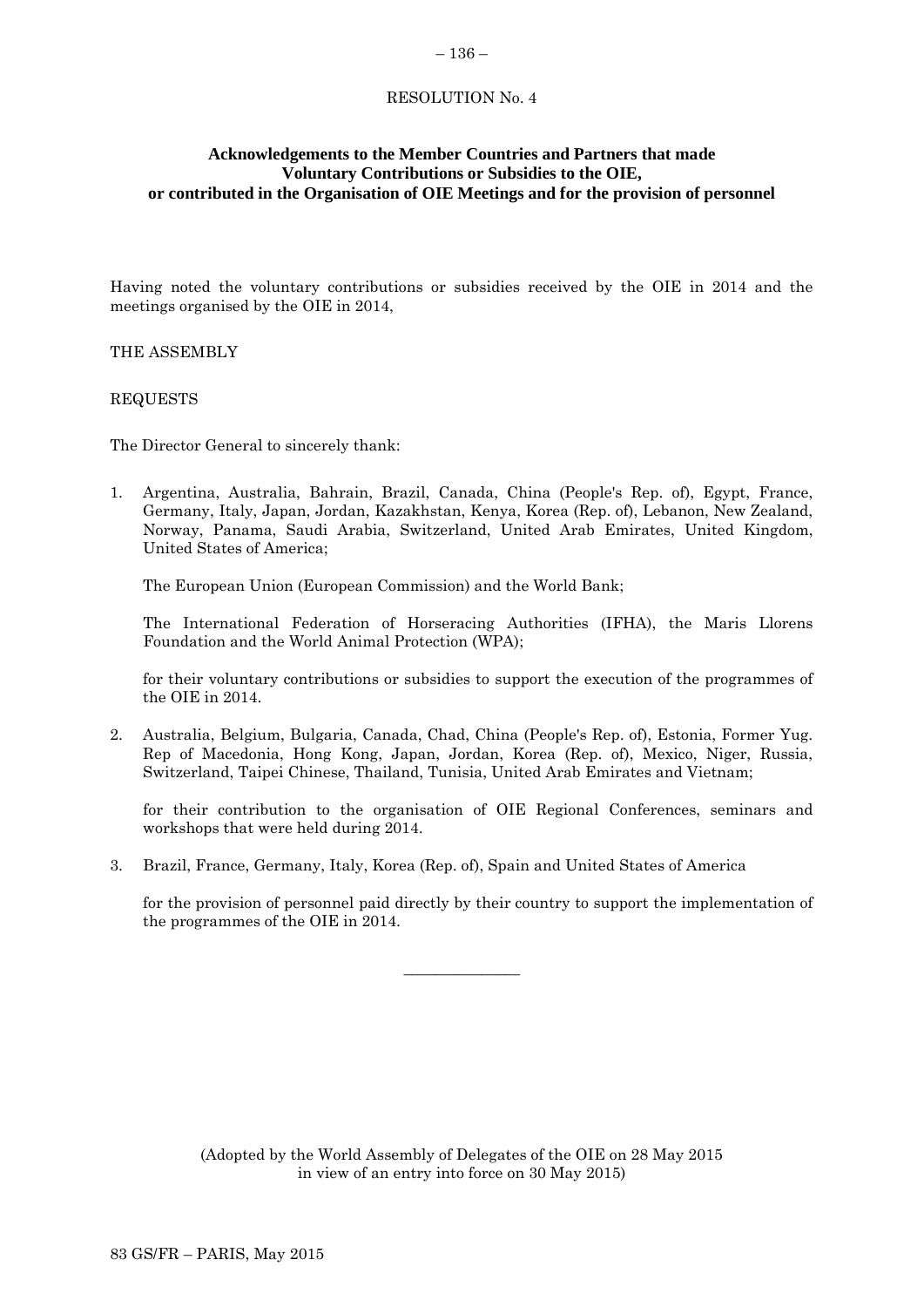# RESOLUTION No. 4

## Acknowledgements to the Member Countries and Partners that made Voluntary Contributions or Subsidies to the OIE, or contributed in the Organisation of OIE Meetings and for the provision of personnel

Having noted the voluntary contributions or subsidies received by the OIE in 2014 and the meetings organised by the OIE in 2014,

THE ASSEMBLY

REQUESTS

The Director General to sincerely thank:

1. Argentina, Australia, Bahrain, Brazil, Canada, China (People's Rep. of), Egypt, France, Germany, Italy, Japan, Jordan, Kazakhstan, Kenya, Korea (Rep. of), Lebanon, New Zealand, Norway, Panama, Saudi Arabia, Switzerland, United Arab Emirates, United Kingdom, United States of America;

   The European Union (European Commission) and the World Bank;

   The International Federation of Horseracing Authorities (IFHA), the Maris Llorens Foundation and the World Animal Protection (WPA);

   for their voluntary contributions or subsidies to support the execution of the programmes of the OIE in 2014.

2. Australia, Belgium, Bulgaria, Canada, Chad, China (People's Rep. of), Estonia, Former Yug. Rep of Macedonia, Hong Kong, Japan, Jordan, Korea (Rep. of), Mexico, Niger, Russia, Switzerland, Taipei Chinese, Thailand, Tunisia, United Arab Emirates and Vietnam;

   for their contribution to the organisation of OIE Regional Conferences, seminars and workshops that were held during 2014.

3. Brazil, France, Germany, Italy, Korea (Rep. of), Spain and United States of America

   for the provision of personnel paid directly by their country to support the implementation of the programmes of the OIE in 2014.

---

(Adopted by the World Assembly of Delegates of the OIE on 28 May 2015 in view of an entry into force on 30 May 2015)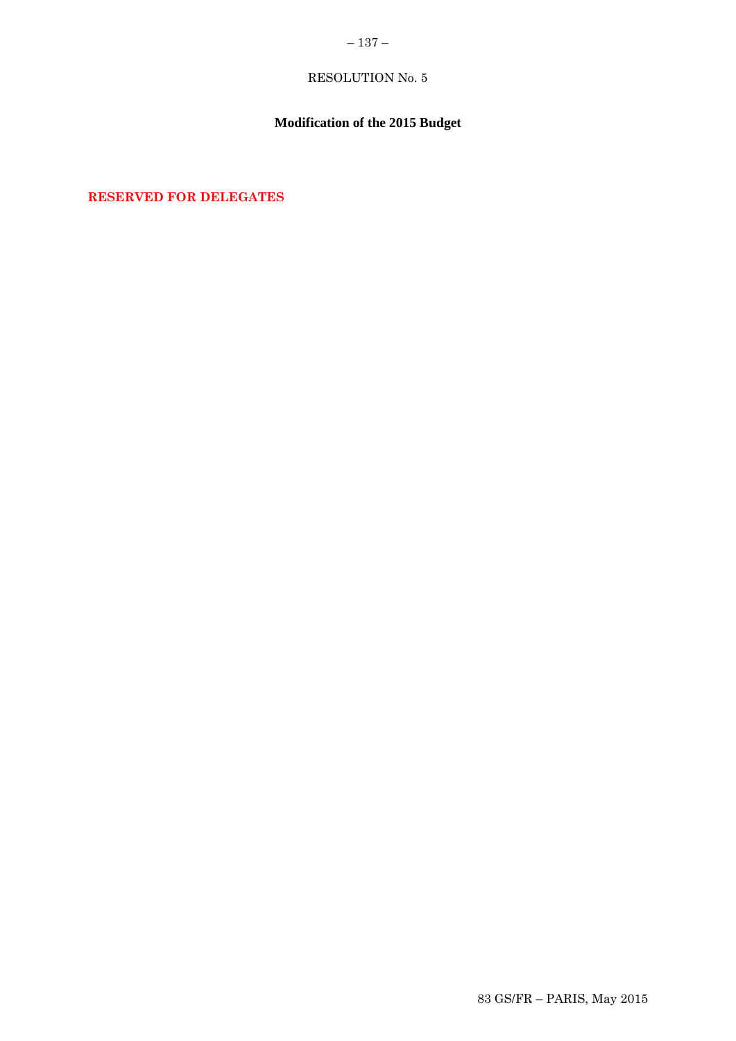RESOLUTION No. 5

**Modification of the 2015 Budget**

**RESERVED FOR DELEGATES**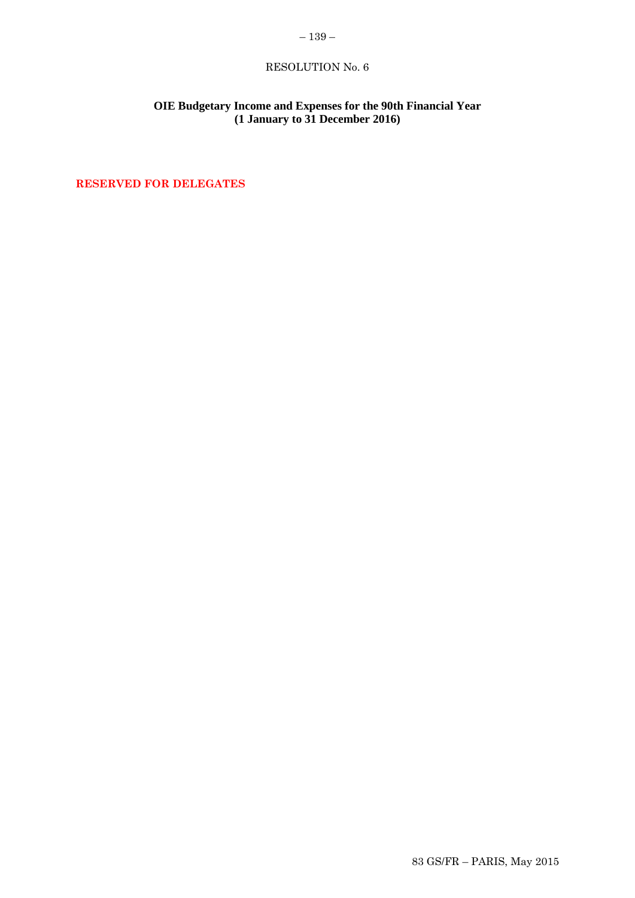RESOLUTION No. 6

**OIE Budgetary Income and Expenses for the 90th Financial Year (1 January to 31 December 2016)**

**RESERVED FOR DELEGATES**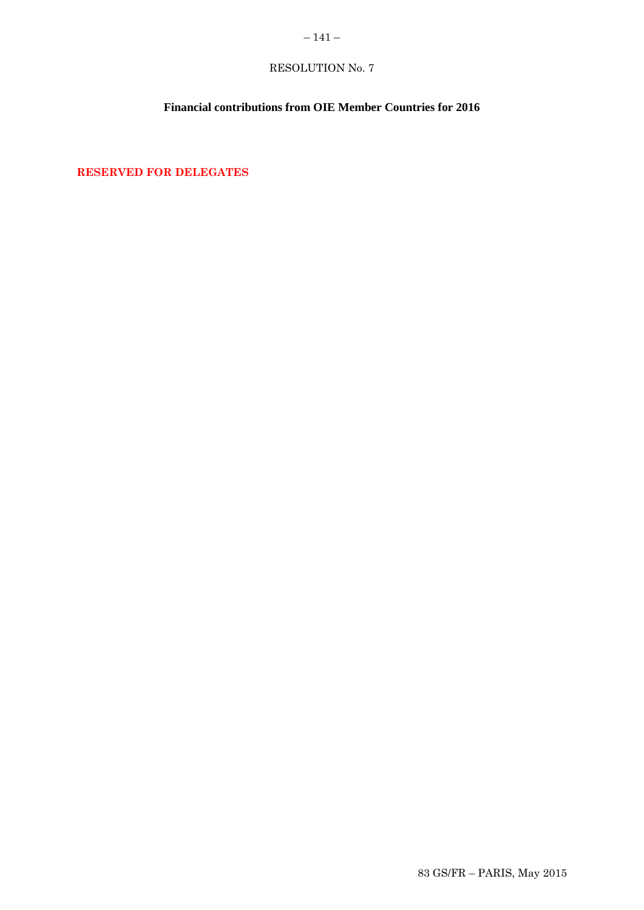RESOLUTION No. 7

**Financial contributions from OIE Member Countries for 2016**

**RESERVED FOR DELEGATES**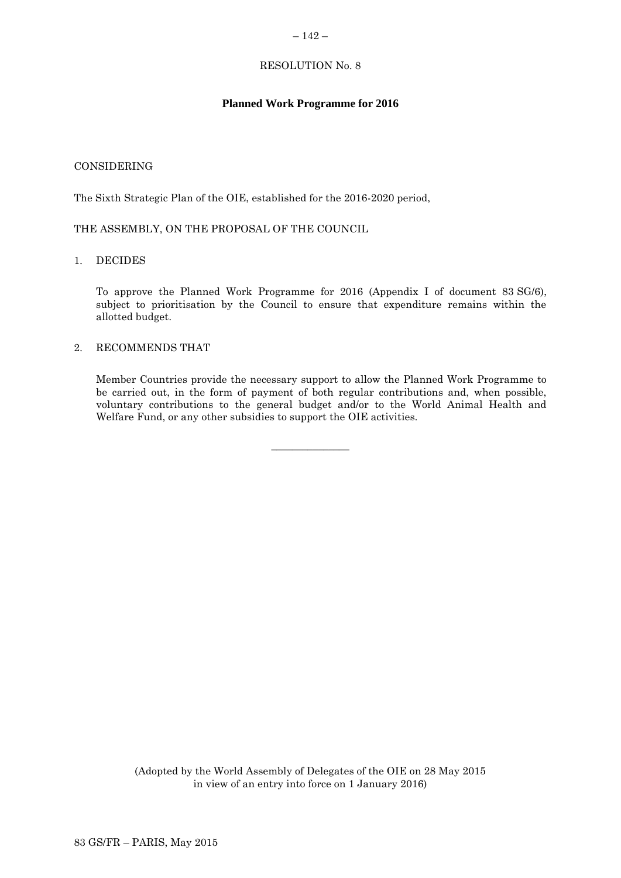RESOLUTION No. 8

**Planned Work Programme for 2016**

CONSIDERING

The Sixth Strategic Plan of the OIE, established for the 2016-2020 period,

THE ASSEMBLY, ON THE PROPOSAL OF THE COUNCIL

1. DECIDES

   To approve the Planned Work Programme for 2016 (Appendix I of document 83 SG/6), subject to prioritisation by the Council to ensure that expenditure remains within the allotted budget.

2. RECOMMENDS THAT

   Member Countries provide the necessary support to allow the Planned Work Programme to be carried out, in the form of payment of both regular contributions and, when possible, voluntary contributions to the general budget and/or to the World Animal Health and Welfare Fund, or any other subsidies to support the OIE activities.

_______________

(Adopted by the World Assembly of Delegates of the OIE on 28 May 2015 in view of an entry into force on 1 January 2016)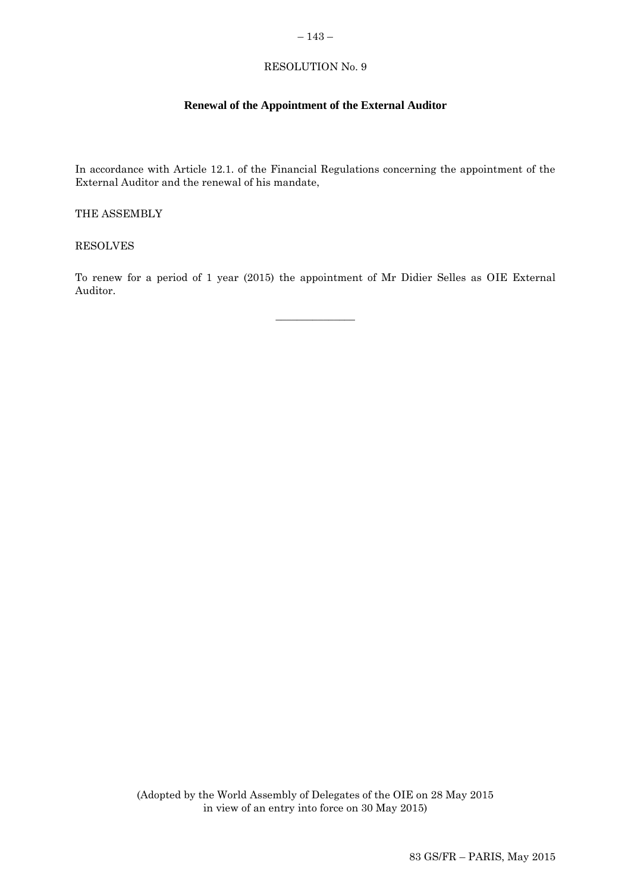RESOLUTION No. 9

## Renewal of the Appointment of the External Auditor

In accordance with Article 12.1. of the Financial Regulations concerning the appointment of the External Auditor and the renewal of his mandate,

THE ASSEMBLY

RESOLVES

To renew for a period of 1 year (2015) the appointment of Mr Didier Selles as OIE External Auditor.

---

(Adopted by the World Assembly of Delegates of the OIE on 28 May 2015 in view of an entry into force on 30 May 2015)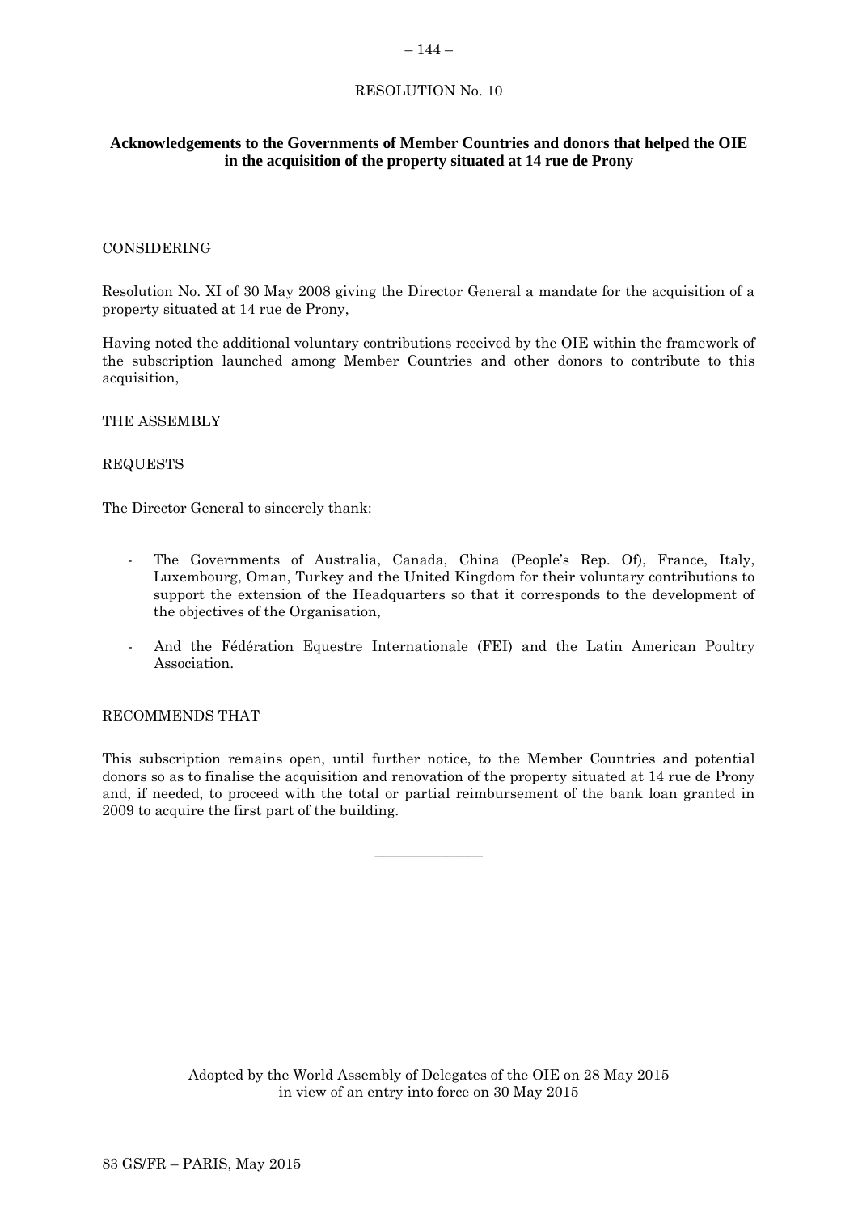RESOLUTION No. 10

**Acknowledgements to the Governments of Member Countries and donors that helped the OIE in the acquisition of the property situated at 14 rue de Prony**

CONSIDERING

Resolution No. XI of 30 May 2008 giving the Director General a mandate for the acquisition of a property situated at 14 rue de Prony,

Having noted the additional voluntary contributions received by the OIE within the framework of the subscription launched among Member Countries and other donors to contribute to this acquisition,

THE ASSEMBLY

REQUESTS

The Director General to sincerely thank:

- The Governments of Australia, Canada, China (People's Rep. Of), France, Italy, Luxembourg, Oman, Turkey and the United Kingdom for their voluntary contributions to support the extension of the Headquarters so that it corresponds to the development of the objectives of the Organisation,
- And the Fédération Equestre Internationale (FEI) and the Latin American Poultry Association.

RECOMMENDS THAT

This subscription remains open, until further notice, to the Member Countries and potential donors so as to finalise the acquisition and renovation of the property situated at 14 rue de Prony and, if needed, to proceed with the total or partial reimbursement of the bank loan granted in 2009 to acquire the first part of the building.

---

Adopted by the World Assembly of Delegates of the OIE on 28 May 2015
in view of an entry into force on 30 May 2015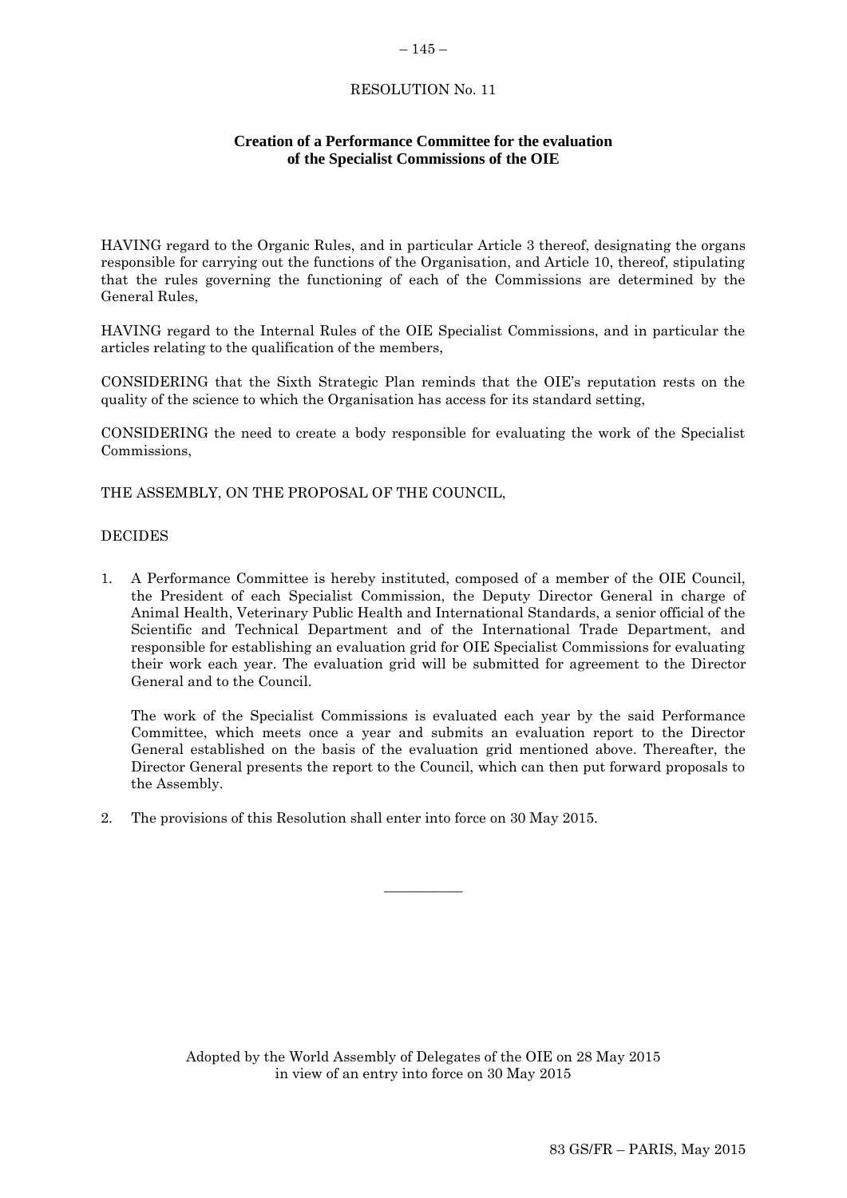RESOLUTION No. 11

## Creation of a Performance Committee for the evaluation of the Specialist Commissions of the OIE

HAVING regard to the Organic Rules, and in particular Article 3 thereof, designating the organs responsible for carrying out the functions of the Organisation, and Article 10, thereof, stipulating that the rules governing the functioning of each of the Commissions are determined by the General Rules,

HAVING regard to the Internal Rules of the OIE Specialist Commissions, and in particular the articles relating to the qualification of the members,

CONSIDERING that the Sixth Strategic Plan reminds that the OIE's reputation rests on the quality of the science to which the Organisation has access for its standard setting,

CONSIDERING the need to create a body responsible for evaluating the work of the Specialist Commissions,

THE ASSEMBLY, ON THE PROPOSAL OF THE COUNCIL,

DECIDES

1. A Performance Committee is hereby instituted, composed of a member of the OIE Council, the President of each Specialist Commission, the Deputy Director General in charge of Animal Health, Veterinary Public Health and International Standards, a senior official of the Scientific and Technical Department and of the International Trade Department, and responsible for establishing an evaluation grid for OIE Specialist Commissions for evaluating their work each year. The evaluation grid will be submitted for agreement to the Director General and to the Council.

   The work of the Specialist Commissions is evaluated each year by the said Performance Committee, which meets once a year and submits an evaluation report to the Director General established on the basis of the evaluation grid mentioned above. Thereafter, the Director General presents the report to the Council, which can then put forward proposals to the Assembly.

2. The provisions of this Resolution shall enter into force on 30 May 2015.

---

Adopted by the World Assembly of Delegates of the OIE on 28 May 2015
in view of an entry into force on 30 May 2015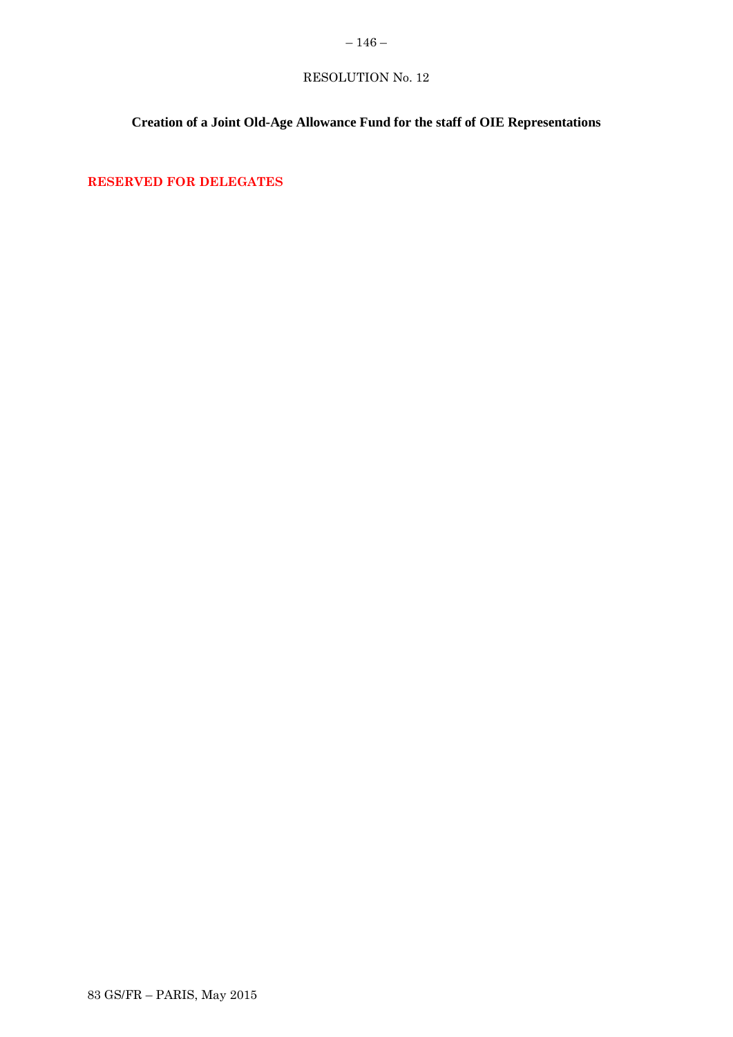RESOLUTION No. 12

**Creation of a Joint Old-Age Allowance Fund for the staff of OIE Representations**

**RESERVED FOR DELEGATES**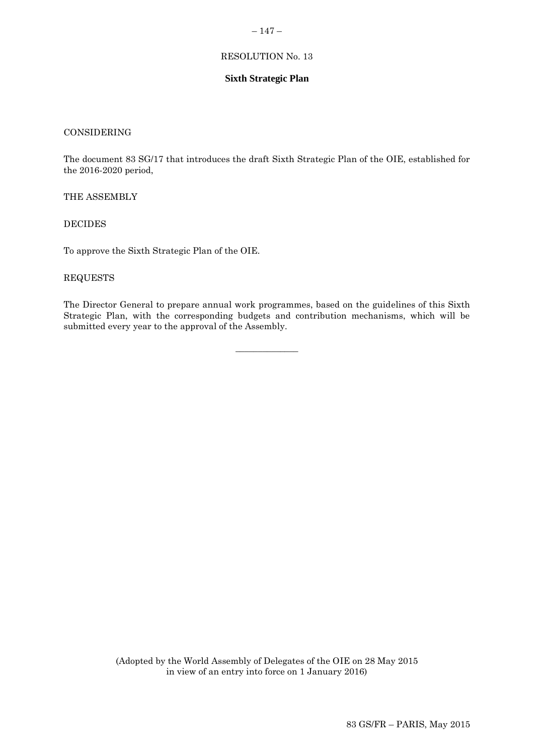RESOLUTION No. 13

**Sixth Strategic Plan**

CONSIDERING

The document 83 SG/17 that introduces the draft Sixth Strategic Plan of the OIE, established for the 2016-2020 period,

THE ASSEMBLY

DECIDES

To approve the Sixth Strategic Plan of the OIE.

REQUESTS

The Director General to prepare annual work programmes, based on the guidelines of this Sixth Strategic Plan, with the corresponding budgets and contribution mechanisms, which will be submitted every year to the approval of the Assembly.

---

(Adopted by the World Assembly of Delegates of the OIE on 28 May 2015 in view of an entry into force on 1 January 2016)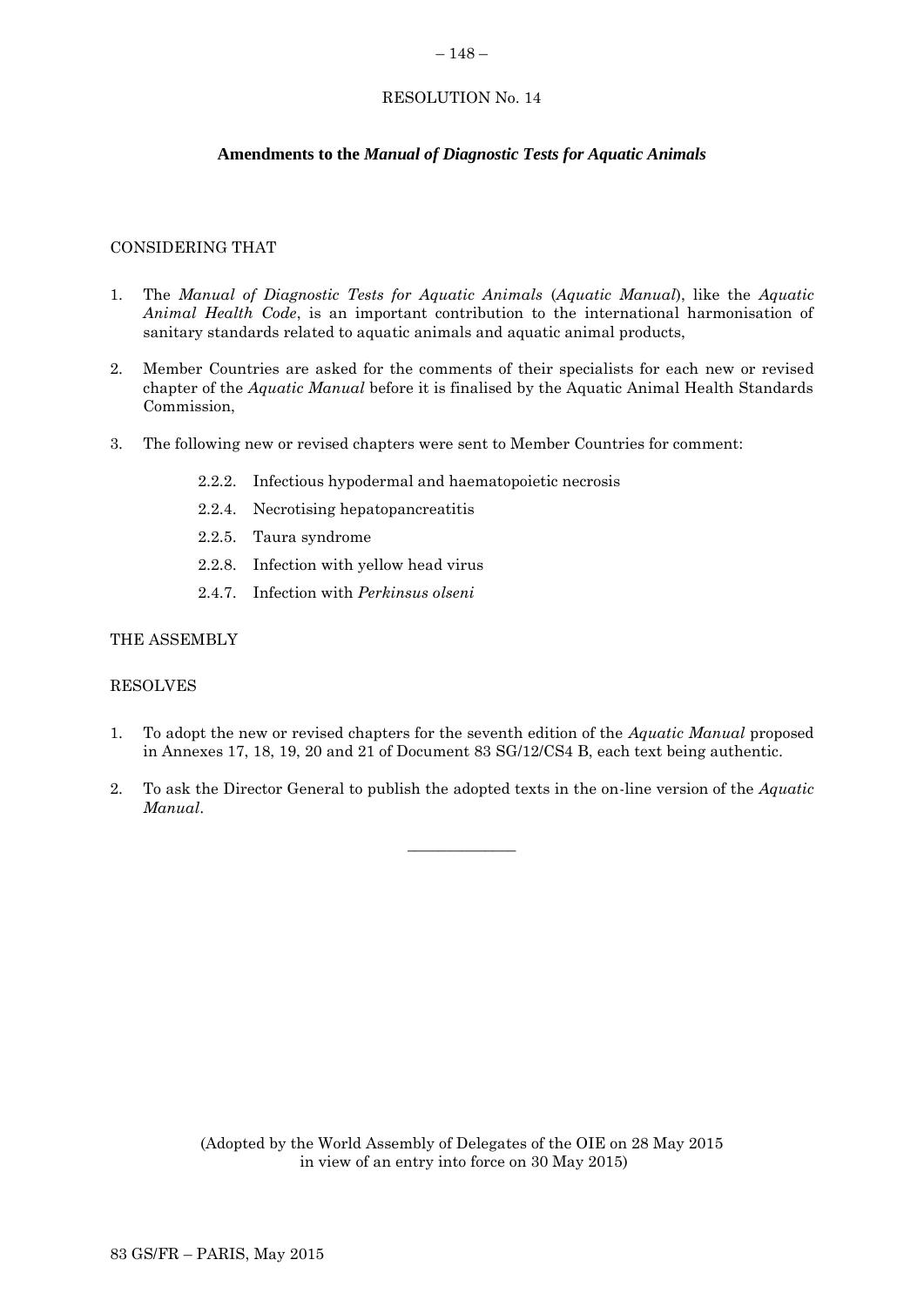# RESOLUTION No. 14

## Amendments to the *Manual of Diagnostic Tests for Aquatic Animals*

CONSIDERING THAT

1. The *Manual of Diagnostic Tests for Aquatic Animals* (*Aquatic Manual*), like the *Aquatic Animal Health Code*, is an important contribution to the international harmonisation of sanitary standards related to aquatic animals and aquatic animal products,

2. Member Countries are asked for the comments of their specialists for each new or revised chapter of the *Aquatic Manual* before it is finalised by the Aquatic Animal Health Standards Commission,

3. The following new or revised chapters were sent to Member Countries for comment:

   - 2.2.2. Infectious hypodermal and haematopoietic necrosis
   - 2.2.4. Necrotising hepatopancreatitis
   - 2.2.5. Taura syndrome
   - 2.2.8. Infection with yellow head virus
   - 2.4.7. Infection with *Perkinsus olseni*

THE ASSEMBLY

RESOLVES

1. To adopt the new or revised chapters for the seventh edition of the *Aquatic Manual* proposed in Annexes 17, 18, 19, 20 and 21 of Document 83 SG/12/CS4 B, each text being authentic.

2. To ask the Director General to publish the adopted texts in the on-line version of the *Aquatic Manual*.

---

(Adopted by the World Assembly of Delegates of the OIE on 28 May 2015 in view of an entry into force on 30 May 2015)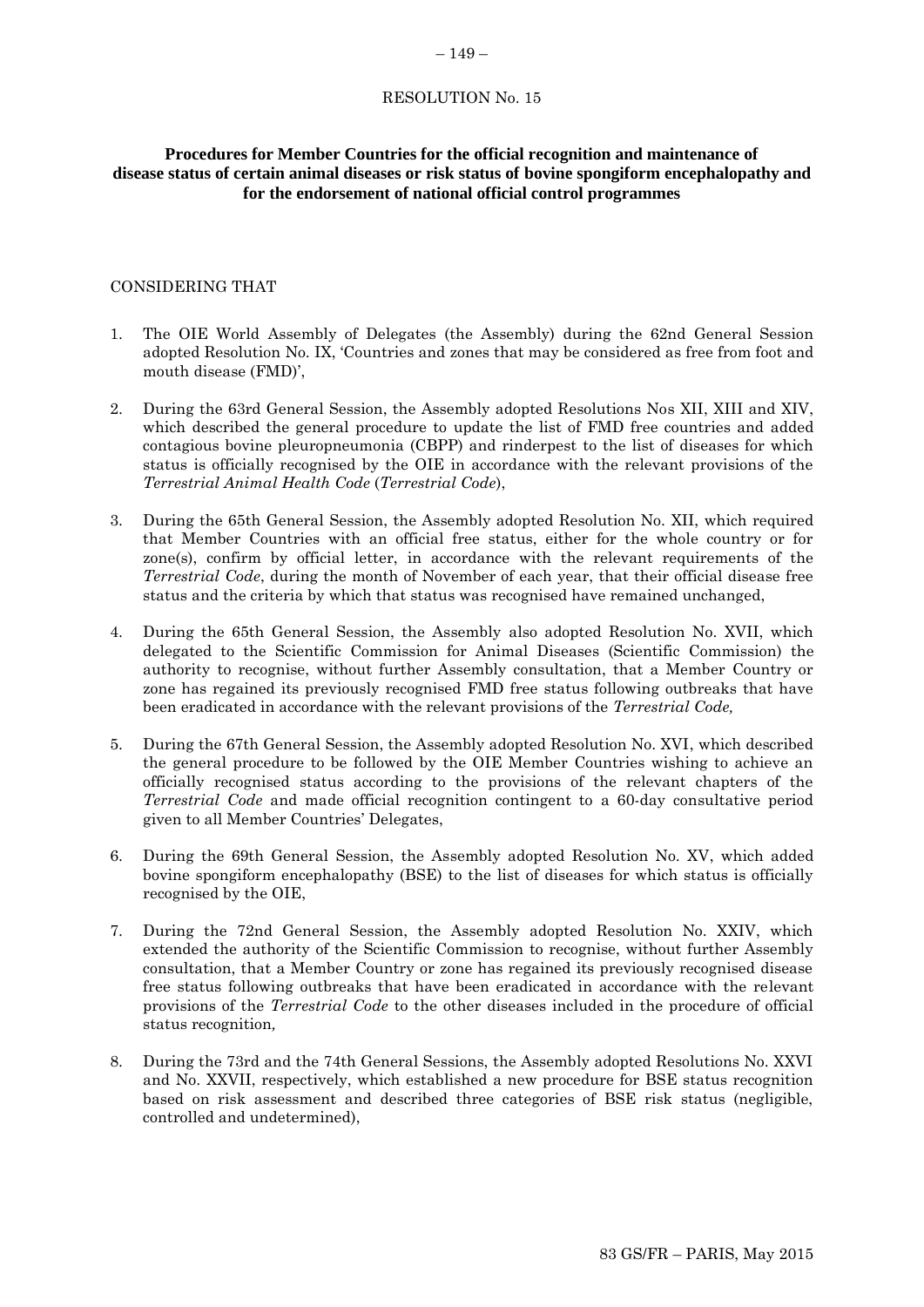RESOLUTION No. 15

**Procedures for Member Countries for the official recognition and maintenance of disease status of certain animal diseases or risk status of bovine spongiform encephalopathy and for the endorsement of national official control programmes**

CONSIDERING THAT

1. The OIE World Assembly of Delegates (the Assembly) during the 62nd General Session adopted Resolution No. IX, 'Countries and zones that may be considered as free from foot and mouth disease (FMD)',

2. During the 63rd General Session, the Assembly adopted Resolutions Nos XII, XIII and XIV, which described the general procedure to update the list of FMD free countries and added contagious bovine pleuropneumonia (CBPP) and rinderpest to the list of diseases for which status is officially recognised by the OIE in accordance with the relevant provisions of the *Terrestrial Animal Health Code* (*Terrestrial Code*),

3. During the 65th General Session, the Assembly adopted Resolution No. XII, which required that Member Countries with an official free status, either for the whole country or for zone(s), confirm by official letter, in accordance with the relevant requirements of the *Terrestrial Code*, during the month of November of each year, that their official disease free status and the criteria by which that status was recognised have remained unchanged,

4. During the 65th General Session, the Assembly also adopted Resolution No. XVII, which delegated to the Scientific Commission for Animal Diseases (Scientific Commission) the authority to recognise, without further Assembly consultation, that a Member Country or zone has regained its previously recognised FMD free status following outbreaks that have been eradicated in accordance with the relevant provisions of the *Terrestrial Code,*

5. During the 67th General Session, the Assembly adopted Resolution No. XVI, which described the general procedure to be followed by the OIE Member Countries wishing to achieve an officially recognised status according to the provisions of the relevant chapters of the *Terrestrial Code* and made official recognition contingent to a 60-day consultative period given to all Member Countries' Delegates,

6. During the 69th General Session, the Assembly adopted Resolution No. XV, which added bovine spongiform encephalopathy (BSE) to the list of diseases for which status is officially recognised by the OIE,

7. During the 72nd General Session, the Assembly adopted Resolution No. XXIV, which extended the authority of the Scientific Commission to recognise, without further Assembly consultation, that a Member Country or zone has regained its previously recognised disease free status following outbreaks that have been eradicated in accordance with the relevant provisions of the *Terrestrial Code* to the other diseases included in the procedure of official status recognition*,*

8. During the 73rd and the 74th General Sessions, the Assembly adopted Resolutions No. XXVI and No. XXVII, respectively, which established a new procedure for BSE status recognition based on risk assessment and described three categories of BSE risk status (negligible, controlled and undetermined),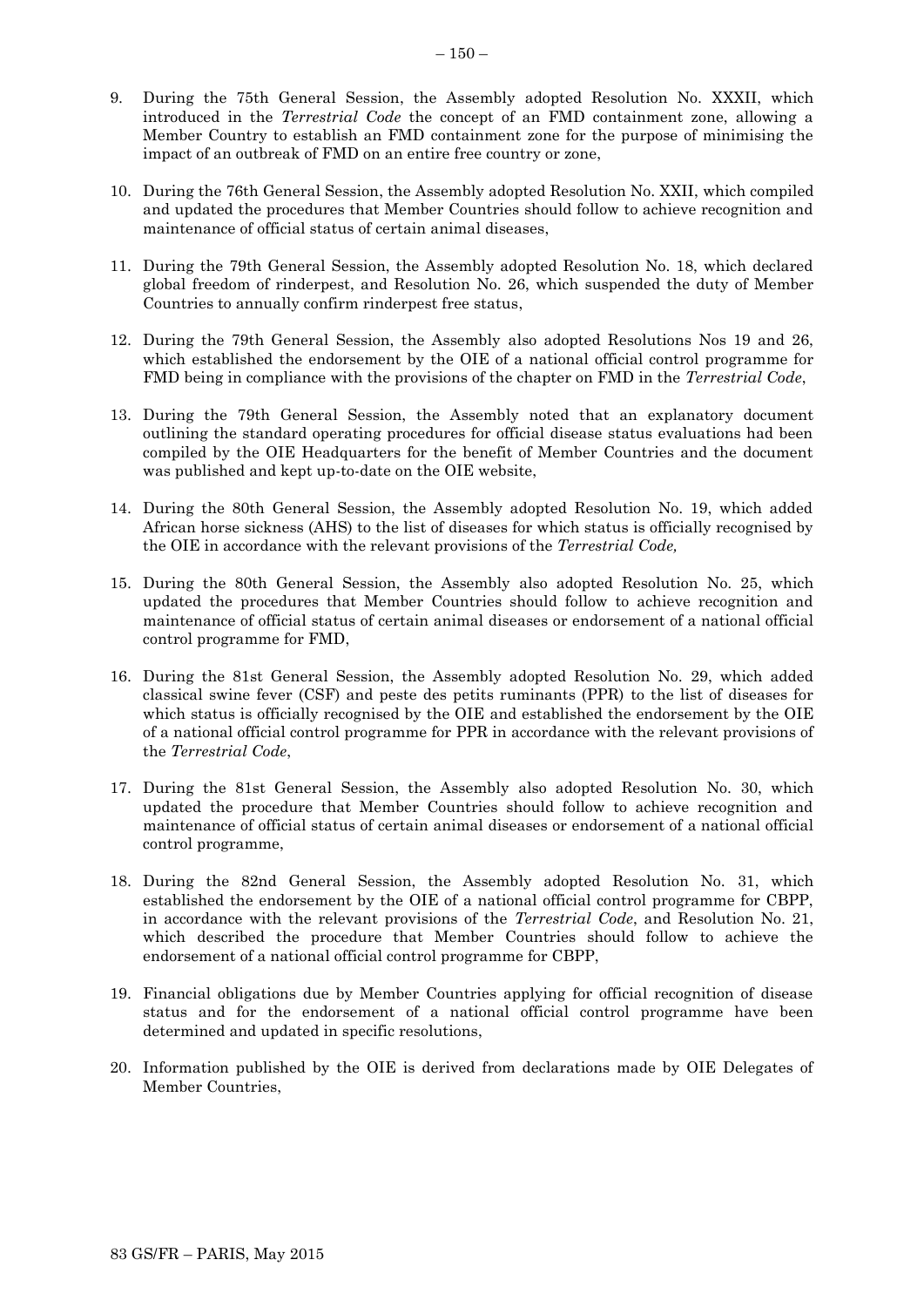9. During the 75th General Session, the Assembly adopted Resolution No. XXXII, which introduced in the *Terrestrial Code* the concept of an FMD containment zone, allowing a Member Country to establish an FMD containment zone for the purpose of minimising the impact of an outbreak of FMD on an entire free country or zone,

10. During the 76th General Session, the Assembly adopted Resolution No. XXII, which compiled and updated the procedures that Member Countries should follow to achieve recognition and maintenance of official status of certain animal diseases,

11. During the 79th General Session, the Assembly adopted Resolution No. 18, which declared global freedom of rinderpest, and Resolution No. 26, which suspended the duty of Member Countries to annually confirm rinderpest free status,

12. During the 79th General Session, the Assembly also adopted Resolutions Nos 19 and 26, which established the endorsement by the OIE of a national official control programme for FMD being in compliance with the provisions of the chapter on FMD in the *Terrestrial Code*,

13. During the 79th General Session, the Assembly noted that an explanatory document outlining the standard operating procedures for official disease status evaluations had been compiled by the OIE Headquarters for the benefit of Member Countries and the document was published and kept up-to-date on the OIE website,

14. During the 80th General Session, the Assembly adopted Resolution No. 19, which added African horse sickness (AHS) to the list of diseases for which status is officially recognised by the OIE in accordance with the relevant provisions of the *Terrestrial Code,*

15. During the 80th General Session, the Assembly also adopted Resolution No. 25, which updated the procedures that Member Countries should follow to achieve recognition and maintenance of official status of certain animal diseases or endorsement of a national official control programme for FMD,

16. During the 81st General Session, the Assembly adopted Resolution No. 29, which added classical swine fever (CSF) and peste des petits ruminants (PPR) to the list of diseases for which status is officially recognised by the OIE and established the endorsement by the OIE of a national official control programme for PPR in accordance with the relevant provisions of the *Terrestrial Code*,

17. During the 81st General Session, the Assembly also adopted Resolution No. 30, which updated the procedure that Member Countries should follow to achieve recognition and maintenance of official status of certain animal diseases or endorsement of a national official control programme,

18. During the 82nd General Session, the Assembly adopted Resolution No. 31, which established the endorsement by the OIE of a national official control programme for CBPP, in accordance with the relevant provisions of the *Terrestrial Code*, and Resolution No. 21, which described the procedure that Member Countries should follow to achieve the endorsement of a national official control programme for CBPP,

19. Financial obligations due by Member Countries applying for official recognition of disease status and for the endorsement of a national official control programme have been determined and updated in specific resolutions,

20. Information published by the OIE is derived from declarations made by OIE Delegates of Member Countries,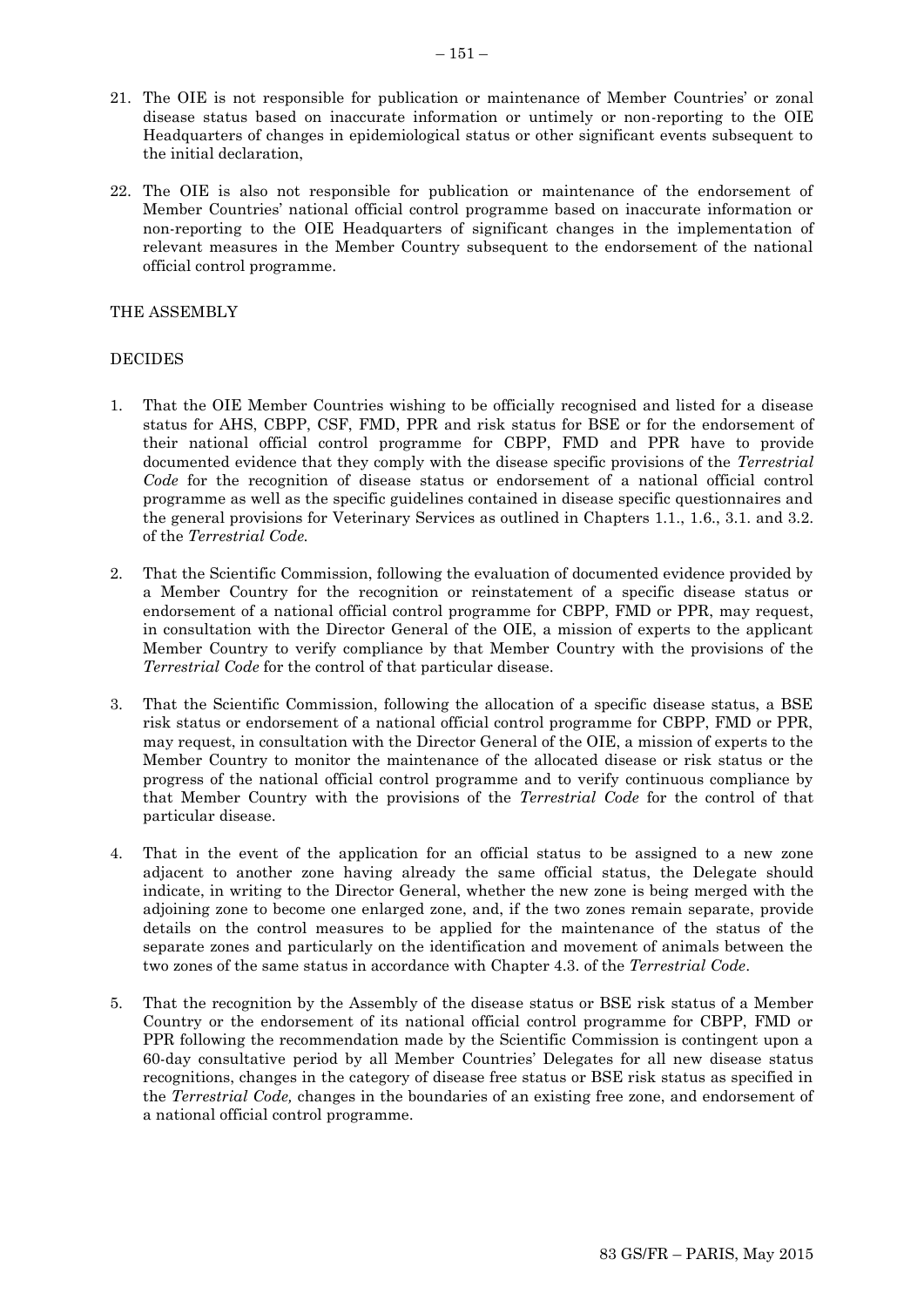21. The OIE is not responsible for publication or maintenance of Member Countries' or zonal disease status based on inaccurate information or untimely or non-reporting to the OIE Headquarters of changes in epidemiological status or other significant events subsequent to the initial declaration,

22. The OIE is also not responsible for publication or maintenance of the endorsement of Member Countries' national official control programme based on inaccurate information or non-reporting to the OIE Headquarters of significant changes in the implementation of relevant measures in the Member Country subsequent to the endorsement of the national official control programme.

THE ASSEMBLY

DECIDES

1. That the OIE Member Countries wishing to be officially recognised and listed for a disease status for AHS, CBPP, CSF, FMD, PPR and risk status for BSE or for the endorsement of their national official control programme for CBPP, FMD and PPR have to provide documented evidence that they comply with the disease specific provisions of the *Terrestrial Code* for the recognition of disease status or endorsement of a national official control programme as well as the specific guidelines contained in disease specific questionnaires and the general provisions for Veterinary Services as outlined in Chapters 1.1., 1.6., 3.1. and 3.2. of the *Terrestrial Code.*

2. That the Scientific Commission, following the evaluation of documented evidence provided by a Member Country for the recognition or reinstatement of a specific disease status or endorsement of a national official control programme for CBPP, FMD or PPR, may request, in consultation with the Director General of the OIE, a mission of experts to the applicant Member Country to verify compliance by that Member Country with the provisions of the *Terrestrial Code* for the control of that particular disease.

3. That the Scientific Commission, following the allocation of a specific disease status, a BSE risk status or endorsement of a national official control programme for CBPP, FMD or PPR, may request, in consultation with the Director General of the OIE, a mission of experts to the Member Country to monitor the maintenance of the allocated disease or risk status or the progress of the national official control programme and to verify continuous compliance by that Member Country with the provisions of the *Terrestrial Code* for the control of that particular disease.

4. That in the event of the application for an official status to be assigned to a new zone adjacent to another zone having already the same official status, the Delegate should indicate, in writing to the Director General, whether the new zone is being merged with the adjoining zone to become one enlarged zone, and, if the two zones remain separate, provide details on the control measures to be applied for the maintenance of the status of the separate zones and particularly on the identification and movement of animals between the two zones of the same status in accordance with Chapter 4.3. of the *Terrestrial Code*.

5. That the recognition by the Assembly of the disease status or BSE risk status of a Member Country or the endorsement of its national official control programme for CBPP, FMD or PPR following the recommendation made by the Scientific Commission is contingent upon a 60-day consultative period by all Member Countries' Delegates for all new disease status recognitions, changes in the category of disease free status or BSE risk status as specified in the *Terrestrial Code,* changes in the boundaries of an existing free zone, and endorsement of a national official control programme.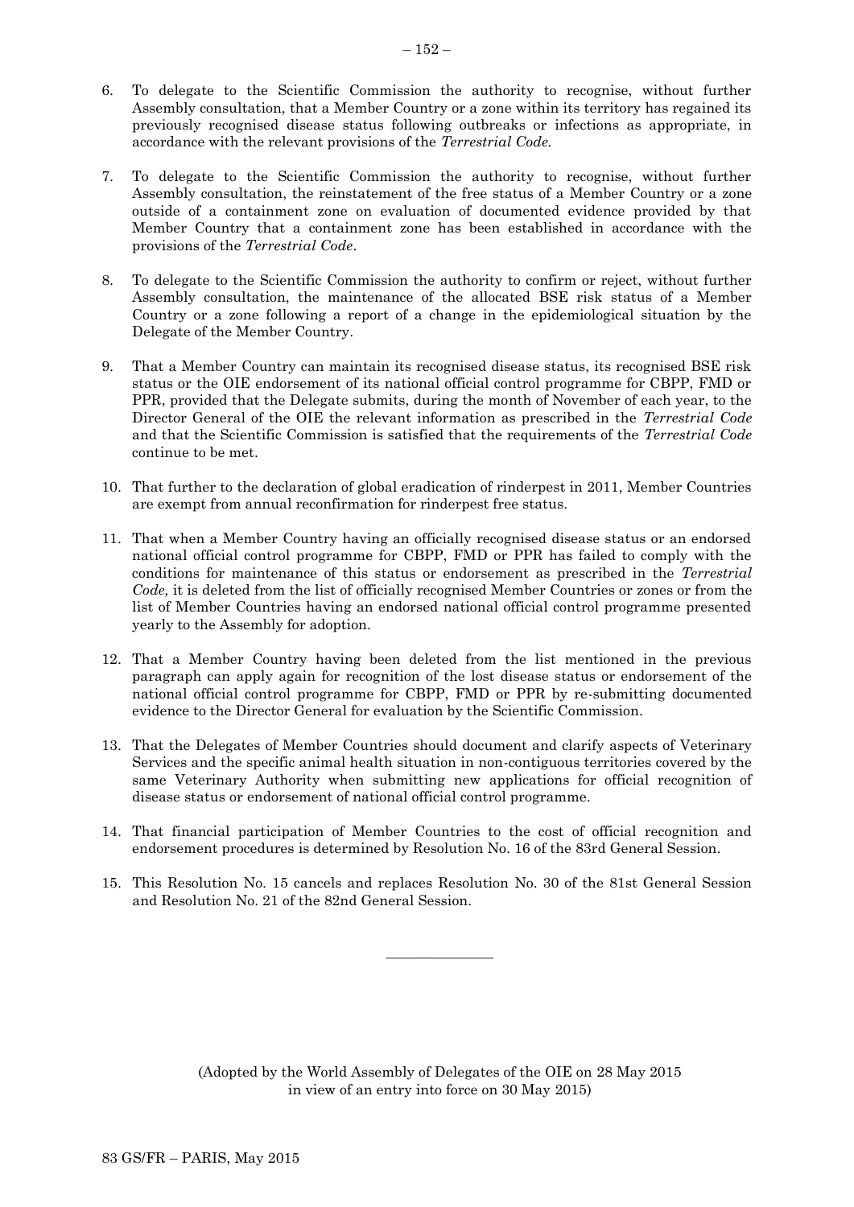6. To delegate to the Scientific Commission the authority to recognise, without further Assembly consultation, that a Member Country or a zone within its territory has regained its previously recognised disease status following outbreaks or infections as appropriate, in accordance with the relevant provisions of the *Terrestrial Code.*

7. To delegate to the Scientific Commission the authority to recognise, without further Assembly consultation, the reinstatement of the free status of a Member Country or a zone outside of a containment zone on evaluation of documented evidence provided by that Member Country that a containment zone has been established in accordance with the provisions of the *Terrestrial Code*.

8. To delegate to the Scientific Commission the authority to confirm or reject, without further Assembly consultation, the maintenance of the allocated BSE risk status of a Member Country or a zone following a report of a change in the epidemiological situation by the Delegate of the Member Country.

9. That a Member Country can maintain its recognised disease status, its recognised BSE risk status or the OIE endorsement of its national official control programme for CBPP, FMD or PPR, provided that the Delegate submits, during the month of November of each year, to the Director General of the OIE the relevant information as prescribed in the *Terrestrial Code* and that the Scientific Commission is satisfied that the requirements of the *Terrestrial Code* continue to be met.

10. That further to the declaration of global eradication of rinderpest in 2011, Member Countries are exempt from annual reconfirmation for rinderpest free status.

11. That when a Member Country having an officially recognised disease status or an endorsed national official control programme for CBPP, FMD or PPR has failed to comply with the conditions for maintenance of this status or endorsement as prescribed in the *Terrestrial Code,* it is deleted from the list of officially recognised Member Countries or zones or from the list of Member Countries having an endorsed national official control programme presented yearly to the Assembly for adoption.

12. That a Member Country having been deleted from the list mentioned in the previous paragraph can apply again for recognition of the lost disease status or endorsement of the national official control programme for CBPP, FMD or PPR by re-submitting documented evidence to the Director General for evaluation by the Scientific Commission.

13. That the Delegates of Member Countries should document and clarify aspects of Veterinary Services and the specific animal health situation in non-contiguous territories covered by the same Veterinary Authority when submitting new applications for official recognition of disease status or endorsement of national official control programme.

14. That financial participation of Member Countries to the cost of official recognition and endorsement procedures is determined by Resolution No. 16 of the 83rd General Session.

15. This Resolution No. 15 cancels and replaces Resolution No. 30 of the 81st General Session and Resolution No. 21 of the 82nd General Session.

---

(Adopted by the World Assembly of Delegates of the OIE on 28 May 2015 in view of an entry into force on 30 May 2015)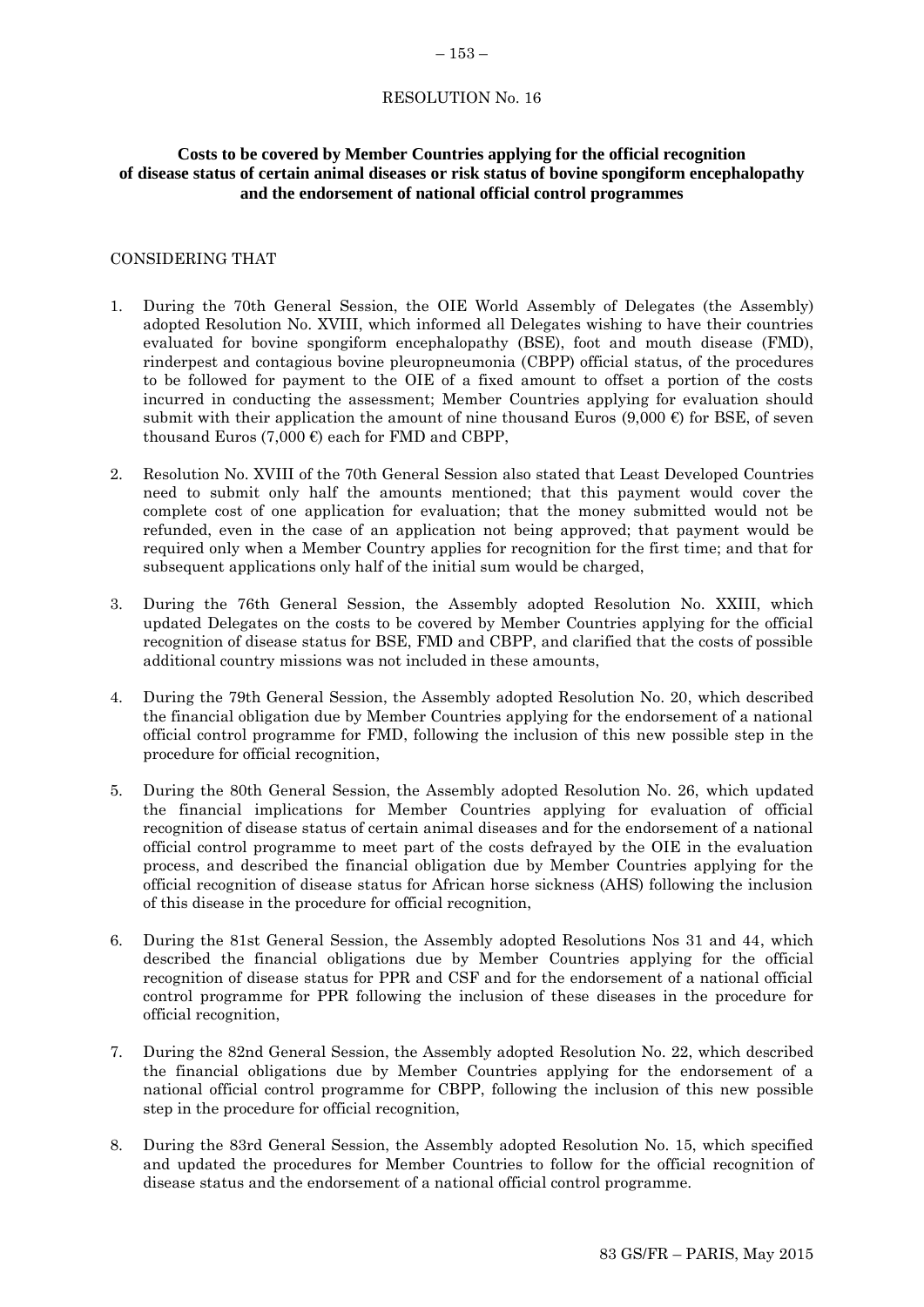RESOLUTION No. 16

**Costs to be covered by Member Countries applying for the official recognition of disease status of certain animal diseases or risk status of bovine spongiform encephalopathy and the endorsement of national official control programmes**

CONSIDERING THAT

1. During the 70th General Session, the OIE World Assembly of Delegates (the Assembly) adopted Resolution No. XVIII, which informed all Delegates wishing to have their countries evaluated for bovine spongiform encephalopathy (BSE), foot and mouth disease (FMD), rinderpest and contagious bovine pleuropneumonia (CBPP) official status, of the procedures to be followed for payment to the OIE of a fixed amount to offset a portion of the costs incurred in conducting the assessment; Member Countries applying for evaluation should submit with their application the amount of nine thousand Euros (9,000 €) for BSE, of seven thousand Euros (7,000 €) each for FMD and CBPP,

2. Resolution No. XVIII of the 70th General Session also stated that Least Developed Countries need to submit only half the amounts mentioned; that this payment would cover the complete cost of one application for evaluation; that the money submitted would not be refunded, even in the case of an application not being approved; that payment would be required only when a Member Country applies for recognition for the first time; and that for subsequent applications only half of the initial sum would be charged,

3. During the 76th General Session, the Assembly adopted Resolution No. XXIII, which updated Delegates on the costs to be covered by Member Countries applying for the official recognition of disease status for BSE, FMD and CBPP, and clarified that the costs of possible additional country missions was not included in these amounts,

4. During the 79th General Session, the Assembly adopted Resolution No. 20, which described the financial obligation due by Member Countries applying for the endorsement of a national official control programme for FMD, following the inclusion of this new possible step in the procedure for official recognition,

5. During the 80th General Session, the Assembly adopted Resolution No. 26, which updated the financial implications for Member Countries applying for evaluation of official recognition of disease status of certain animal diseases and for the endorsement of a national official control programme to meet part of the costs defrayed by the OIE in the evaluation process, and described the financial obligation due by Member Countries applying for the official recognition of disease status for African horse sickness (AHS) following the inclusion of this disease in the procedure for official recognition,

6. During the 81st General Session, the Assembly adopted Resolutions Nos 31 and 44, which described the financial obligations due by Member Countries applying for the official recognition of disease status for PPR and CSF and for the endorsement of a national official control programme for PPR following the inclusion of these diseases in the procedure for official recognition,

7. During the 82nd General Session, the Assembly adopted Resolution No. 22, which described the financial obligations due by Member Countries applying for the endorsement of a national official control programme for CBPP, following the inclusion of this new possible step in the procedure for official recognition,

8. During the 83rd General Session, the Assembly adopted Resolution No. 15, which specified and updated the procedures for Member Countries to follow for the official recognition of disease status and the endorsement of a national official control programme.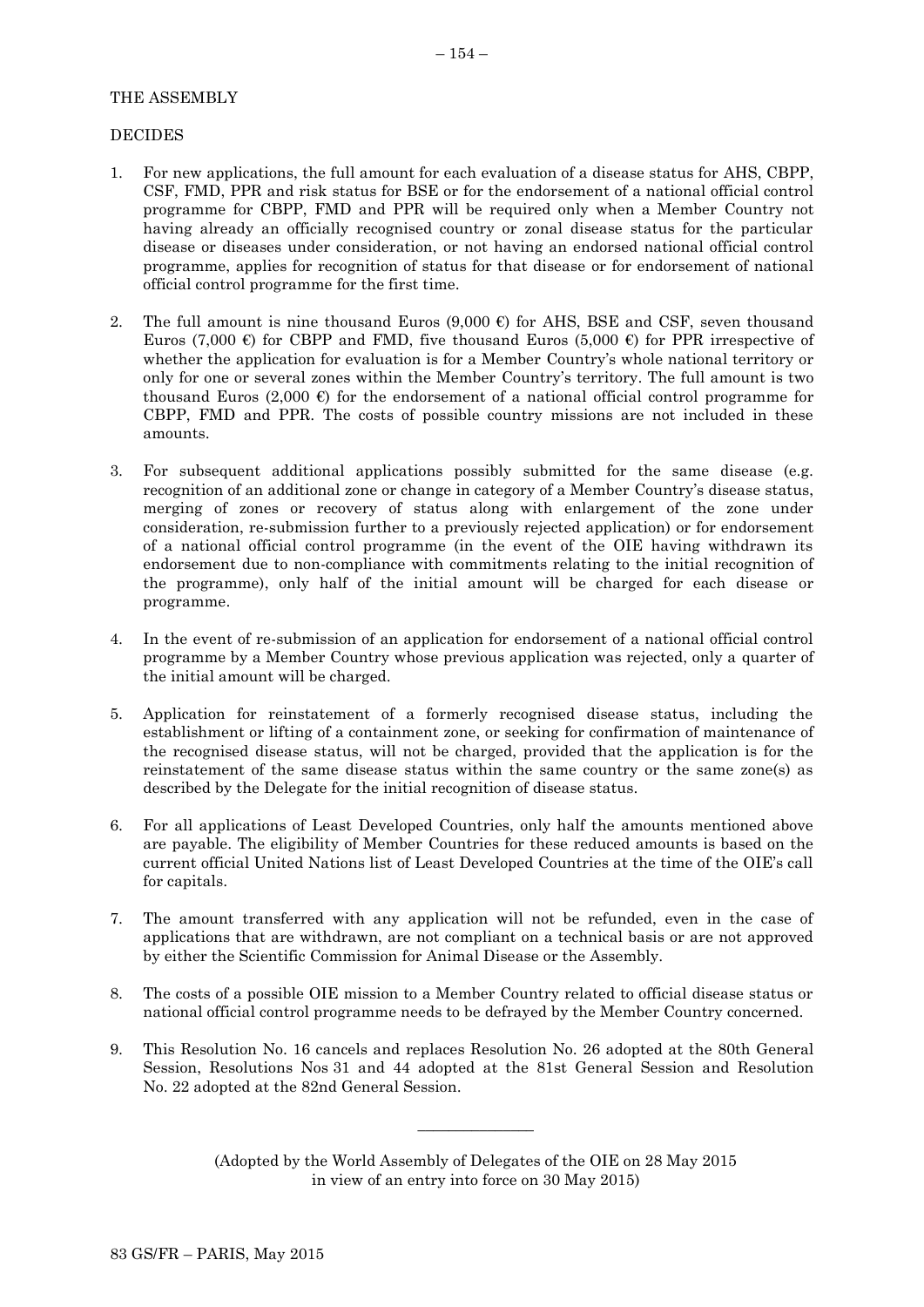THE ASSEMBLY

DECIDES

1. For new applications, the full amount for each evaluation of a disease status for AHS, CBPP, CSF, FMD, PPR and risk status for BSE or for the endorsement of a national official control programme for CBPP, FMD and PPR will be required only when a Member Country not having already an officially recognised country or zonal disease status for the particular disease or diseases under consideration, or not having an endorsed national official control programme, applies for recognition of status for that disease or for endorsement of national official control programme for the first time.

2. The full amount is nine thousand Euros (9,000 €) for AHS, BSE and CSF, seven thousand Euros (7,000 €) for CBPP and FMD, five thousand Euros (5,000 €) for PPR irrespective of whether the application for evaluation is for a Member Country's whole national territory or only for one or several zones within the Member Country's territory. The full amount is two thousand Euros (2,000 €) for the endorsement of a national official control programme for CBPP, FMD and PPR. The costs of possible country missions are not included in these amounts.

3. For subsequent additional applications possibly submitted for the same disease (e.g. recognition of an additional zone or change in category of a Member Country's disease status, merging of zones or recovery of status along with enlargement of the zone under consideration, re-submission further to a previously rejected application) or for endorsement of a national official control programme (in the event of the OIE having withdrawn its endorsement due to non-compliance with commitments relating to the initial recognition of the programme), only half of the initial amount will be charged for each disease or programme.

4. In the event of re-submission of an application for endorsement of a national official control programme by a Member Country whose previous application was rejected, only a quarter of the initial amount will be charged.

5. Application for reinstatement of a formerly recognised disease status, including the establishment or lifting of a containment zone, or seeking for confirmation of maintenance of the recognised disease status, will not be charged, provided that the application is for the reinstatement of the same disease status within the same country or the same zone(s) as described by the Delegate for the initial recognition of disease status.

6. For all applications of Least Developed Countries, only half the amounts mentioned above are payable. The eligibility of Member Countries for these reduced amounts is based on the current official United Nations list of Least Developed Countries at the time of the OIE's call for capitals.

7. The amount transferred with any application will not be refunded, even in the case of applications that are withdrawn, are not compliant on a technical basis or are not approved by either the Scientific Commission for Animal Disease or the Assembly.

8. The costs of a possible OIE mission to a Member Country related to official disease status or national official control programme needs to be defrayed by the Member Country concerned.

9. This Resolution No. 16 cancels and replaces Resolution No. 26 adopted at the 80th General Session, Resolutions Nos 31 and 44 adopted at the 81st General Session and Resolution No. 22 adopted at the 82nd General Session.

---

(Adopted by the World Assembly of Delegates of the OIE on 28 May 2015 in view of an entry into force on 30 May 2015)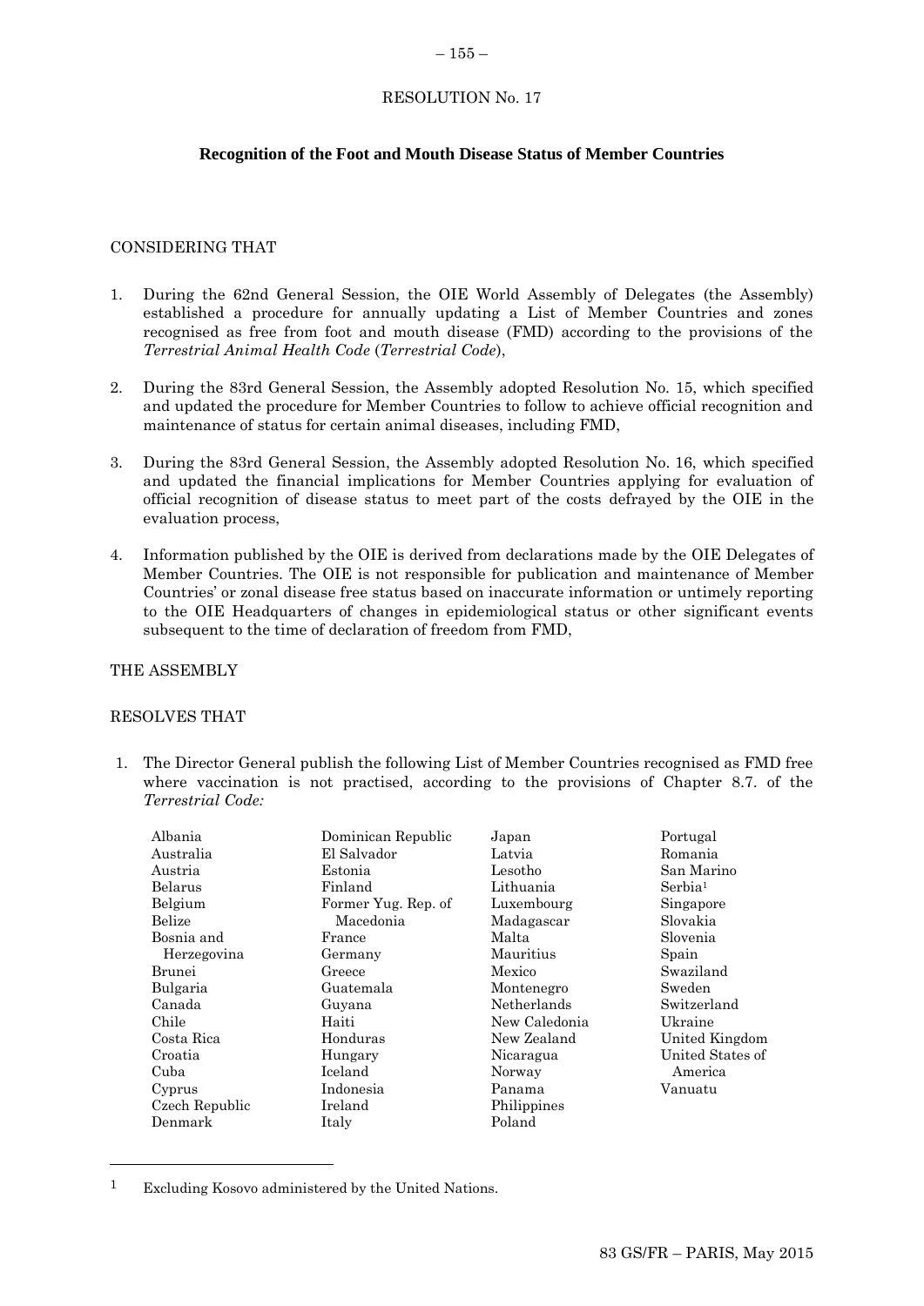RESOLUTION No. 17

**Recognition of the Foot and Mouth Disease Status of Member Countries**

CONSIDERING THAT

1. During the 62nd General Session, the OIE World Assembly of Delegates (the Assembly) established a procedure for annually updating a List of Member Countries and zones recognised as free from foot and mouth disease (FMD) according to the provisions of the *Terrestrial Animal Health Code* (*Terrestrial Code*),

2. During the 83rd General Session, the Assembly adopted Resolution No. 15, which specified and updated the procedure for Member Countries to follow to achieve official recognition and maintenance of status for certain animal diseases, including FMD,

3. During the 83rd General Session, the Assembly adopted Resolution No. 16, which specified and updated the financial implications for Member Countries applying for evaluation of official recognition of disease status to meet part of the costs defrayed by the OIE in the evaluation process,

4. Information published by the OIE is derived from declarations made by the OIE Delegates of Member Countries. The OIE is not responsible for publication and maintenance of Member Countries' or zonal disease free status based on inaccurate information or untimely reporting to the OIE Headquarters of changes in epidemiological status or other significant events subsequent to the time of declaration of freedom from FMD,

THE ASSEMBLY

RESOLVES THAT

1. The Director General publish the following List of Member Countries recognised as FMD free where vaccination is not practised, according to the provisions of Chapter 8.7. of the *Terrestrial Code:*

Albania
Australia
Austria
Belarus
Belgium
Belize
Bosnia and Herzegovina
Brunei
Bulgaria
Canada
Chile
Costa Rica
Croatia
Cuba
Cyprus
Czech Republic
Denmark
Dominican Republic
El Salvador
Estonia
Finland
Former Yug. Rep. of Macedonia
France
Germany
Greece
Guatemala
Guyana
Haiti
Honduras
Hungary
Iceland
Indonesia
Ireland
Italy
Japan
Latvia
Lesotho
Lithuania
Luxembourg
Madagascar
Malta
Mauritius
Mexico
Montenegro
Netherlands
New Caledonia
New Zealand
Nicaragua
Norway
Panama
Philippines
Poland
Portugal
Romania
San Marino
Serbia[1]
Singapore
Slovakia
Slovenia
Spain
Swaziland
Sweden
Switzerland
Ukraine
United Kingdom
United States of America
Vanuatu

[1] Excluding Kosovo administered by the United Nations.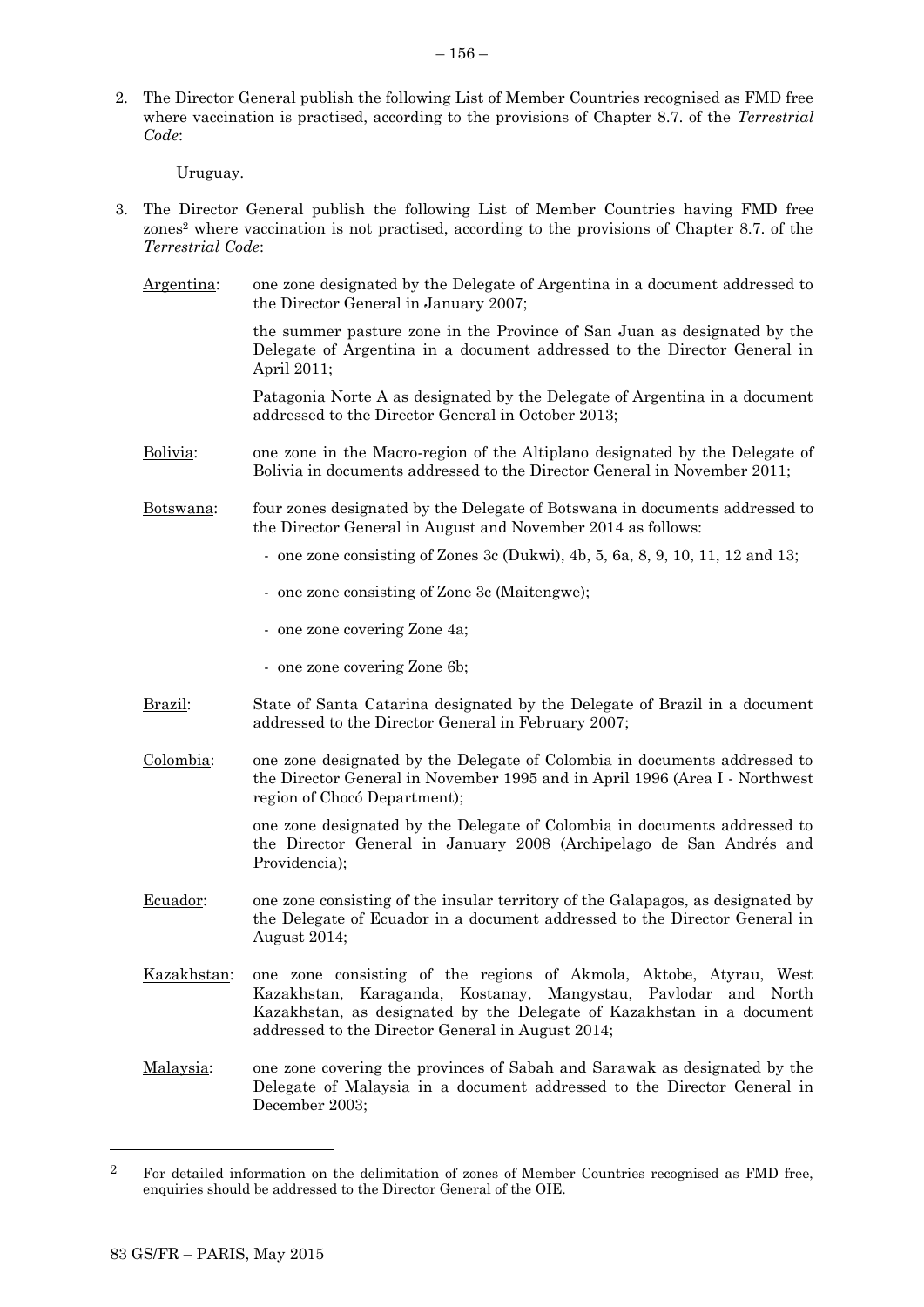2. The Director General publish the following List of Member Countries recognised as FMD free where vaccination is practised, according to the provisions of Chapter 8.7. of the *Terrestrial Code*:

   Uruguay.

3. The Director General publish the following List of Member Countries having FMD free zones[2] where vaccination is not practised, according to the provisions of Chapter 8.7. of the *Terrestrial Code*:

   Argentina: one zone designated by the Delegate of Argentina in a document addressed to the Director General in January 2007;

   the summer pasture zone in the Province of San Juan as designated by the Delegate of Argentina in a document addressed to the Director General in April 2011;

   Patagonia Norte A as designated by the Delegate of Argentina in a document addressed to the Director General in October 2013;

   Bolivia: one zone in the Macro-region of the Altiplano designated by the Delegate of Bolivia in documents addressed to the Director General in November 2011;

   Botswana: four zones designated by the Delegate of Botswana in documents addressed to the Director General in August and November 2014 as follows:

   - one zone consisting of Zones 3c (Dukwi), 4b, 5, 6a, 8, 9, 10, 11, 12 and 13;
   - one zone consisting of Zone 3c (Maitengwe);
   - one zone covering Zone 4a;
   - one zone covering Zone 6b;

   Brazil: State of Santa Catarina designated by the Delegate of Brazil in a document addressed to the Director General in February 2007;

   Colombia: one zone designated by the Delegate of Colombia in documents addressed to the Director General in November 1995 and in April 1996 (Area I - Northwest region of Chocó Department);

   one zone designated by the Delegate of Colombia in documents addressed to the Director General in January 2008 (Archipelago de San Andrés and Providencia);

   Ecuador: one zone consisting of the insular territory of the Galapagos, as designated by the Delegate of Ecuador in a document addressed to the Director General in August 2014;

   Kazakhstan: one zone consisting of the regions of Akmola, Aktobe, Atyrau, West Kazakhstan, Karaganda, Kostanay, Mangystau, Pavlodar and North Kazakhstan, as designated by the Delegate of Kazakhstan in a document addressed to the Director General in August 2014;

   Malaysia: one zone covering the provinces of Sabah and Sarawak as designated by the Delegate of Malaysia in a document addressed to the Director General in December 2003;

[2] For detailed information on the delimitation of zones of Member Countries recognised as FMD free, enquiries should be addressed to the Director General of the OIE.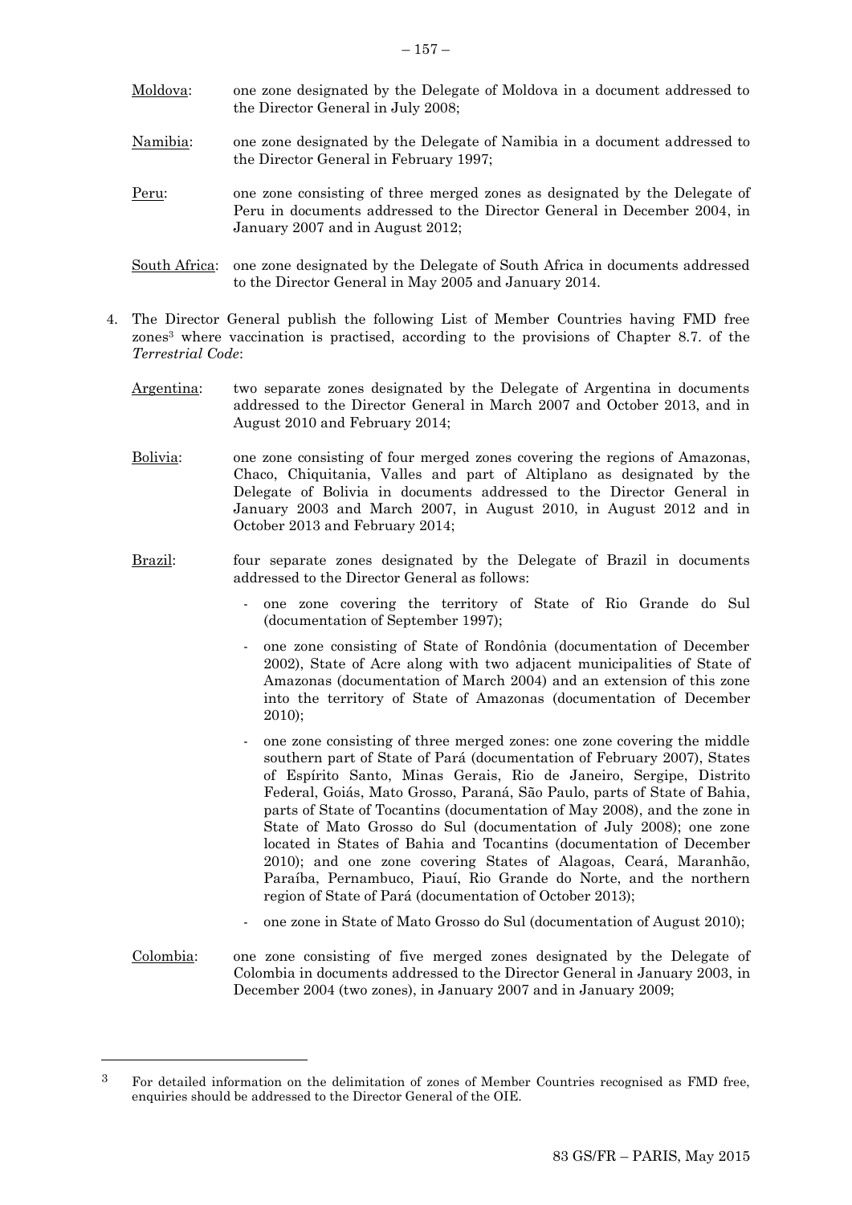Moldova: one zone designated by the Delegate of Moldova in a document addressed to the Director General in July 2008;

Namibia: one zone designated by the Delegate of Namibia in a document addressed to the Director General in February 1997;

Peru: one zone consisting of three merged zones as designated by the Delegate of Peru in documents addressed to the Director General in December 2004, in January 2007 and in August 2012;

South Africa: one zone designated by the Delegate of South Africa in documents addressed to the Director General in May 2005 and January 2014.

4. The Director General publish the following List of Member Countries having FMD free zones[3] where vaccination is practised, according to the provisions of Chapter 8.7. of the *Terrestrial Code*:

   Argentina: two separate zones designated by the Delegate of Argentina in documents addressed to the Director General in March 2007 and October 2013, and in August 2010 and February 2014;

   Bolivia: one zone consisting of four merged zones covering the regions of Amazonas, Chaco, Chiquitania, Valles and part of Altiplano as designated by the Delegate of Bolivia in documents addressed to the Director General in January 2003 and March 2007, in August 2010, in August 2012 and in October 2013 and February 2014;

   Brazil: four separate zones designated by the Delegate of Brazil in documents addressed to the Director General as follows:

   - one zone covering the territory of State of Rio Grande do Sul (documentation of September 1997);
   - one zone consisting of State of Rondônia (documentation of December 2002), State of Acre along with two adjacent municipalities of State of Amazonas (documentation of March 2004) and an extension of this zone into the territory of State of Amazonas (documentation of December 2010);
   - one zone consisting of three merged zones: one zone covering the middle southern part of State of Pará (documentation of February 2007), States of Espírito Santo, Minas Gerais, Rio de Janeiro, Sergipe, Distrito Federal, Goiás, Mato Grosso, Paraná, São Paulo, parts of State of Bahia, parts of State of Tocantins (documentation of May 2008), and the zone in State of Mato Grosso do Sul (documentation of July 2008); one zone located in States of Bahia and Tocantins (documentation of December 2010); and one zone covering States of Alagoas, Ceará, Maranhão, Paraíba, Pernambuco, Piauí, Rio Grande do Norte, and the northern region of State of Pará (documentation of October 2013);
   - one zone in State of Mato Grosso do Sul (documentation of August 2010);

   Colombia: one zone consisting of five merged zones designated by the Delegate of Colombia in documents addressed to the Director General in January 2003, in December 2004 (two zones), in January 2007 and in January 2009;

[3] For detailed information on the delimitation of zones of Member Countries recognised as FMD free, enquiries should be addressed to the Director General of the OIE.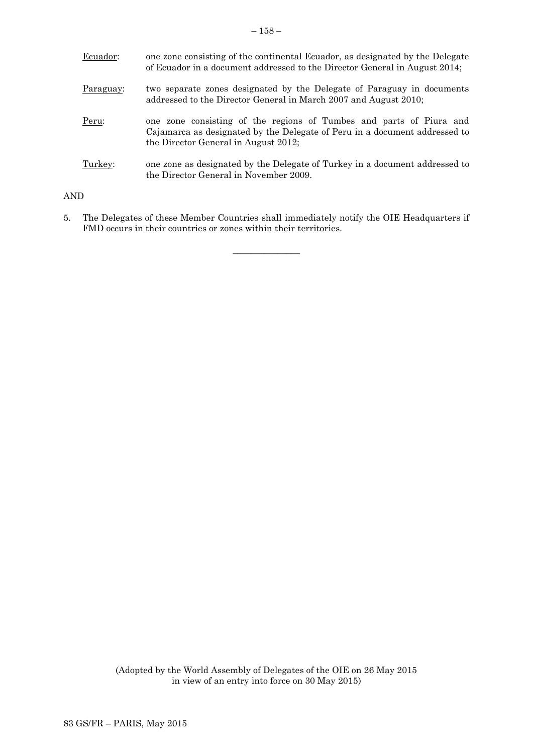Ecuador: one zone consisting of the continental Ecuador, as designated by the Delegate of Ecuador in a document addressed to the Director General in August 2014;

Paraguay: two separate zones designated by the Delegate of Paraguay in documents addressed to the Director General in March 2007 and August 2010;

Peru: one zone consisting of the regions of Tumbes and parts of Piura and Cajamarca as designated by the Delegate of Peru in a document addressed to the Director General in August 2012;

Turkey: one zone as designated by the Delegate of Turkey in a document addressed to the Director General in November 2009.

AND

5. The Delegates of these Member Countries shall immediately notify the OIE Headquarters if FMD occurs in their countries or zones within their territories.

---

(Adopted by the World Assembly of Delegates of the OIE on 26 May 2015 in view of an entry into force on 30 May 2015)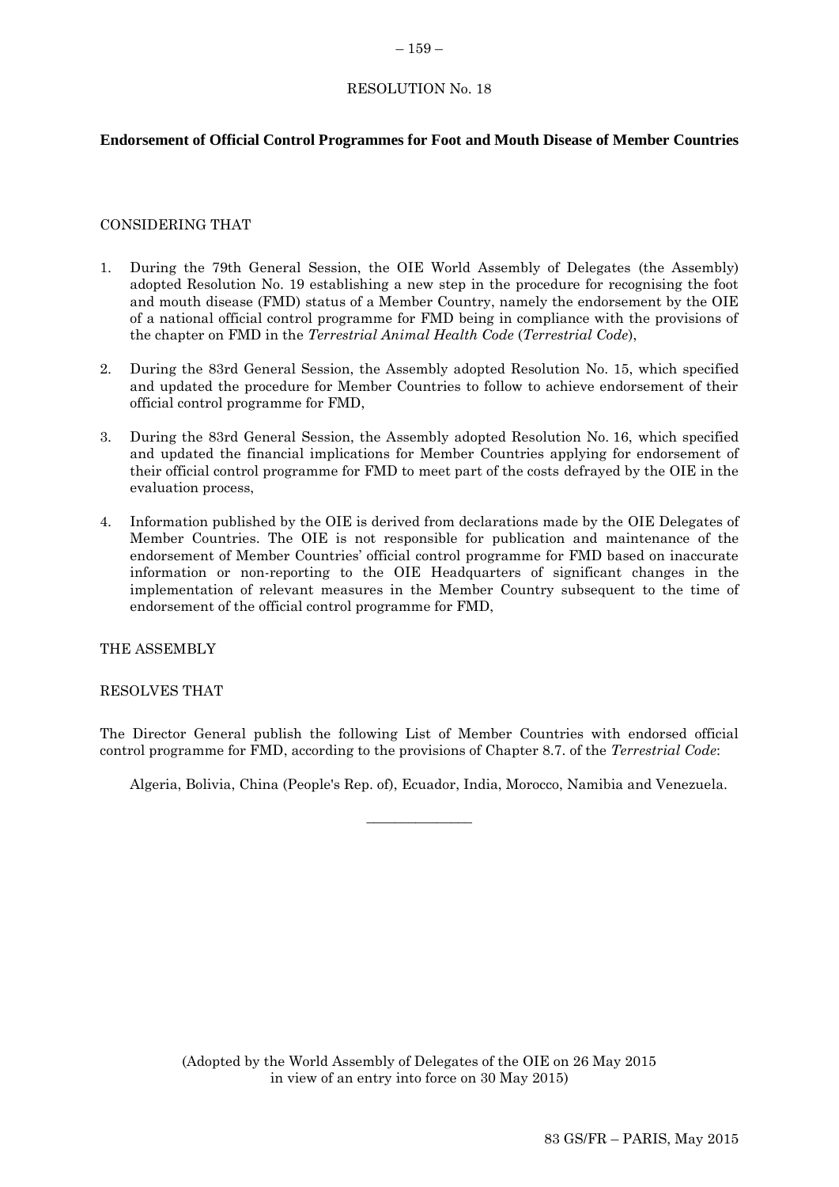RESOLUTION No. 18

**Endorsement of Official Control Programmes for Foot and Mouth Disease of Member Countries**

CONSIDERING THAT

1. During the 79th General Session, the OIE World Assembly of Delegates (the Assembly) adopted Resolution No. 19 establishing a new step in the procedure for recognising the foot and mouth disease (FMD) status of a Member Country, namely the endorsement by the OIE of a national official control programme for FMD being in compliance with the provisions of the chapter on FMD in the *Terrestrial Animal Health Code* (*Terrestrial Code*),

2. During the 83rd General Session, the Assembly adopted Resolution No. 15, which specified and updated the procedure for Member Countries to follow to achieve endorsement of their official control programme for FMD,

3. During the 83rd General Session, the Assembly adopted Resolution No. 16, which specified and updated the financial implications for Member Countries applying for endorsement of their official control programme for FMD to meet part of the costs defrayed by the OIE in the evaluation process,

4. Information published by the OIE is derived from declarations made by the OIE Delegates of Member Countries. The OIE is not responsible for publication and maintenance of the endorsement of Member Countries' official control programme for FMD based on inaccurate information or non-reporting to the OIE Headquarters of significant changes in the implementation of relevant measures in the Member Country subsequent to the time of endorsement of the official control programme for FMD,

THE ASSEMBLY

RESOLVES THAT

The Director General publish the following List of Member Countries with endorsed official control programme for FMD, according to the provisions of Chapter 8.7. of the *Terrestrial Code*:

Algeria, Bolivia, China (People's Rep. of), Ecuador, India, Morocco, Namibia and Venezuela.

---

(Adopted by the World Assembly of Delegates of the OIE on 26 May 2015 in view of an entry into force on 30 May 2015)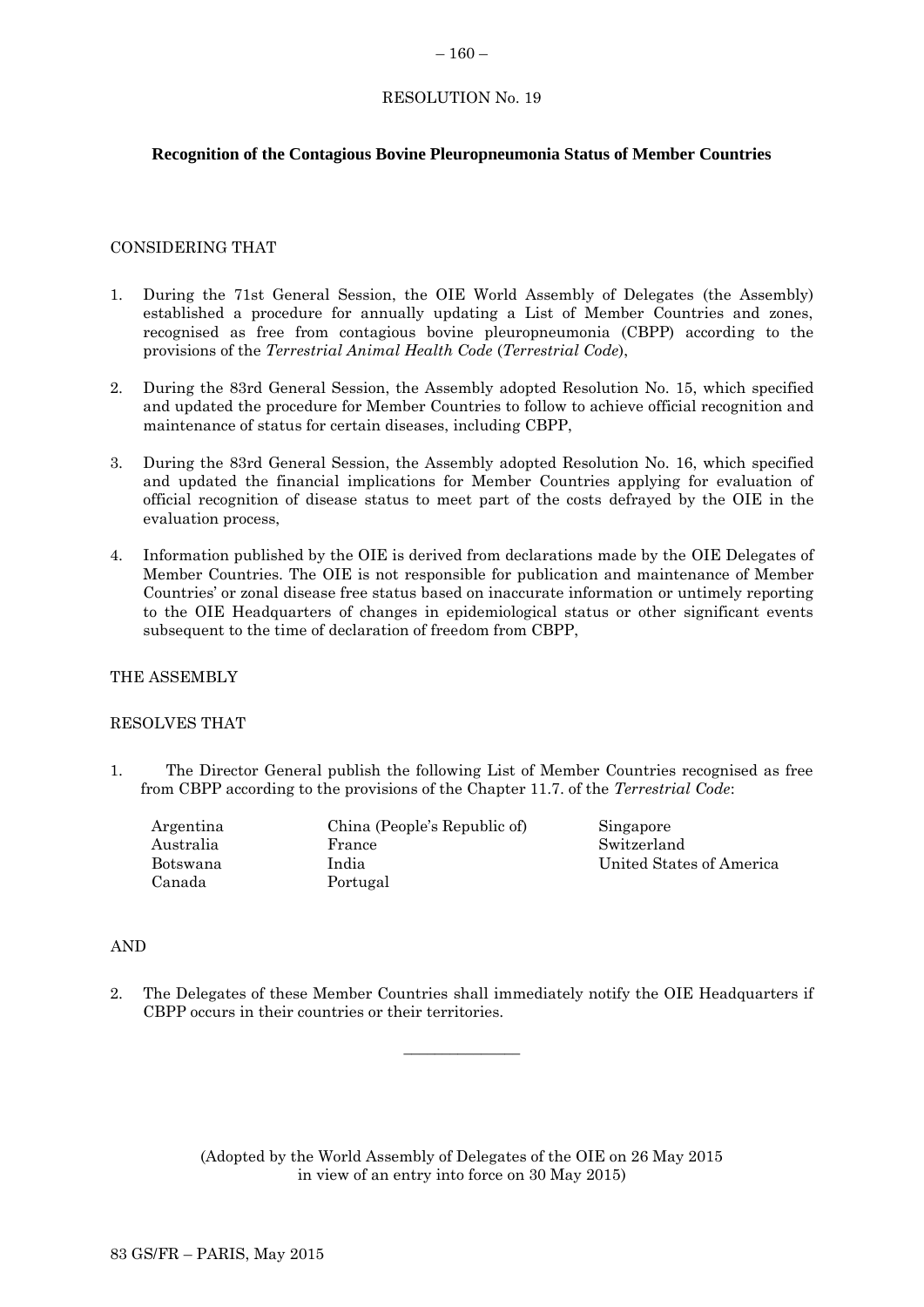RESOLUTION No. 19

**Recognition of the Contagious Bovine Pleuropneumonia Status of Member Countries**

CONSIDERING THAT

1. During the 71st General Session, the OIE World Assembly of Delegates (the Assembly) established a procedure for annually updating a List of Member Countries and zones, recognised as free from contagious bovine pleuropneumonia (CBPP) according to the provisions of the *Terrestrial Animal Health Code* (*Terrestrial Code*),

2. During the 83rd General Session, the Assembly adopted Resolution No. 15, which specified and updated the procedure for Member Countries to follow to achieve official recognition and maintenance of status for certain diseases, including CBPP,

3. During the 83rd General Session, the Assembly adopted Resolution No. 16, which specified and updated the financial implications for Member Countries applying for evaluation of official recognition of disease status to meet part of the costs defrayed by the OIE in the evaluation process,

4. Information published by the OIE is derived from declarations made by the OIE Delegates of Member Countries. The OIE is not responsible for publication and maintenance of Member Countries' or zonal disease free status based on inaccurate information or untimely reporting to the OIE Headquarters of changes in epidemiological status or other significant events subsequent to the time of declaration of freedom from CBPP,

THE ASSEMBLY

RESOLVES THAT

1. The Director General publish the following List of Member Countries recognised as free from CBPP according to the provisions of the Chapter 11.7. of the *Terrestrial Code*:

   Argentina
   Australia
   Botswana
   Canada
   China (People's Republic of)
   France
   India
   Portugal
   Singapore
   Switzerland
   United States of America

AND

2. The Delegates of these Member Countries shall immediately notify the OIE Headquarters if CBPP occurs in their countries or their territories.

_______________

(Adopted by the World Assembly of Delegates of the OIE on 26 May 2015 in view of an entry into force on 30 May 2015)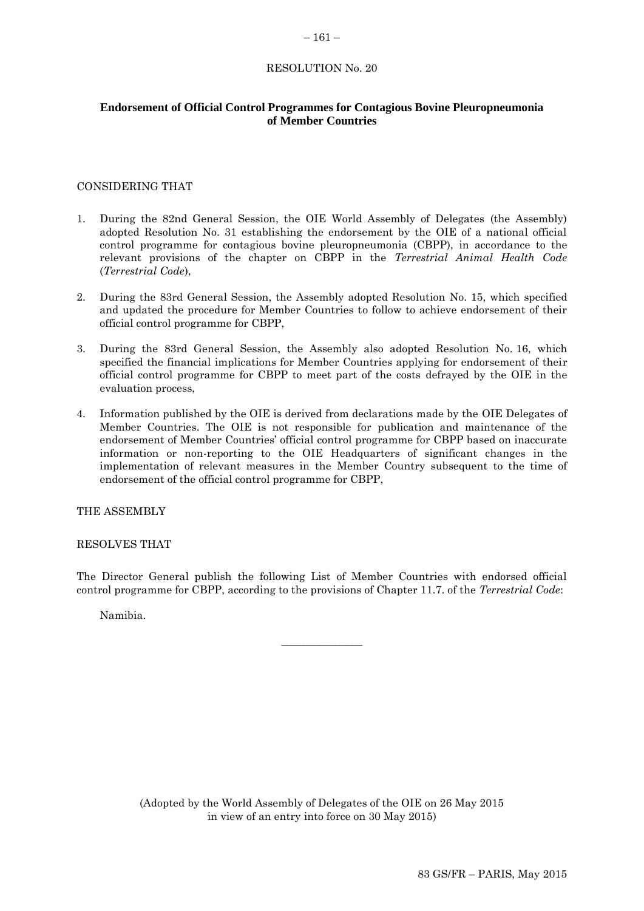RESOLUTION No. 20

## Endorsement of Official Control Programmes for Contagious Bovine Pleuropneumonia of Member Countries

CONSIDERING THAT

1. During the 82nd General Session, the OIE World Assembly of Delegates (the Assembly) adopted Resolution No. 31 establishing the endorsement by the OIE of a national official control programme for contagious bovine pleuropneumonia (CBPP), in accordance to the relevant provisions of the chapter on CBPP in the *Terrestrial Animal Health Code* (*Terrestrial Code*),

2. During the 83rd General Session, the Assembly adopted Resolution No. 15, which specified and updated the procedure for Member Countries to follow to achieve endorsement of their official control programme for CBPP,

3. During the 83rd General Session, the Assembly also adopted Resolution No. 16, which specified the financial implications for Member Countries applying for endorsement of their official control programme for CBPP to meet part of the costs defrayed by the OIE in the evaluation process,

4. Information published by the OIE is derived from declarations made by the OIE Delegates of Member Countries. The OIE is not responsible for publication and maintenance of the endorsement of Member Countries' official control programme for CBPP based on inaccurate information or non-reporting to the OIE Headquarters of significant changes in the implementation of relevant measures in the Member Country subsequent to the time of endorsement of the official control programme for CBPP,

THE ASSEMBLY

RESOLVES THAT

The Director General publish the following List of Member Countries with endorsed official control programme for CBPP, according to the provisions of Chapter 11.7. of the *Terrestrial Code*:

Namibia.

---

(Adopted by the World Assembly of Delegates of the OIE on 26 May 2015 in view of an entry into force on 30 May 2015)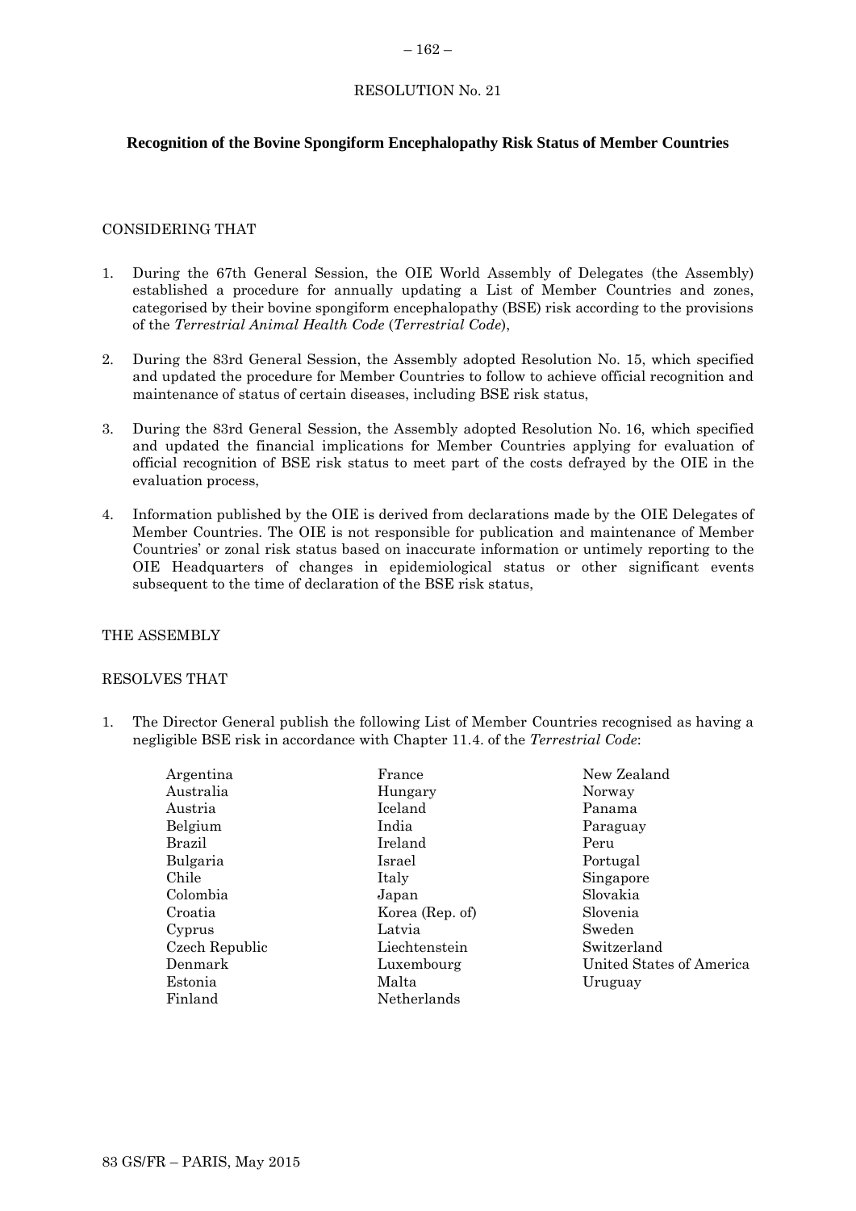RESOLUTION No. 21

**Recognition of the Bovine Spongiform Encephalopathy Risk Status of Member Countries**

CONSIDERING THAT

1. During the 67th General Session, the OIE World Assembly of Delegates (the Assembly) established a procedure for annually updating a List of Member Countries and zones, categorised by their bovine spongiform encephalopathy (BSE) risk according to the provisions of the *Terrestrial Animal Health Code* (*Terrestrial Code*),

2. During the 83rd General Session, the Assembly adopted Resolution No. 15, which specified and updated the procedure for Member Countries to follow to achieve official recognition and maintenance of status of certain diseases, including BSE risk status,

3. During the 83rd General Session, the Assembly adopted Resolution No. 16, which specified and updated the financial implications for Member Countries applying for evaluation of official recognition of BSE risk status to meet part of the costs defrayed by the OIE in the evaluation process,

4. Information published by the OIE is derived from declarations made by the OIE Delegates of Member Countries. The OIE is not responsible for publication and maintenance of Member Countries' or zonal risk status based on inaccurate information or untimely reporting to the OIE Headquarters of changes in epidemiological status or other significant events subsequent to the time of declaration of the BSE risk status,

THE ASSEMBLY

RESOLVES THAT

1. The Director General publish the following List of Member Countries recognised as having a negligible BSE risk in accordance with Chapter 11.4. of the *Terrestrial Code*:

Argentina
Australia
Austria
Belgium
Brazil
Bulgaria
Chile
Colombia
Croatia
Cyprus
Czech Republic
Denmark
Estonia
Finland
France
Hungary
Iceland
India
Ireland
Israel
Italy
Japan
Korea (Rep. of)
Latvia
Liechtenstein
Luxembourg
Malta
Netherlands
New Zealand
Norway
Panama
Paraguay
Peru
Portugal
Singapore
Slovakia
Slovenia
Sweden
Switzerland
United States of America
Uruguay

83 GS/FR – PARIS, May 2015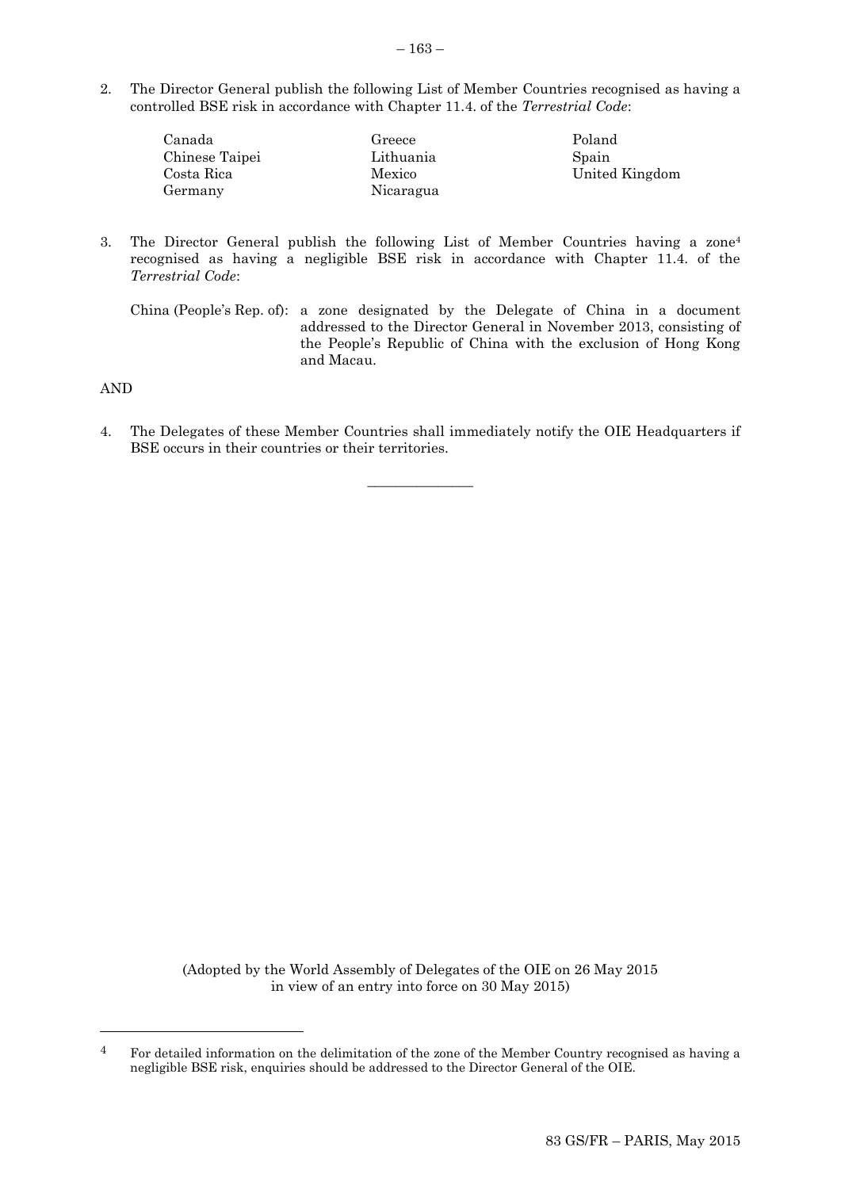2. The Director General publish the following List of Member Countries recognised as having a controlled BSE risk in accordance with Chapter 11.4. of the *Terrestrial Code*:

| | | |
|---|---|---|
| Canada | Greece | Poland |
| Chinese Taipei | Lithuania | Spain |
| Costa Rica | Mexico | United Kingdom |
| Germany | Nicaragua | |

3. The Director General publish the following List of Member Countries having a zone[4] recognised as having a negligible BSE risk in accordance with Chapter 11.4. of the *Terrestrial Code*:

   China (People's Rep. of): a zone designated by the Delegate of China in a document addressed to the Director General in November 2013, consisting of the People's Republic of China with the exclusion of Hong Kong and Macau.

AND

4. The Delegates of these Member Countries shall immediately notify the OIE Headquarters if BSE occurs in their countries or their territories.

---

(Adopted by the World Assembly of Delegates of the OIE on 26 May 2015 in view of an entry into force on 30 May 2015)

[4] For detailed information on the delimitation of the zone of the Member Country recognised as having a negligible BSE risk, enquiries should be addressed to the Director General of the OIE.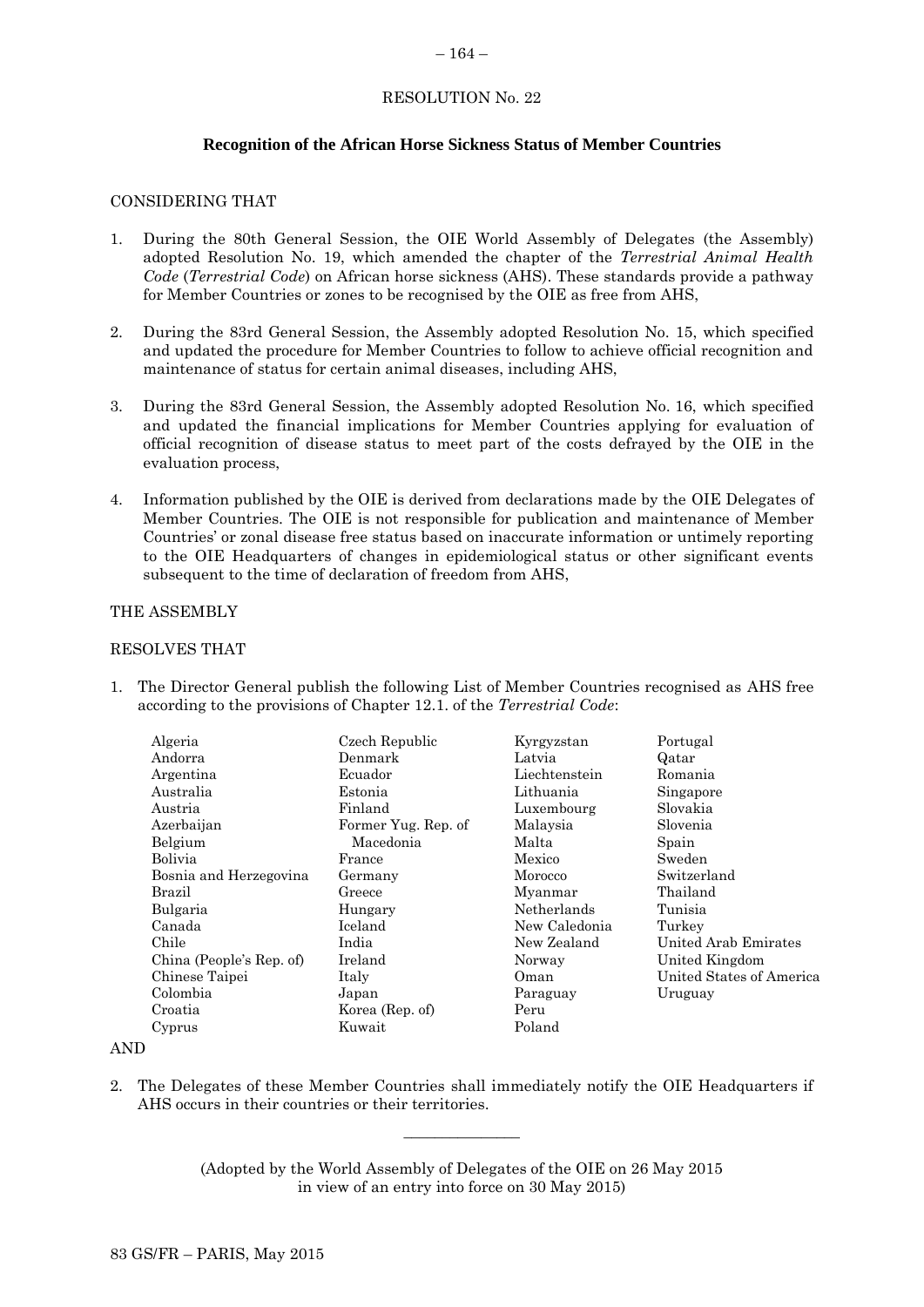RESOLUTION No. 22

## Recognition of the African Horse Sickness Status of Member Countries

CONSIDERING THAT

1. During the 80th General Session, the OIE World Assembly of Delegates (the Assembly) adopted Resolution No. 19, which amended the chapter of the *Terrestrial Animal Health Code* (*Terrestrial Code*) on African horse sickness (AHS). These standards provide a pathway for Member Countries or zones to be recognised by the OIE as free from AHS,

2. During the 83rd General Session, the Assembly adopted Resolution No. 15, which specified and updated the procedure for Member Countries to follow to achieve official recognition and maintenance of status for certain animal diseases, including AHS,

3. During the 83rd General Session, the Assembly adopted Resolution No. 16, which specified and updated the financial implications for Member Countries applying for evaluation of official recognition of disease status to meet part of the costs defrayed by the OIE in the evaluation process,

4. Information published by the OIE is derived from declarations made by the OIE Delegates of Member Countries. The OIE is not responsible for publication and maintenance of Member Countries' or zonal disease free status based on inaccurate information or untimely reporting to the OIE Headquarters of changes in epidemiological status or other significant events subsequent to the time of declaration of freedom from AHS,

THE ASSEMBLY

RESOLVES THAT

1. The Director General publish the following List of Member Countries recognised as AHS free according to the provisions of Chapter 12.1. of the *Terrestrial Code*:

   Algeria
   Andorra
   Argentina
   Australia
   Austria
   Azerbaijan
   Belgium
   Bolivia
   Bosnia and Herzegovina
   Brazil
   Bulgaria
   Canada
   Chile
   China (People's Rep. of)
   Chinese Taipei
   Colombia
   Croatia
   Cyprus
   Czech Republic
   Denmark
   Ecuador
   Estonia
   Finland
   Former Yug. Rep. of Macedonia
   France
   Germany
   Greece
   Hungary
   Iceland
   India
   Ireland
   Italy
   Japan
   Korea (Rep. of)
   Kuwait
   Kyrgyzstan
   Latvia
   Liechtenstein
   Lithuania
   Luxembourg
   Malaysia
   Malta
   Mexico
   Morocco
   Myanmar
   Netherlands
   New Caledonia
   New Zealand
   Norway
   Oman
   Paraguay
   Peru
   Poland
   Portugal
   Qatar
   Romania
   Singapore
   Slovakia
   Slovenia
   Spain
   Sweden
   Switzerland
   Thailand
   Tunisia
   Turkey
   United Arab Emirates
   United Kingdom
   United States of America
   Uruguay

AND

2. The Delegates of these Member Countries shall immediately notify the OIE Headquarters if AHS occurs in their countries or their territories.

---

(Adopted by the World Assembly of Delegates of the OIE on 26 May 2015 in view of an entry into force on 30 May 2015)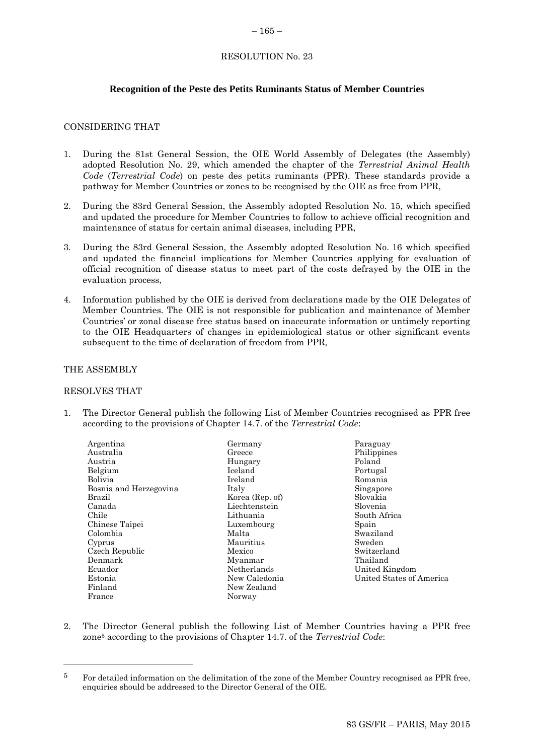RESOLUTION No. 23

## Recognition of the Peste des Petits Ruminants Status of Member Countries

CONSIDERING THAT

1. During the 81st General Session, the OIE World Assembly of Delegates (the Assembly) adopted Resolution No. 29, which amended the chapter of the *Terrestrial Animal Health Code* (*Terrestrial Code*) on peste des petits ruminants (PPR). These standards provide a pathway for Member Countries or zones to be recognised by the OIE as free from PPR,

2. During the 83rd General Session, the Assembly adopted Resolution No. 15, which specified and updated the procedure for Member Countries to follow to achieve official recognition and maintenance of status for certain animal diseases, including PPR,

3. During the 83rd General Session, the Assembly adopted Resolution No. 16 which specified and updated the financial implications for Member Countries applying for evaluation of official recognition of disease status to meet part of the costs defrayed by the OIE in the evaluation process,

4. Information published by the OIE is derived from declarations made by the OIE Delegates of Member Countries. The OIE is not responsible for publication and maintenance of Member Countries' or zonal disease free status based on inaccurate information or untimely reporting to the OIE Headquarters of changes in epidemiological status or other significant events subsequent to the time of declaration of freedom from PPR,

THE ASSEMBLY

RESOLVES THAT

1. The Director General publish the following List of Member Countries recognised as PPR free according to the provisions of Chapter 14.7. of the *Terrestrial Code*:

Argentina
Australia
Austria
Belgium
Bolivia
Bosnia and Herzegovina
Brazil
Canada
Chile
Chinese Taipei
Colombia
Cyprus
Czech Republic
Denmark
Ecuador
Estonia
Finland
France
Germany
Greece
Hungary
Iceland
Ireland
Italy
Korea (Rep. of)
Liechtenstein
Lithuania
Luxembourg
Malta
Mauritius
Mexico
Myanmar
Netherlands
New Caledonia
New Zealand
Norway
Paraguay
Philippines
Poland
Portugal
Romania
Singapore
Slovakia
Slovenia
South Africa
Spain
Swaziland
Sweden
Switzerland
Thailand
United Kingdom
United States of America

2. The Director General publish the following List of Member Countries having a PPR free zone[5] according to the provisions of Chapter 14.7. of the *Terrestrial Code*:

[5] For detailed information on the delimitation of the zone of the Member Country recognised as PPR free, enquiries should be addressed to the Director General of the OIE.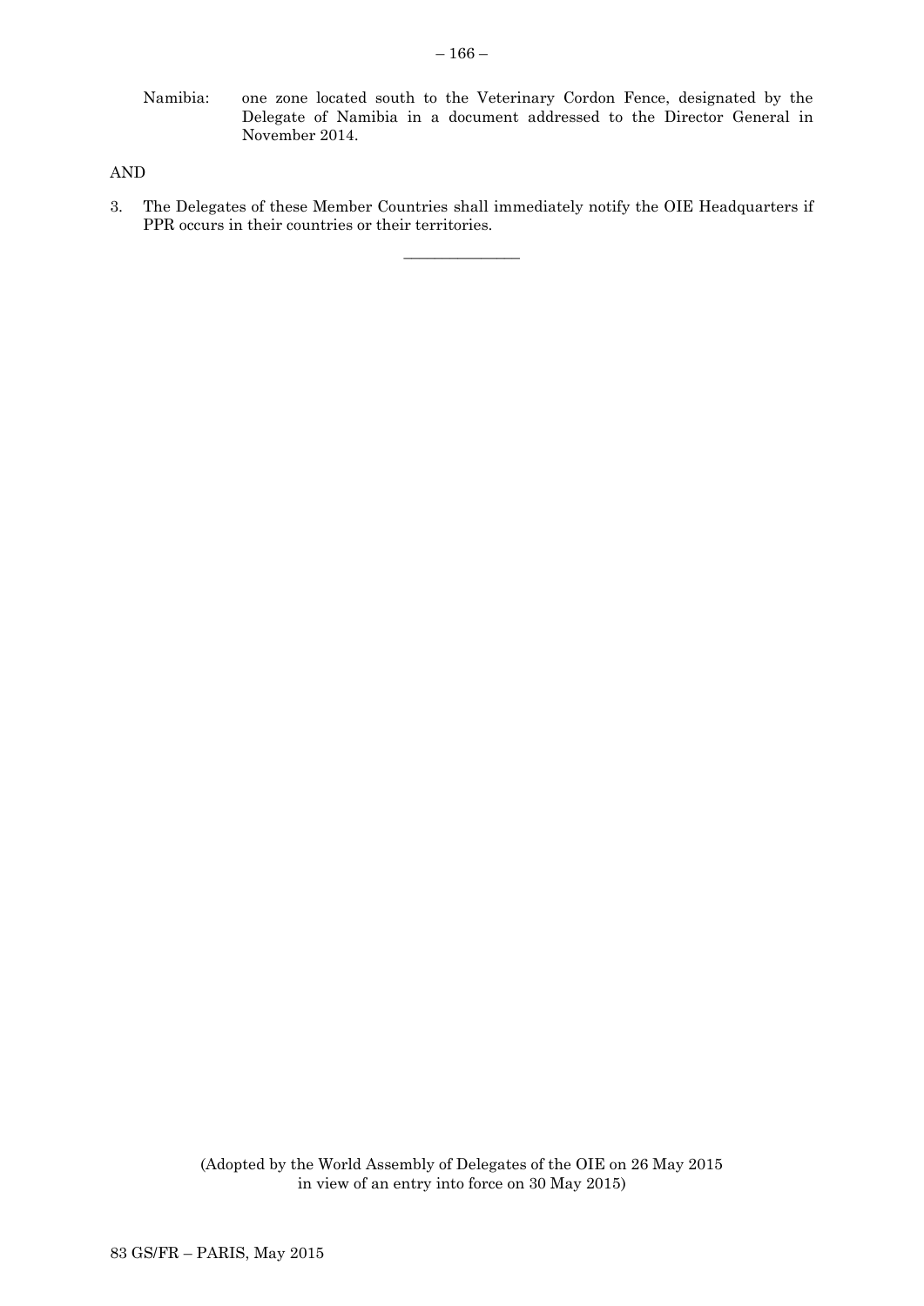Namibia: one zone located south to the Veterinary Cordon Fence, designated by the Delegate of Namibia in a document addressed to the Director General in November 2014.

AND

3. The Delegates of these Member Countries shall immediately notify the OIE Headquarters if PPR occurs in their countries or their territories.

_______________

(Adopted by the World Assembly of Delegates of the OIE on 26 May 2015 in view of an entry into force on 30 May 2015)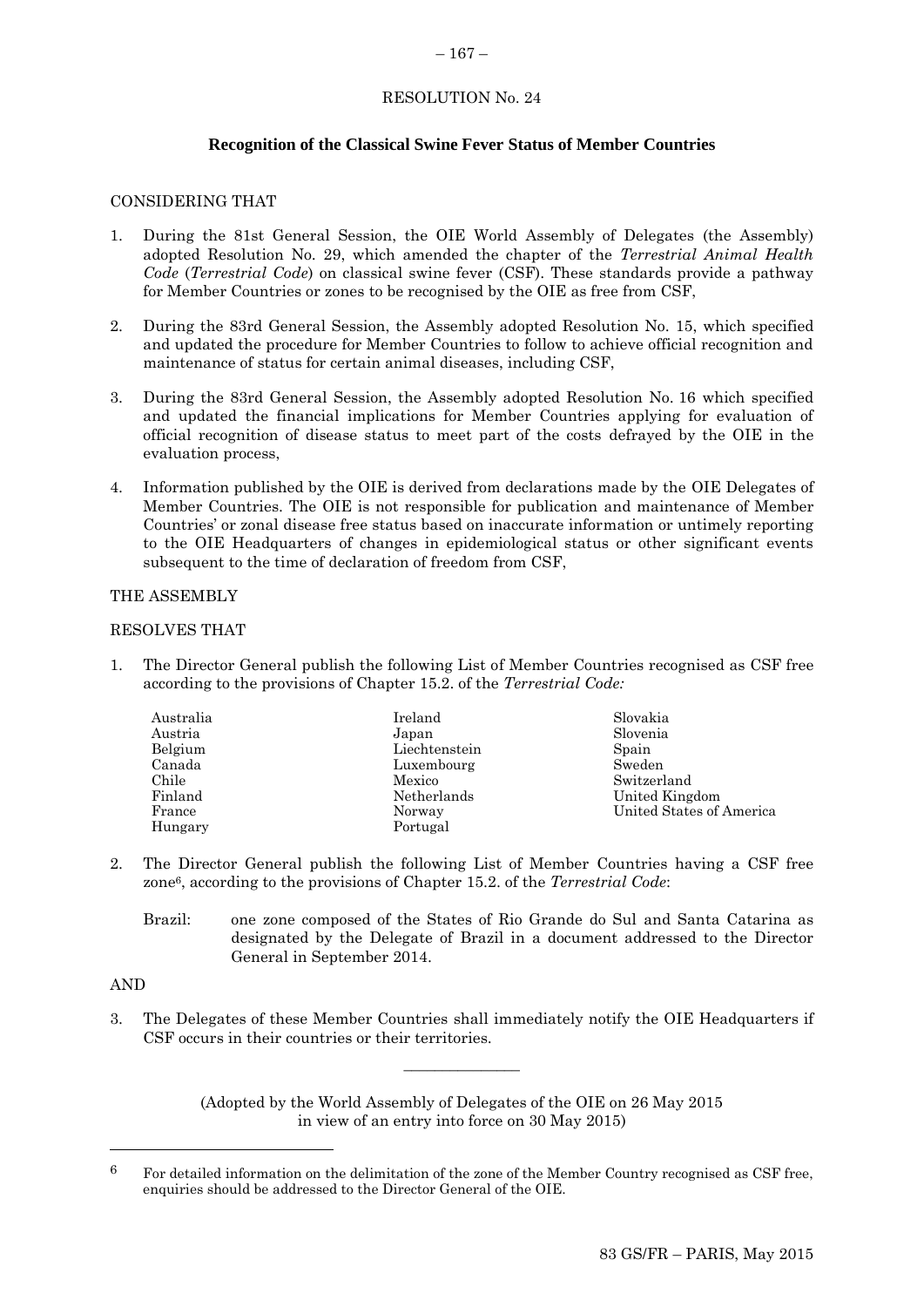RESOLUTION No. 24

**Recognition of the Classical Swine Fever Status of Member Countries**

CONSIDERING THAT

1. During the 81st General Session, the OIE World Assembly of Delegates (the Assembly) adopted Resolution No. 29, which amended the chapter of the *Terrestrial Animal Health Code* (*Terrestrial Code*) on classical swine fever (CSF). These standards provide a pathway for Member Countries or zones to be recognised by the OIE as free from CSF,

2. During the 83rd General Session, the Assembly adopted Resolution No. 15, which specified and updated the procedure for Member Countries to follow to achieve official recognition and maintenance of status for certain animal diseases, including CSF,

3. During the 83rd General Session, the Assembly adopted Resolution No. 16 which specified and updated the financial implications for Member Countries applying for evaluation of official recognition of disease status to meet part of the costs defrayed by the OIE in the evaluation process,

4. Information published by the OIE is derived from declarations made by the OIE Delegates of Member Countries. The OIE is not responsible for publication and maintenance of Member Countries' or zonal disease free status based on inaccurate information or untimely reporting to the OIE Headquarters of changes in epidemiological status or other significant events subsequent to the time of declaration of freedom from CSF,

THE ASSEMBLY

RESOLVES THAT

1. The Director General publish the following List of Member Countries recognised as CSF free according to the provisions of Chapter 15.2. of the *Terrestrial Code:*

   Australia
   Austria
   Belgium
   Canada
   Chile
   Finland
   France
   Hungary
   Ireland
   Japan
   Liechtenstein
   Luxembourg
   Mexico
   Netherlands
   Norway
   Portugal
   Slovakia
   Slovenia
   Spain
   Sweden
   Switzerland
   United Kingdom
   United States of America

2. The Director General publish the following List of Member Countries having a CSF free zone[6], according to the provisions of Chapter 15.2. of the *Terrestrial Code*:

   Brazil: one zone composed of the States of Rio Grande do Sul and Santa Catarina as designated by the Delegate of Brazil in a document addressed to the Director General in September 2014.

AND

3. The Delegates of these Member Countries shall immediately notify the OIE Headquarters if CSF occurs in their countries or their territories.

---

(Adopted by the World Assembly of Delegates of the OIE on 26 May 2015 in view of an entry into force on 30 May 2015)

[6] For detailed information on the delimitation of the zone of the Member Country recognised as CSF free, enquiries should be addressed to the Director General of the OIE.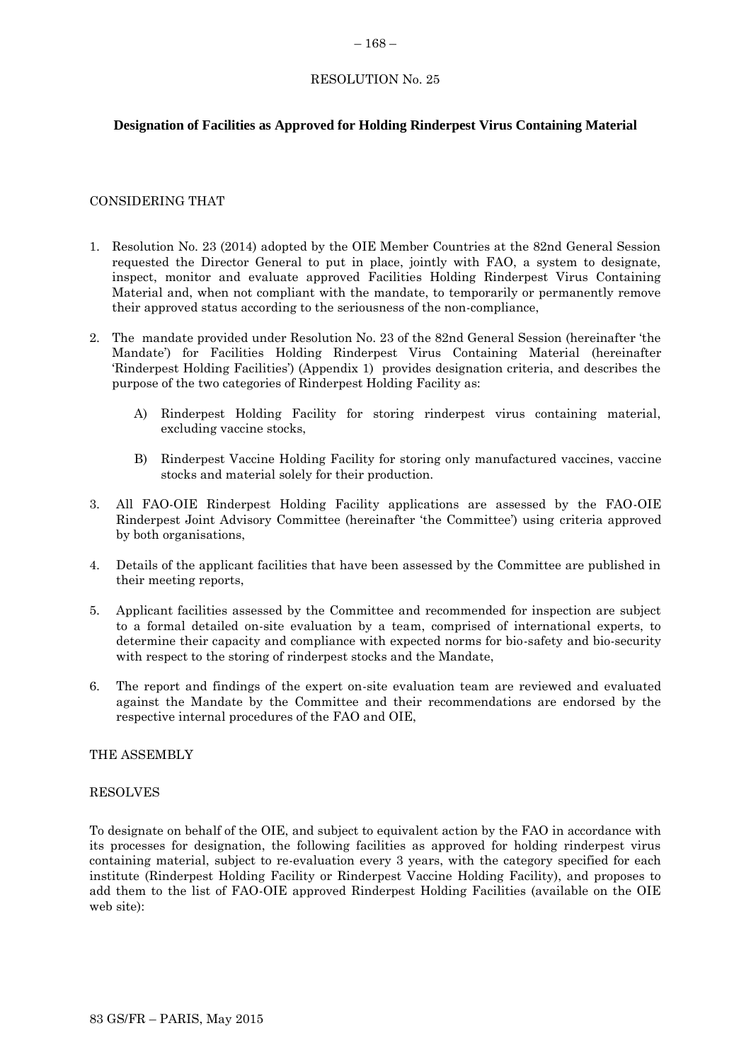RESOLUTION No. 25

**Designation of Facilities as Approved for Holding Rinderpest Virus Containing Material**

CONSIDERING THAT

1. Resolution No. 23 (2014) adopted by the OIE Member Countries at the 82nd General Session requested the Director General to put in place, jointly with FAO, a system to designate, inspect, monitor and evaluate approved Facilities Holding Rinderpest Virus Containing Material and, when not compliant with the mandate, to temporarily or permanently remove their approved status according to the seriousness of the non-compliance,

2. The mandate provided under Resolution No. 23 of the 82nd General Session (hereinafter 'the Mandate') for Facilities Holding Rinderpest Virus Containing Material (hereinafter 'Rinderpest Holding Facilities') (Appendix 1) provides designation criteria, and describes the purpose of the two categories of Rinderpest Holding Facility as:

   A) Rinderpest Holding Facility for storing rinderpest virus containing material, excluding vaccine stocks,

   B) Rinderpest Vaccine Holding Facility for storing only manufactured vaccines, vaccine stocks and material solely for their production.

3. All FAO-OIE Rinderpest Holding Facility applications are assessed by the FAO-OIE Rinderpest Joint Advisory Committee (hereinafter 'the Committee') using criteria approved by both organisations,

4. Details of the applicant facilities that have been assessed by the Committee are published in their meeting reports,

5. Applicant facilities assessed by the Committee and recommended for inspection are subject to a formal detailed on-site evaluation by a team, comprised of international experts, to determine their capacity and compliance with expected norms for bio-safety and bio-security with respect to the storing of rinderpest stocks and the Mandate,

6. The report and findings of the expert on-site evaluation team are reviewed and evaluated against the Mandate by the Committee and their recommendations are endorsed by the respective internal procedures of the FAO and OIE,

THE ASSEMBLY

RESOLVES

To designate on behalf of the OIE, and subject to equivalent action by the FAO in accordance with its processes for designation, the following facilities as approved for holding rinderpest virus containing material, subject to re-evaluation every 3 years, with the category specified for each institute (Rinderpest Holding Facility or Rinderpest Vaccine Holding Facility), and proposes to add them to the list of FAO-OIE approved Rinderpest Holding Facilities (available on the OIE web site):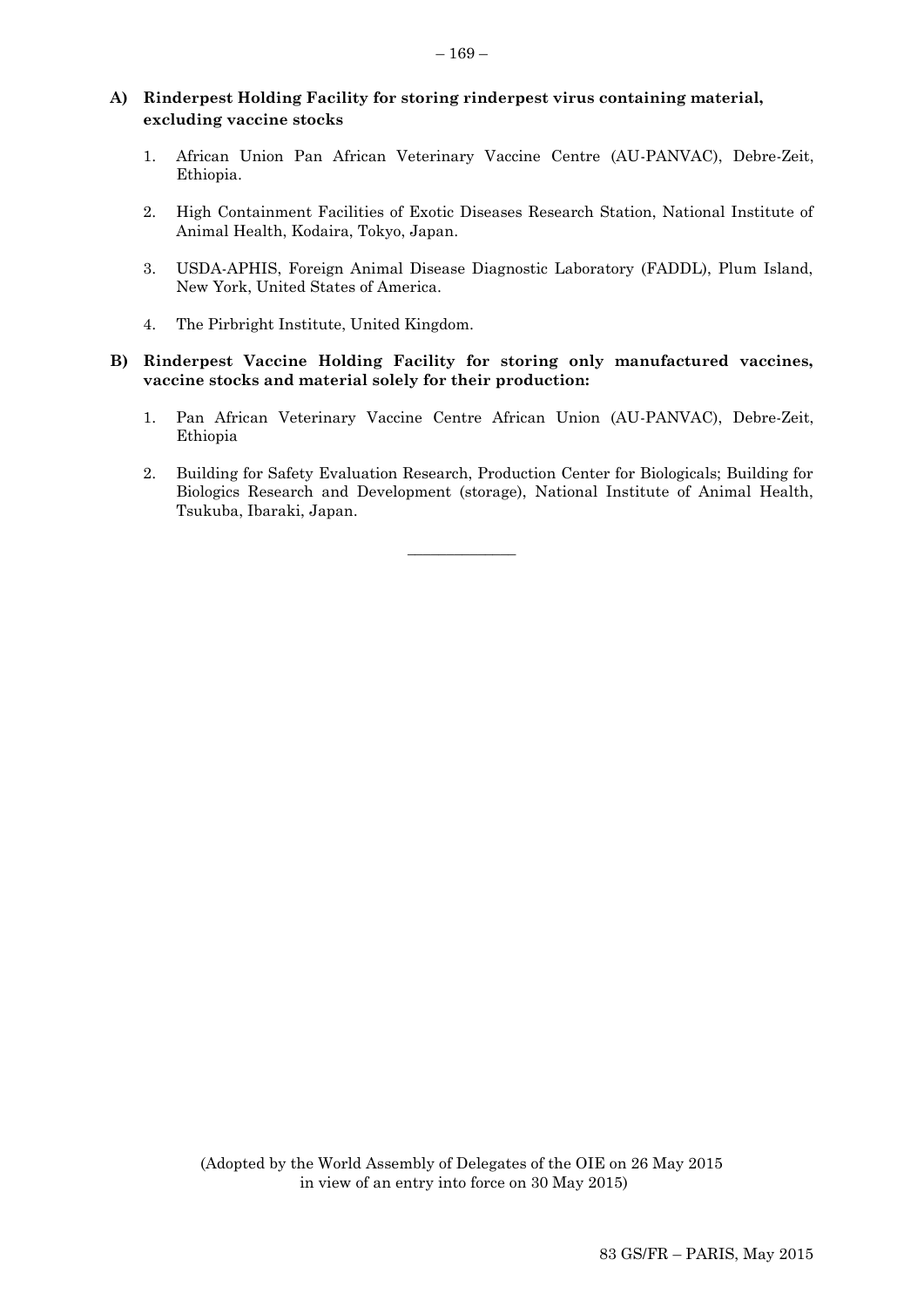**A) Rinderpest Holding Facility for storing rinderpest virus containing material, excluding vaccine stocks**

1. African Union Pan African Veterinary Vaccine Centre (AU-PANVAC), Debre-Zeit, Ethiopia.

2. High Containment Facilities of Exotic Diseases Research Station, National Institute of Animal Health, Kodaira, Tokyo, Japan.

3. USDA-APHIS, Foreign Animal Disease Diagnostic Laboratory (FADDL), Plum Island, New York, United States of America.

4. The Pirbright Institute, United Kingdom.

**B) Rinderpest Vaccine Holding Facility for storing only manufactured vaccines, vaccine stocks and material solely for their production:**

1. Pan African Veterinary Vaccine Centre African Union (AU-PANVAC), Debre-Zeit, Ethiopia

2. Building for Safety Evaluation Research, Production Center for Biologicals; Building for Biologics Research and Development (storage), National Institute of Animal Health, Tsukuba, Ibaraki, Japan.

---

(Adopted by the World Assembly of Delegates of the OIE on 26 May 2015 in view of an entry into force on 30 May 2015)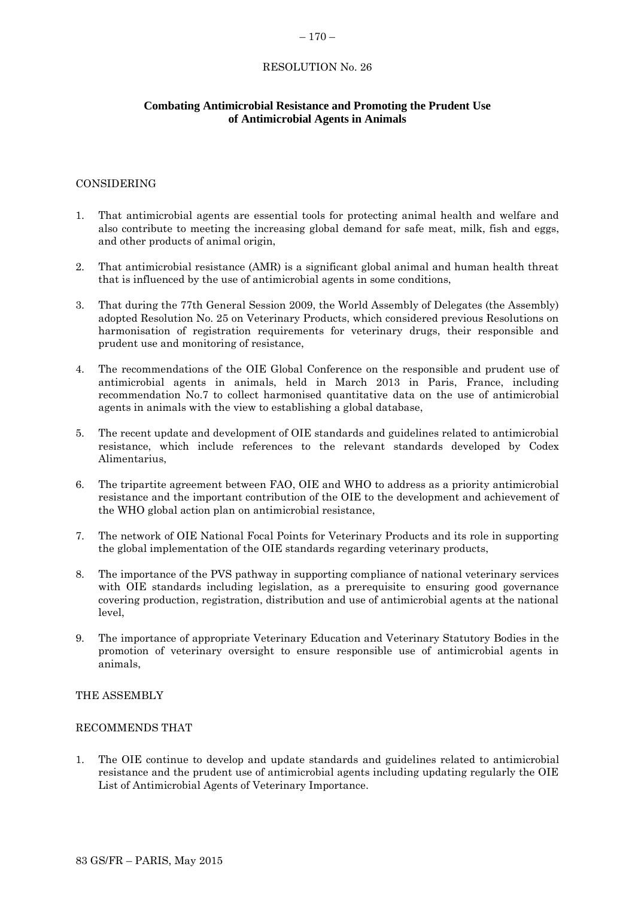RESOLUTION No. 26

**Combating Antimicrobial Resistance and Promoting the Prudent Use of Antimicrobial Agents in Animals**

CONSIDERING

1. That antimicrobial agents are essential tools for protecting animal health and welfare and also contribute to meeting the increasing global demand for safe meat, milk, fish and eggs, and other products of animal origin,

2. That antimicrobial resistance (AMR) is a significant global animal and human health threat that is influenced by the use of antimicrobial agents in some conditions,

3. That during the 77th General Session 2009, the World Assembly of Delegates (the Assembly) adopted Resolution No. 25 on Veterinary Products, which considered previous Resolutions on harmonisation of registration requirements for veterinary drugs, their responsible and prudent use and monitoring of resistance,

4. The recommendations of the OIE Global Conference on the responsible and prudent use of antimicrobial agents in animals, held in March 2013 in Paris, France, including recommendation No.7 to collect harmonised quantitative data on the use of antimicrobial agents in animals with the view to establishing a global database,

5. The recent update and development of OIE standards and guidelines related to antimicrobial resistance, which include references to the relevant standards developed by Codex Alimentarius,

6. The tripartite agreement between FAO, OIE and WHO to address as a priority antimicrobial resistance and the important contribution of the OIE to the development and achievement of the WHO global action plan on antimicrobial resistance,

7. The network of OIE National Focal Points for Veterinary Products and its role in supporting the global implementation of the OIE standards regarding veterinary products,

8. The importance of the PVS pathway in supporting compliance of national veterinary services with OIE standards including legislation, as a prerequisite to ensuring good governance covering production, registration, distribution and use of antimicrobial agents at the national level,

9. The importance of appropriate Veterinary Education and Veterinary Statutory Bodies in the promotion of veterinary oversight to ensure responsible use of antimicrobial agents in animals,

THE ASSEMBLY

RECOMMENDS THAT

1. The OIE continue to develop and update standards and guidelines related to antimicrobial resistance and the prudent use of antimicrobial agents including updating regularly the OIE List of Antimicrobial Agents of Veterinary Importance.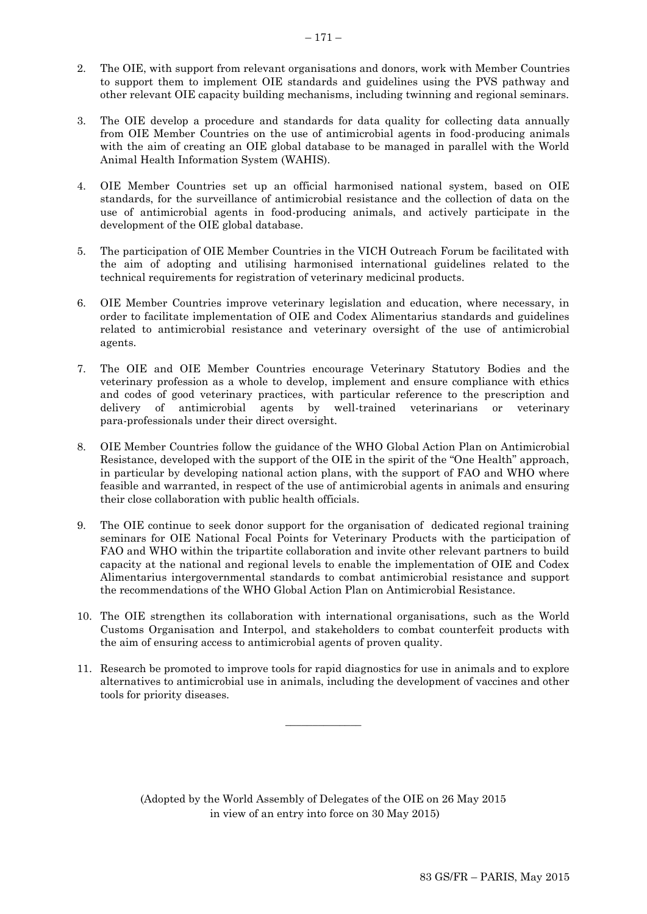2. The OIE, with support from relevant organisations and donors, work with Member Countries to support them to implement OIE standards and guidelines using the PVS pathway and other relevant OIE capacity building mechanisms, including twinning and regional seminars.

3. The OIE develop a procedure and standards for data quality for collecting data annually from OIE Member Countries on the use of antimicrobial agents in food-producing animals with the aim of creating an OIE global database to be managed in parallel with the World Animal Health Information System (WAHIS).

4. OIE Member Countries set up an official harmonised national system, based on OIE standards, for the surveillance of antimicrobial resistance and the collection of data on the use of antimicrobial agents in food-producing animals, and actively participate in the development of the OIE global database.

5. The participation of OIE Member Countries in the VICH Outreach Forum be facilitated with the aim of adopting and utilising harmonised international guidelines related to the technical requirements for registration of veterinary medicinal products.

6. OIE Member Countries improve veterinary legislation and education, where necessary, in order to facilitate implementation of OIE and Codex Alimentarius standards and guidelines related to antimicrobial resistance and veterinary oversight of the use of antimicrobial agents.

7. The OIE and OIE Member Countries encourage Veterinary Statutory Bodies and the veterinary profession as a whole to develop, implement and ensure compliance with ethics and codes of good veterinary practices, with particular reference to the prescription and delivery of antimicrobial agents by well-trained veterinarians or veterinary para-professionals under their direct oversight.

8. OIE Member Countries follow the guidance of the WHO Global Action Plan on Antimicrobial Resistance, developed with the support of the OIE in the spirit of the "One Health" approach, in particular by developing national action plans, with the support of FAO and WHO where feasible and warranted, in respect of the use of antimicrobial agents in animals and ensuring their close collaboration with public health officials.

9. The OIE continue to seek donor support for the organisation of dedicated regional training seminars for OIE National Focal Points for Veterinary Products with the participation of FAO and WHO within the tripartite collaboration and invite other relevant partners to build capacity at the national and regional levels to enable the implementation of OIE and Codex Alimentarius intergovernmental standards to combat antimicrobial resistance and support the recommendations of the WHO Global Action Plan on Antimicrobial Resistance.

10. The OIE strengthen its collaboration with international organisations, such as the World Customs Organisation and Interpol, and stakeholders to combat counterfeit products with the aim of ensuring access to antimicrobial agents of proven quality.

11. Research be promoted to improve tools for rapid diagnostics for use in animals and to explore alternatives to antimicrobial use in animals, including the development of vaccines and other tools for priority diseases.

---

(Adopted by the World Assembly of Delegates of the OIE on 26 May 2015
in view of an entry into force on 30 May 2015)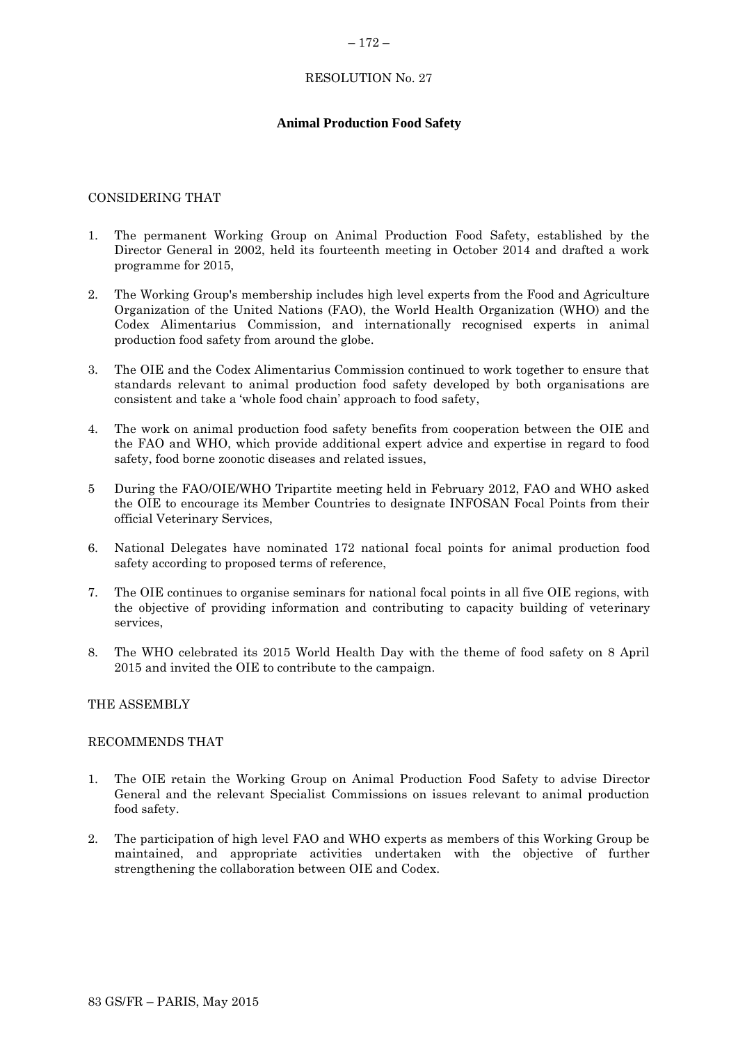RESOLUTION No. 27

**Animal Production Food Safety**

CONSIDERING THAT

1. The permanent Working Group on Animal Production Food Safety, established by the Director General in 2002, held its fourteenth meeting in October 2014 and drafted a work programme for 2015,

2. The Working Group's membership includes high level experts from the Food and Agriculture Organization of the United Nations (FAO), the World Health Organization (WHO) and the Codex Alimentarius Commission, and internationally recognised experts in animal production food safety from around the globe.

3. The OIE and the Codex Alimentarius Commission continued to work together to ensure that standards relevant to animal production food safety developed by both organisations are consistent and take a 'whole food chain' approach to food safety,

4. The work on animal production food safety benefits from cooperation between the OIE and the FAO and WHO, which provide additional expert advice and expertise in regard to food safety, food borne zoonotic diseases and related issues,

5 During the FAO/OIE/WHO Tripartite meeting held in February 2012, FAO and WHO asked the OIE to encourage its Member Countries to designate INFOSAN Focal Points from their official Veterinary Services,

6. National Delegates have nominated 172 national focal points for animal production food safety according to proposed terms of reference,

7. The OIE continues to organise seminars for national focal points in all five OIE regions, with the objective of providing information and contributing to capacity building of veterinary services,

8. The WHO celebrated its 2015 World Health Day with the theme of food safety on 8 April 2015 and invited the OIE to contribute to the campaign.

THE ASSEMBLY

RECOMMENDS THAT

1. The OIE retain the Working Group on Animal Production Food Safety to advise Director General and the relevant Specialist Commissions on issues relevant to animal production food safety.

2. The participation of high level FAO and WHO experts as members of this Working Group be maintained, and appropriate activities undertaken with the objective of further strengthening the collaboration between OIE and Codex.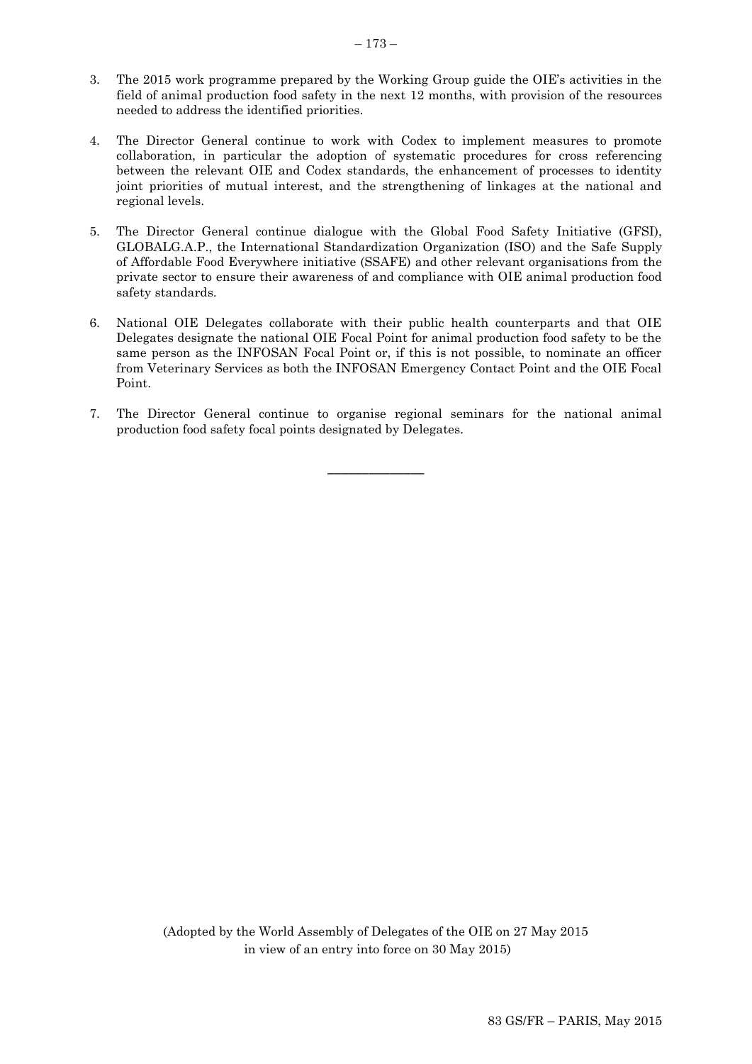3. The 2015 work programme prepared by the Working Group guide the OIE's activities in the field of animal production food safety in the next 12 months, with provision of the resources needed to address the identified priorities.

4. The Director General continue to work with Codex to implement measures to promote collaboration, in particular the adoption of systematic procedures for cross referencing between the relevant OIE and Codex standards, the enhancement of processes to identity joint priorities of mutual interest, and the strengthening of linkages at the national and regional levels.

5. The Director General continue dialogue with the Global Food Safety Initiative (GFSI), GLOBALG.A.P., the International Standardization Organization (ISO) and the Safe Supply of Affordable Food Everywhere initiative (SSAFE) and other relevant organisations from the private sector to ensure their awareness of and compliance with OIE animal production food safety standards.

6. National OIE Delegates collaborate with their public health counterparts and that OIE Delegates designate the national OIE Focal Point for animal production food safety to be the same person as the INFOSAN Focal Point or, if this is not possible, to nominate an officer from Veterinary Services as both the INFOSAN Emergency Contact Point and the OIE Focal Point.

7. The Director General continue to organise regional seminars for the national animal production food safety focal points designated by Delegates.

---

(Adopted by the World Assembly of Delegates of the OIE on 27 May 2015 in view of an entry into force on 30 May 2015)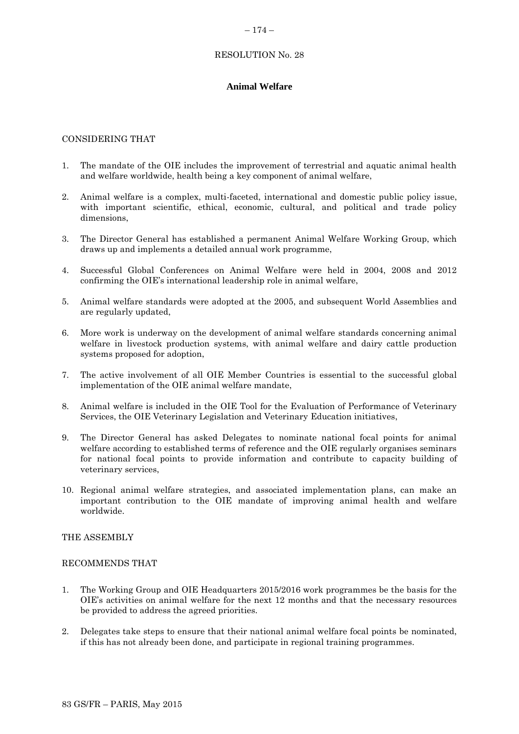# RESOLUTION No. 28

## Animal Welfare

CONSIDERING THAT

1. The mandate of the OIE includes the improvement of terrestrial and aquatic animal health and welfare worldwide, health being a key component of animal welfare,

2. Animal welfare is a complex, multi-faceted, international and domestic public policy issue, with important scientific, ethical, economic, cultural, and political and trade policy dimensions,

3. The Director General has established a permanent Animal Welfare Working Group, which draws up and implements a detailed annual work programme,

4. Successful Global Conferences on Animal Welfare were held in 2004, 2008 and 2012 confirming the OIE's international leadership role in animal welfare,

5. Animal welfare standards were adopted at the 2005, and subsequent World Assemblies and are regularly updated,

6. More work is underway on the development of animal welfare standards concerning animal welfare in livestock production systems, with animal welfare and dairy cattle production systems proposed for adoption,

7. The active involvement of all OIE Member Countries is essential to the successful global implementation of the OIE animal welfare mandate,

8. Animal welfare is included in the OIE Tool for the Evaluation of Performance of Veterinary Services, the OIE Veterinary Legislation and Veterinary Education initiatives,

9. The Director General has asked Delegates to nominate national focal points for animal welfare according to established terms of reference and the OIE regularly organises seminars for national focal points to provide information and contribute to capacity building of veterinary services,

10. Regional animal welfare strategies, and associated implementation plans, can make an important contribution to the OIE mandate of improving animal health and welfare worldwide.

THE ASSEMBLY

RECOMMENDS THAT

1. The Working Group and OIE Headquarters 2015/2016 work programmes be the basis for the OIE's activities on animal welfare for the next 12 months and that the necessary resources be provided to address the agreed priorities.

2. Delegates take steps to ensure that their national animal welfare focal points be nominated, if this has not already been done, and participate in regional training programmes.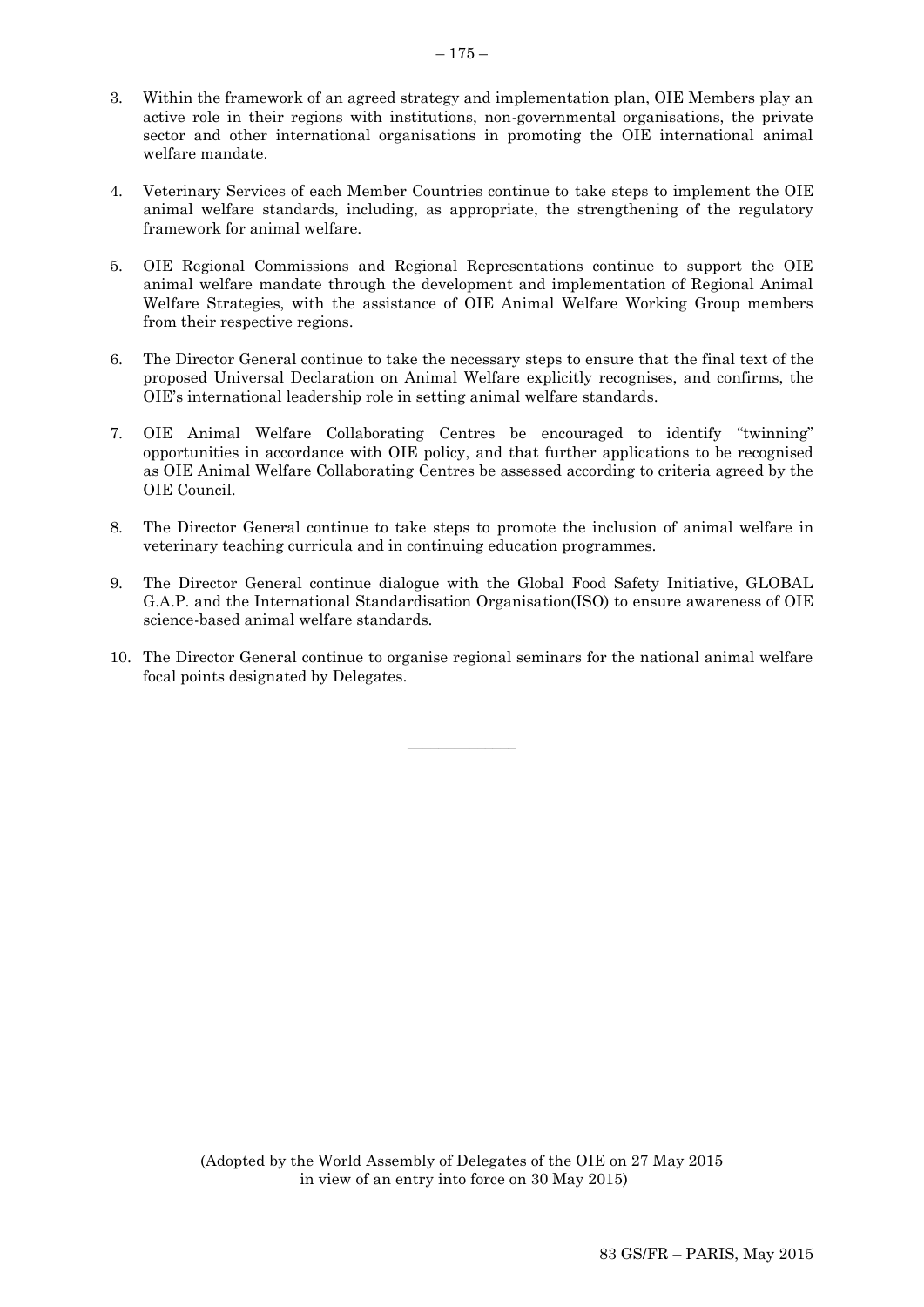3. Within the framework of an agreed strategy and implementation plan, OIE Members play an active role in their regions with institutions, non-governmental organisations, the private sector and other international organisations in promoting the OIE international animal welfare mandate.

4. Veterinary Services of each Member Countries continue to take steps to implement the OIE animal welfare standards, including, as appropriate, the strengthening of the regulatory framework for animal welfare.

5. OIE Regional Commissions and Regional Representations continue to support the OIE animal welfare mandate through the development and implementation of Regional Animal Welfare Strategies, with the assistance of OIE Animal Welfare Working Group members from their respective regions.

6. The Director General continue to take the necessary steps to ensure that the final text of the proposed Universal Declaration on Animal Welfare explicitly recognises, and confirms, the OIE's international leadership role in setting animal welfare standards.

7. OIE Animal Welfare Collaborating Centres be encouraged to identify "twinning" opportunities in accordance with OIE policy, and that further applications to be recognised as OIE Animal Welfare Collaborating Centres be assessed according to criteria agreed by the OIE Council.

8. The Director General continue to take steps to promote the inclusion of animal welfare in veterinary teaching curricula and in continuing education programmes.

9. The Director General continue dialogue with the Global Food Safety Initiative, GLOBAL G.A.P. and the International Standardisation Organisation(ISO) to ensure awareness of OIE science-based animal welfare standards.

10. The Director General continue to organise regional seminars for the national animal welfare focal points designated by Delegates.

---

(Adopted by the World Assembly of Delegates of the OIE on 27 May 2015 in view of an entry into force on 30 May 2015)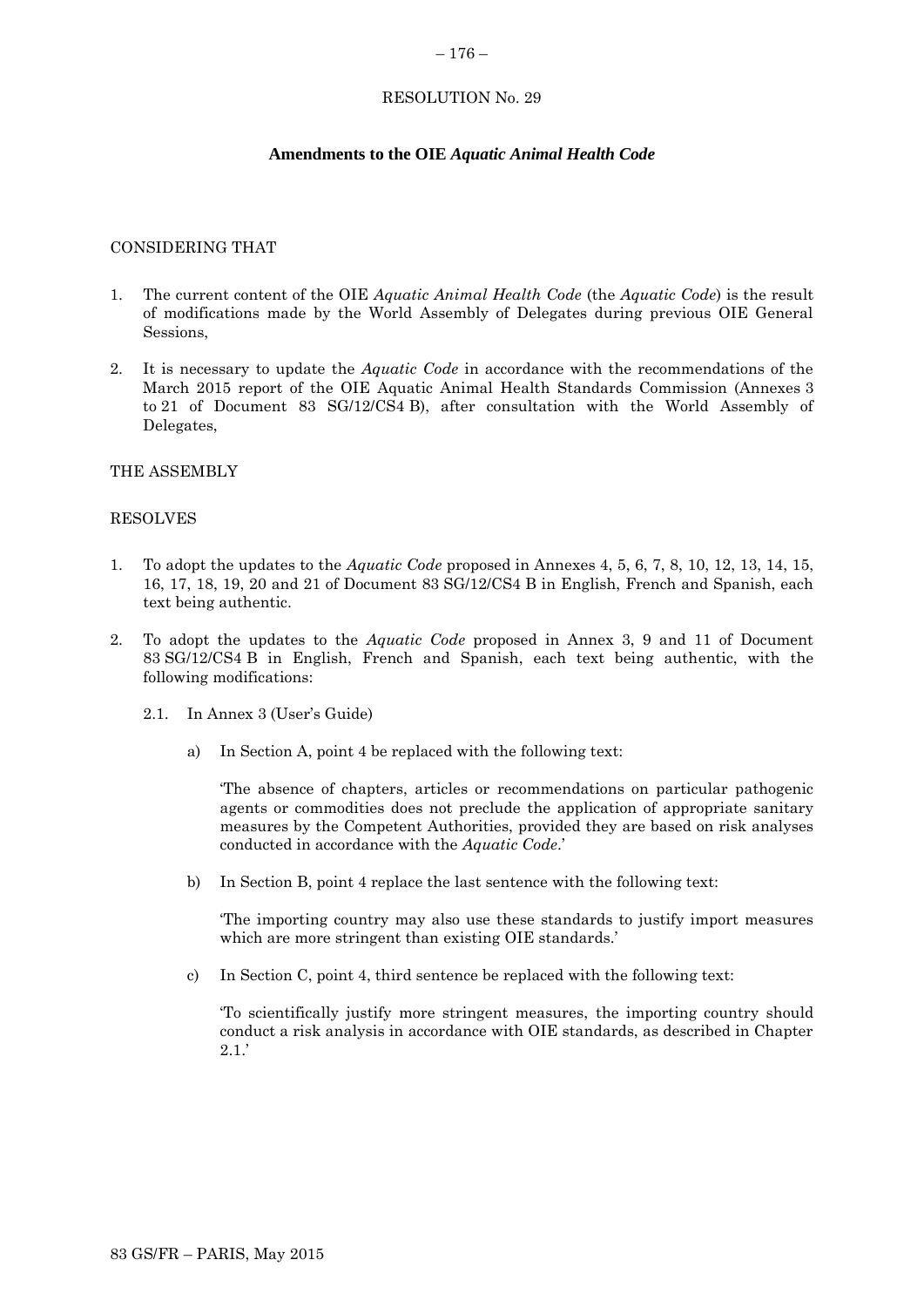RESOLUTION No. 29

**Amendments to the OIE *Aquatic Animal Health Code***

CONSIDERING THAT

1. The current content of the OIE *Aquatic Animal Health Code* (the *Aquatic Code*) is the result of modifications made by the World Assembly of Delegates during previous OIE General Sessions,

2. It is necessary to update the *Aquatic Code* in accordance with the recommendations of the March 2015 report of the OIE Aquatic Animal Health Standards Commission (Annexes 3 to 21 of Document 83 SG/12/CS4 B), after consultation with the World Assembly of Delegates,

THE ASSEMBLY

RESOLVES

1. To adopt the updates to the *Aquatic Code* proposed in Annexes 4, 5, 6, 7, 8, 10, 12, 13, 14, 15, 16, 17, 18, 19, 20 and 21 of Document 83 SG/12/CS4 B in English, French and Spanish, each text being authentic.

2. To adopt the updates to the *Aquatic Code* proposed in Annex 3, 9 and 11 of Document 83 SG/12/CS4 B in English, French and Spanish, each text being authentic, with the following modifications:

   2.1. In Annex 3 (User's Guide)

   a) In Section A, point 4 be replaced with the following text:

      'The absence of chapters, articles or recommendations on particular pathogenic agents or commodities does not preclude the application of appropriate sanitary measures by the Competent Authorities, provided they are based on risk analyses conducted in accordance with the *Aquatic Code*.'

   b) In Section B, point 4 replace the last sentence with the following text:

      'The importing country may also use these standards to justify import measures which are more stringent than existing OIE standards.'

   c) In Section C, point 4, third sentence be replaced with the following text:

      'To scientifically justify more stringent measures, the importing country should conduct a risk analysis in accordance with OIE standards, as described in Chapter 2.1.'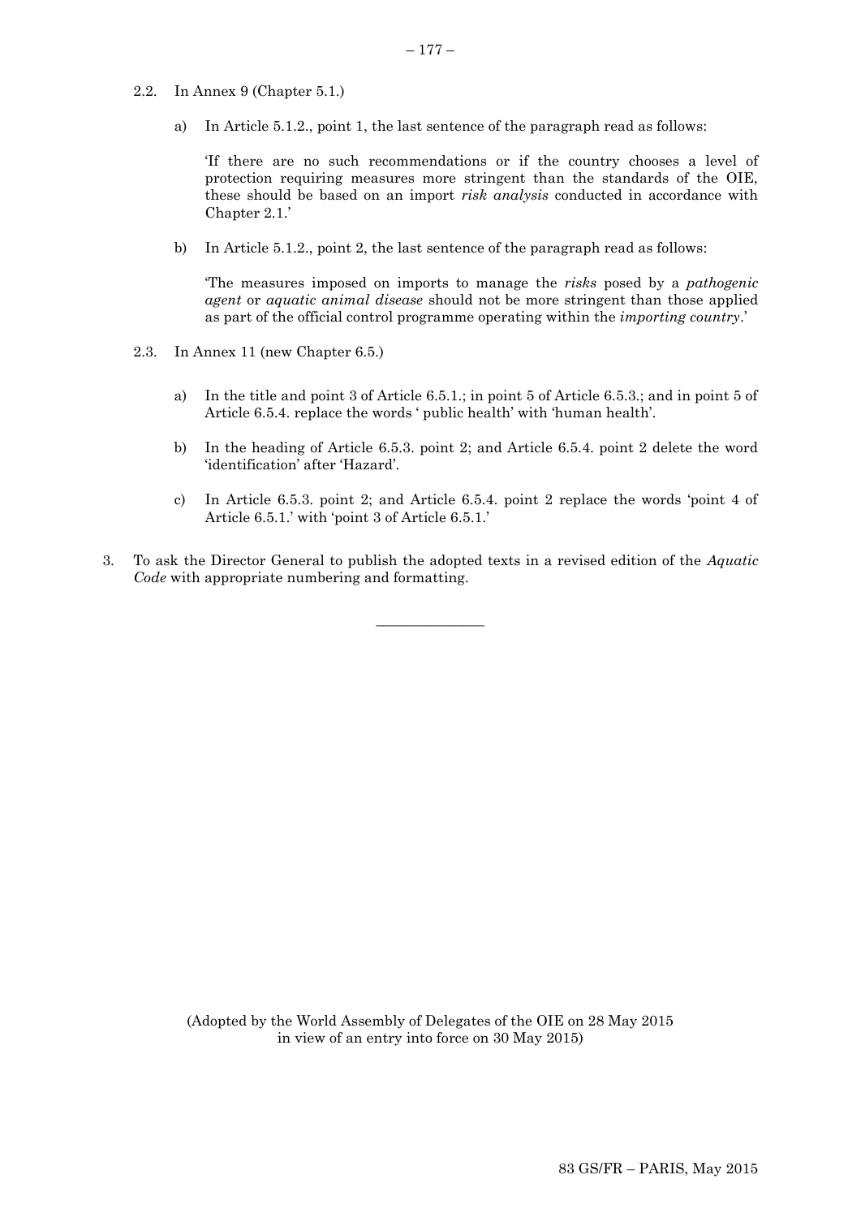2.2. In Annex 9 (Chapter 5.1.)

a) In Article 5.1.2., point 1, the last sentence of the paragraph read as follows:

'If there are no such recommendations or if the country chooses a level of protection requiring measures more stringent than the standards of the OIE, these should be based on an import *risk analysis* conducted in accordance with Chapter 2.1.'

b) In Article 5.1.2., point 2, the last sentence of the paragraph read as follows:

'The measures imposed on imports to manage the *risks* posed by a *pathogenic agent* or *aquatic animal disease* should not be more stringent than those applied as part of the official control programme operating within the *importing country*.'

2.3. In Annex 11 (new Chapter 6.5.)

a) In the title and point 3 of Article 6.5.1.; in point 5 of Article 6.5.3.; and in point 5 of Article 6.5.4. replace the words ' public health' with 'human health'.

b) In the heading of Article 6.5.3. point 2; and Article 6.5.4. point 2 delete the word 'identification' after 'Hazard'.

c) In Article 6.5.3. point 2; and Article 6.5.4. point 2 replace the words 'point 4 of Article 6.5.1.' with 'point 3 of Article 6.5.1.'

3. To ask the Director General to publish the adopted texts in a revised edition of the *Aquatic Code* with appropriate numbering and formatting.

---

(Adopted by the World Assembly of Delegates of the OIE on 28 May 2015 in view of an entry into force on 30 May 2015)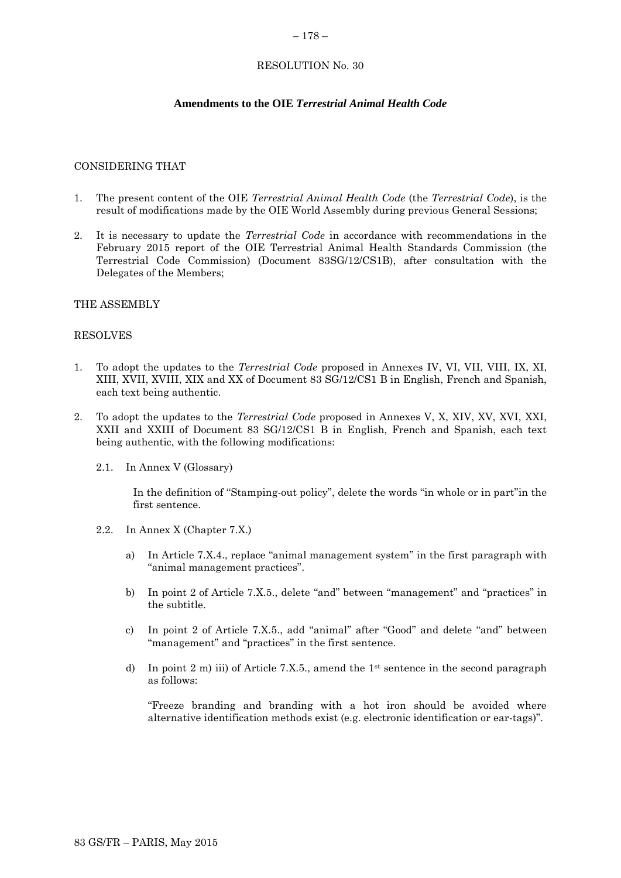RESOLUTION No. 30

**Amendments to the OIE *Terrestrial Animal Health Code***

CONSIDERING THAT

1. The present content of the OIE *Terrestrial Animal Health Code* (the *Terrestrial Code*), is the result of modifications made by the OIE World Assembly during previous General Sessions;

2. It is necessary to update the *Terrestrial Code* in accordance with recommendations in the February 2015 report of the OIE Terrestrial Animal Health Standards Commission (the Terrestrial Code Commission) (Document 83SG/12/CS1B), after consultation with the Delegates of the Members;

THE ASSEMBLY

RESOLVES

1. To adopt the updates to the *Terrestrial Code* proposed in Annexes IV, VI, VII, VIII, IX, XI, XIII, XVII, XVIII, XIX and XX of Document 83 SG/12/CS1 B in English, French and Spanish, each text being authentic.

2. To adopt the updates to the *Terrestrial Code* proposed in Annexes V, X, XIV, XV, XVI, XXI, XXII and XXIII of Document 83 SG/12/CS1 B in English, French and Spanish, each text being authentic, with the following modifications:

   2.1. In Annex V (Glossary)

   In the definition of "Stamping-out policy", delete the words "in whole or in part"in the first sentence.

   2.2. In Annex X (Chapter 7.X.)

   a) In Article 7.X.4., replace "animal management system" in the first paragraph with "animal management practices".

   b) In point 2 of Article 7.X.5., delete "and" between "management" and "practices" in the subtitle.

   c) In point 2 of Article 7.X.5., add "animal" after "Good" and delete "and" between "management" and "practices" in the first sentence.

   d) In point 2 m) iii) of Article 7.X.5., amend the 1st sentence in the second paragraph as follows:

   "Freeze branding and branding with a hot iron should be avoided where alternative identification methods exist (e.g. electronic identification or ear-tags)".

83 GS/FR – PARIS, May 2015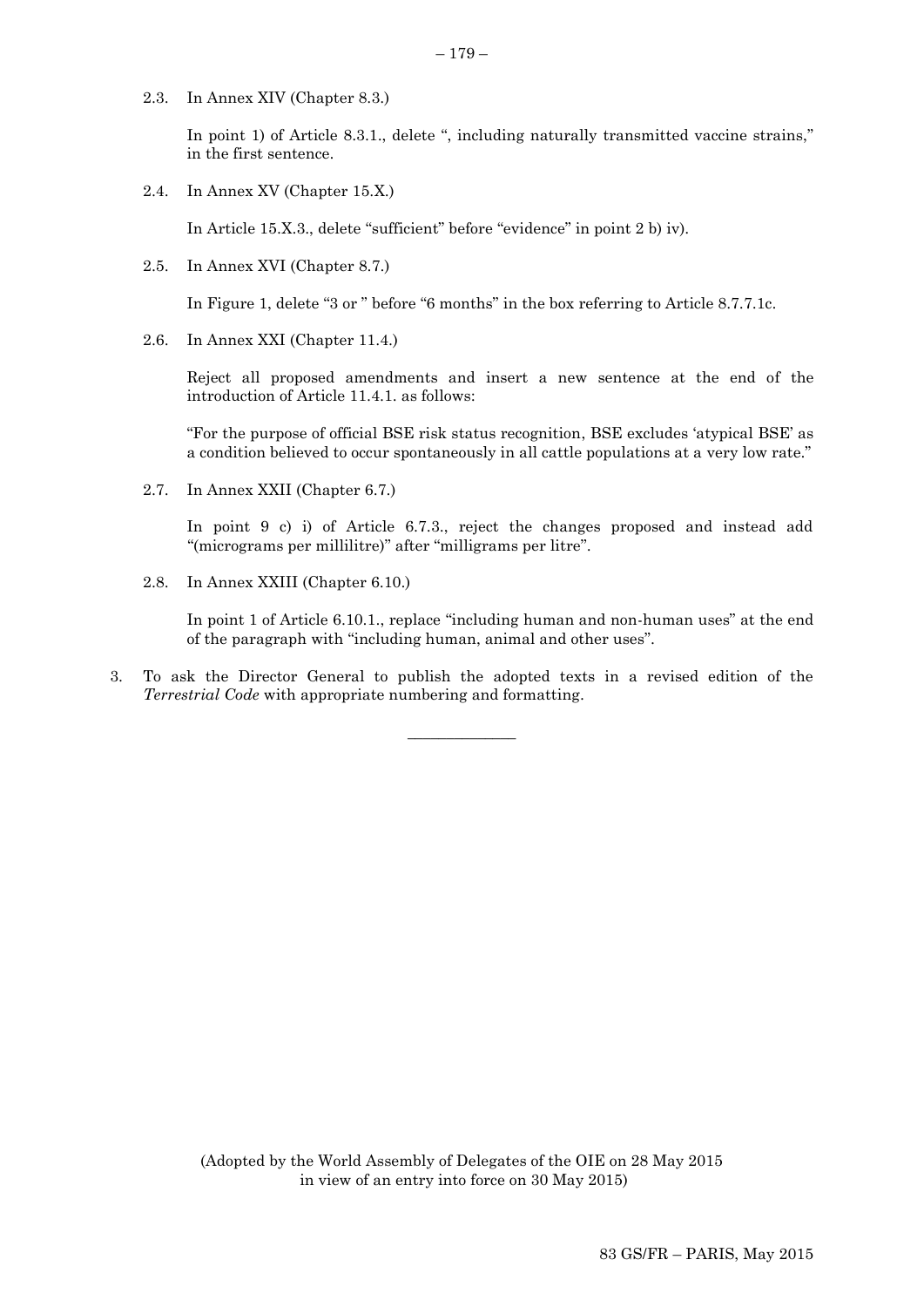2.3. In Annex XIV (Chapter 8.3.)

In point 1) of Article 8.3.1., delete ", including naturally transmitted vaccine strains," in the first sentence.

2.4. In Annex XV (Chapter 15.X.)

In Article 15.X.3., delete "sufficient" before "evidence" in point 2 b) iv).

2.5. In Annex XVI (Chapter 8.7.)

In Figure 1, delete "3 or " before "6 months" in the box referring to Article 8.7.7.1c.

2.6. In Annex XXI (Chapter 11.4.)

Reject all proposed amendments and insert a new sentence at the end of the introduction of Article 11.4.1. as follows:

"For the purpose of official BSE risk status recognition, BSE excludes 'atypical BSE' as a condition believed to occur spontaneously in all cattle populations at a very low rate."

2.7. In Annex XXII (Chapter 6.7.)

In point 9 c) i) of Article 6.7.3., reject the changes proposed and instead add "(micrograms per millilitre)" after "milligrams per litre".

2.8. In Annex XXIII (Chapter 6.10.)

In point 1 of Article 6.10.1., replace "including human and non-human uses" at the end of the paragraph with "including human, animal and other uses".

3. To ask the Director General to publish the adopted texts in a revised edition of the *Terrestrial Code* with appropriate numbering and formatting.

---

(Adopted by the World Assembly of Delegates of the OIE on 28 May 2015 in view of an entry into force on 30 May 2015)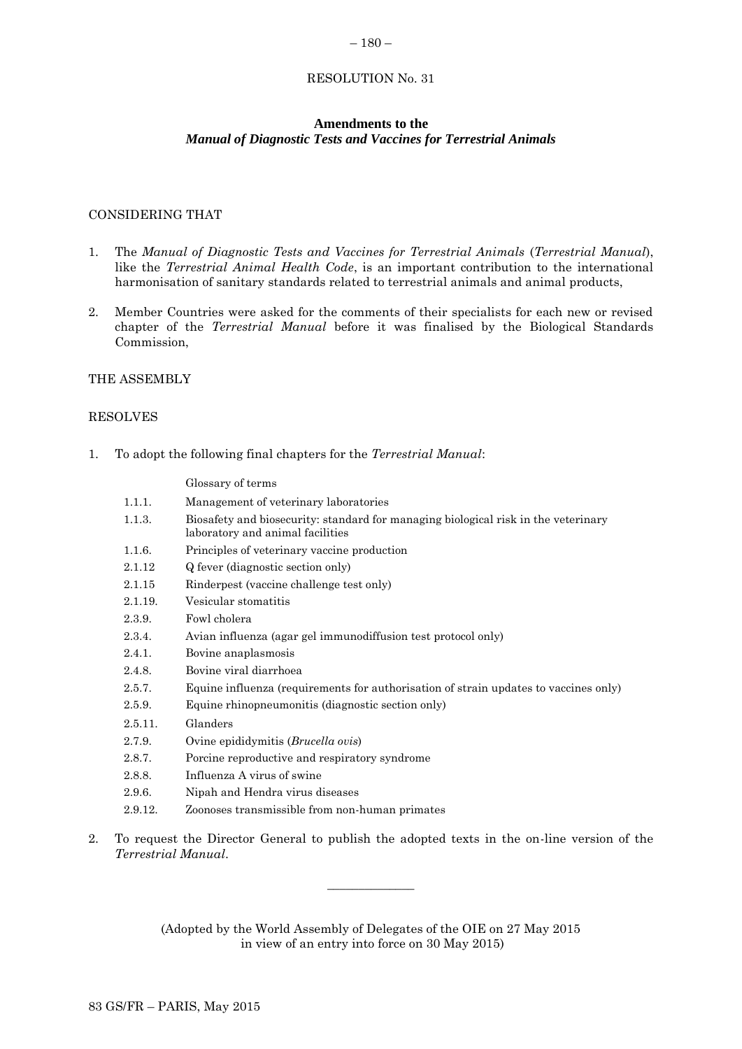RESOLUTION No. 31

**Amendments to the**
***Manual of Diagnostic Tests and Vaccines for Terrestrial Animals***

CONSIDERING THAT

1. The *Manual of Diagnostic Tests and Vaccines for Terrestrial Animals* (*Terrestrial Manual*), like the *Terrestrial Animal Health Code*, is an important contribution to the international harmonisation of sanitary standards related to terrestrial animals and animal products,

2. Member Countries were asked for the comments of their specialists for each new or revised chapter of the *Terrestrial Manual* before it was finalised by the Biological Standards Commission,

THE ASSEMBLY

RESOLVES

1. To adopt the following final chapters for the *Terrestrial Manual*:

| | |
|---|---|
| | Glossary of terms |
| 1.1.1. | Management of veterinary laboratories |
| 1.1.3. | Biosafety and biosecurity: standard for managing biological risk in the veterinary laboratory and animal facilities |
| 1.1.6. | Principles of veterinary vaccine production |
| 2.1.12 | Q fever (diagnostic section only) |
| 2.1.15 | Rinderpest (vaccine challenge test only) |
| 2.1.19. | Vesicular stomatitis |
| 2.3.9. | Fowl cholera |
| 2.3.4. | Avian influenza (agar gel immunodiffusion test protocol only) |
| 2.4.1. | Bovine anaplasmosis |
| 2.4.8. | Bovine viral diarrhoea |
| 2.5.7. | Equine influenza (requirements for authorisation of strain updates to vaccines only) |
| 2.5.9. | Equine rhinopneumonitis (diagnostic section only) |
| 2.5.11. | Glanders |
| 2.7.9. | Ovine epididymitis (*Brucella ovis*) |
| 2.8.7. | Porcine reproductive and respiratory syndrome |
| 2.8.8. | Influenza A virus of swine |
| 2.9.6. | Nipah and Hendra virus diseases |
| 2.9.12. | Zoonoses transmissible from non-human primates |

2. To request the Director General to publish the adopted texts in the on-line version of the *Terrestrial Manual*.

---

(Adopted by the World Assembly of Delegates of the OIE on 27 May 2015
in view of an entry into force on 30 May 2015)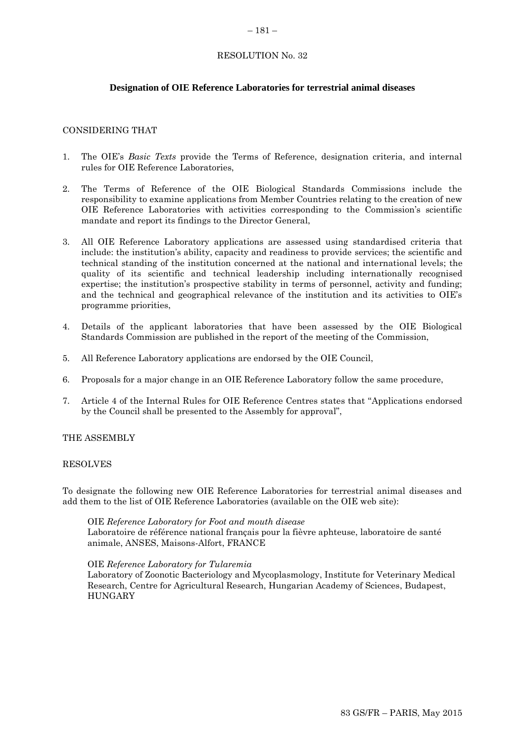RESOLUTION No. 32

## Designation of OIE Reference Laboratories for terrestrial animal diseases

CONSIDERING THAT

1. The OIE's *Basic Texts* provide the Terms of Reference, designation criteria, and internal rules for OIE Reference Laboratories,

2. The Terms of Reference of the OIE Biological Standards Commissions include the responsibility to examine applications from Member Countries relating to the creation of new OIE Reference Laboratories with activities corresponding to the Commission's scientific mandate and report its findings to the Director General,

3. All OIE Reference Laboratory applications are assessed using standardised criteria that include: the institution's ability, capacity and readiness to provide services; the scientific and technical standing of the institution concerned at the national and international levels; the quality of its scientific and technical leadership including internationally recognised expertise; the institution's prospective stability in terms of personnel, activity and funding; and the technical and geographical relevance of the institution and its activities to OIE's programme priorities,

4. Details of the applicant laboratories that have been assessed by the OIE Biological Standards Commission are published in the report of the meeting of the Commission,

5. All Reference Laboratory applications are endorsed by the OIE Council,

6. Proposals for a major change in an OIE Reference Laboratory follow the same procedure,

7. Article 4 of the Internal Rules for OIE Reference Centres states that "Applications endorsed by the Council shall be presented to the Assembly for approval",

THE ASSEMBLY

RESOLVES

To designate the following new OIE Reference Laboratories for terrestrial animal diseases and add them to the list of OIE Reference Laboratories (available on the OIE web site):

> OIE *Reference Laboratory for Foot and mouth disease*
> Laboratoire de référence national français pour la fièvre aphteuse, laboratoire de santé animale, ANSES, Maisons-Alfort, FRANCE
>
> OIE *Reference Laboratory for Tularemia*
> Laboratory of Zoonotic Bacteriology and Mycoplasmology, Institute for Veterinary Medical Research, Centre for Agricultural Research, Hungarian Academy of Sciences, Budapest, HUNGARY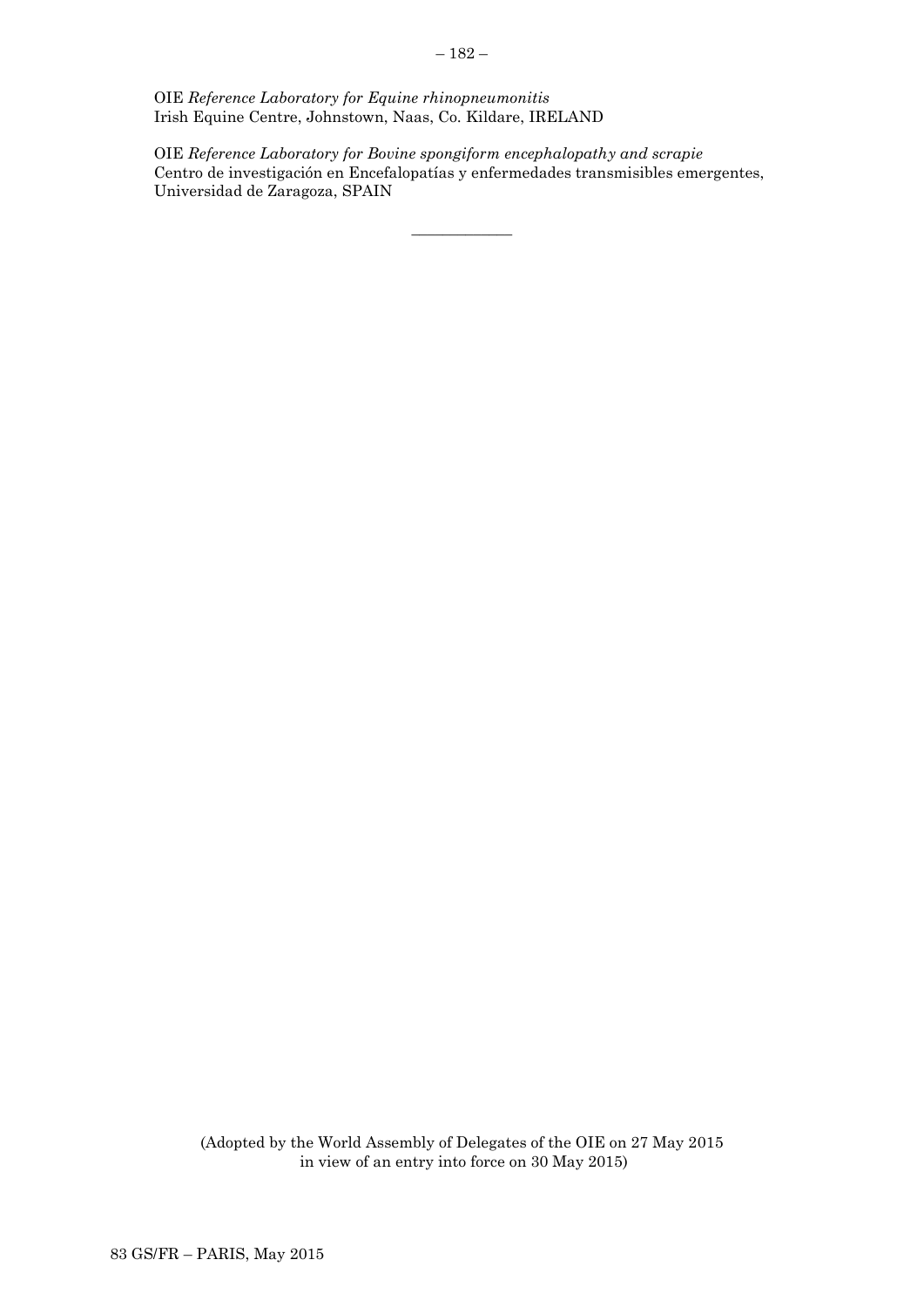OIE *Reference Laboratory for Equine rhinopneumonitis*
Irish Equine Centre, Johnstown, Naas, Co. Kildare, IRELAND

OIE *Reference Laboratory for Bovine spongiform encephalopathy and scrapie*
Centro de investigación en Encefalopatías y enfermedades transmisibles emergentes, Universidad de Zaragoza, SPAIN

_______________

(Adopted by the World Assembly of Delegates of the OIE on 27 May 2015
in view of an entry into force on 30 May 2015)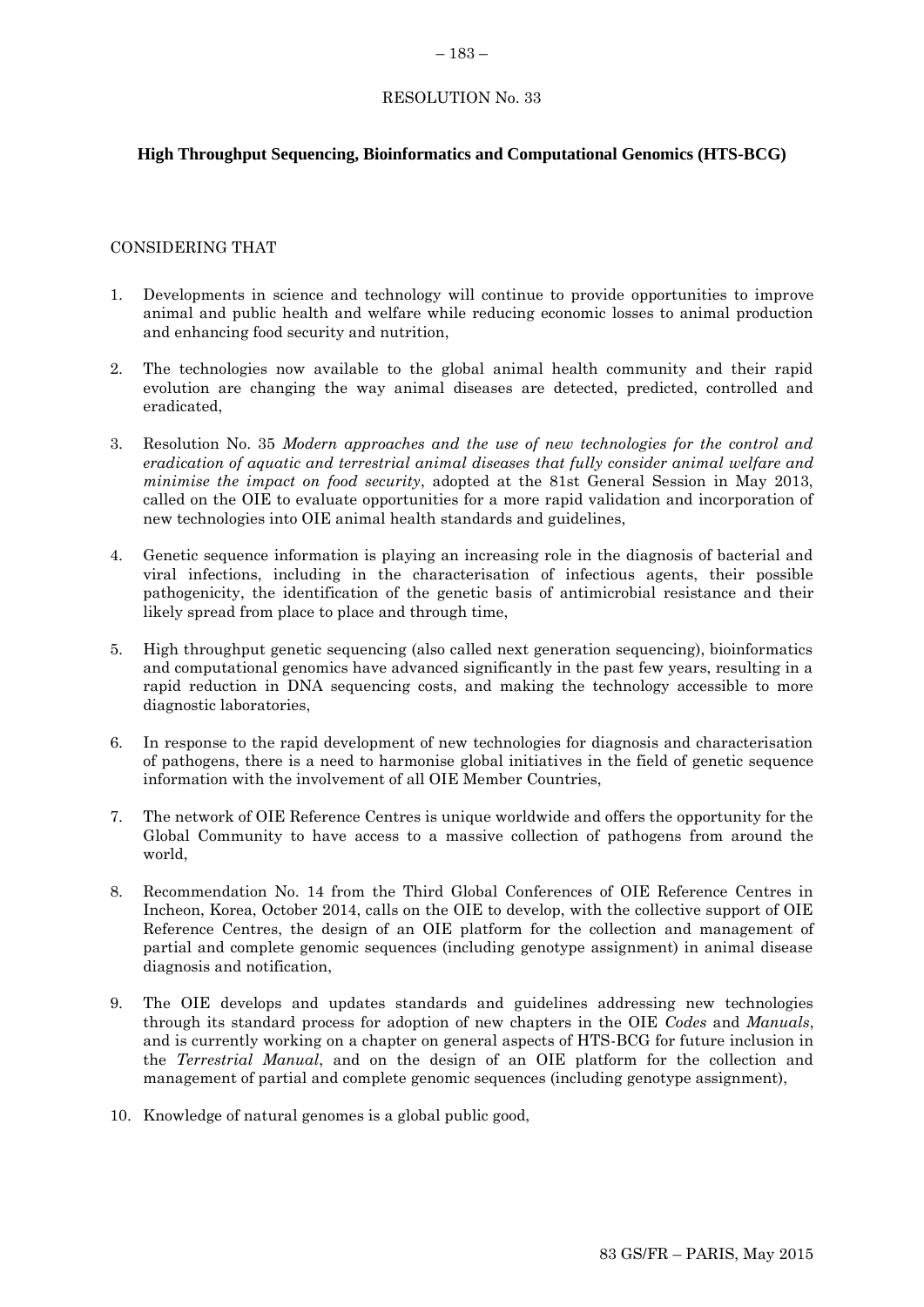RESOLUTION No. 33

## High Throughput Sequencing, Bioinformatics and Computational Genomics (HTS-BCG)

CONSIDERING THAT

1. Developments in science and technology will continue to provide opportunities to improve animal and public health and welfare while reducing economic losses to animal production and enhancing food security and nutrition,

2. The technologies now available to the global animal health community and their rapid evolution are changing the way animal diseases are detected, predicted, controlled and eradicated,

3. Resolution No. 35 *Modern approaches and the use of new technologies for the control and eradication of aquatic and terrestrial animal diseases that fully consider animal welfare and minimise the impact on food security*, adopted at the 81st General Session in May 2013, called on the OIE to evaluate opportunities for a more rapid validation and incorporation of new technologies into OIE animal health standards and guidelines,

4. Genetic sequence information is playing an increasing role in the diagnosis of bacterial and viral infections, including in the characterisation of infectious agents, their possible pathogenicity, the identification of the genetic basis of antimicrobial resistance and their likely spread from place to place and through time,

5. High throughput genetic sequencing (also called next generation sequencing), bioinformatics and computational genomics have advanced significantly in the past few years, resulting in a rapid reduction in DNA sequencing costs, and making the technology accessible to more diagnostic laboratories,

6. In response to the rapid development of new technologies for diagnosis and characterisation of pathogens, there is a need to harmonise global initiatives in the field of genetic sequence information with the involvement of all OIE Member Countries,

7. The network of OIE Reference Centres is unique worldwide and offers the opportunity for the Global Community to have access to a massive collection of pathogens from around the world,

8. Recommendation No. 14 from the Third Global Conferences of OIE Reference Centres in Incheon, Korea, October 2014, calls on the OIE to develop, with the collective support of OIE Reference Centres, the design of an OIE platform for the collection and management of partial and complete genomic sequences (including genotype assignment) in animal disease diagnosis and notification,

9. The OIE develops and updates standards and guidelines addressing new technologies through its standard process for adoption of new chapters in the OIE *Codes* and *Manuals*, and is currently working on a chapter on general aspects of HTS-BCG for future inclusion in the *Terrestrial Manual*, and on the design of an OIE platform for the collection and management of partial and complete genomic sequences (including genotype assignment),

10. Knowledge of natural genomes is a global public good,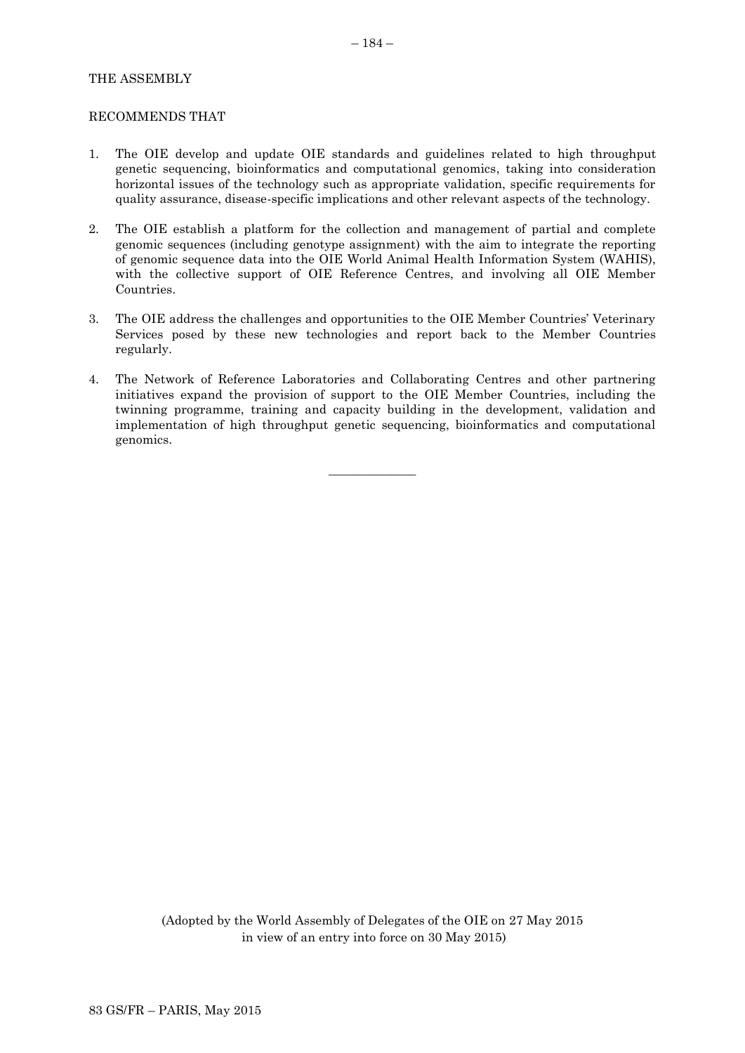THE ASSEMBLY

RECOMMENDS THAT

1. The OIE develop and update OIE standards and guidelines related to high throughput genetic sequencing, bioinformatics and computational genomics, taking into consideration horizontal issues of the technology such as appropriate validation, specific requirements for quality assurance, disease-specific implications and other relevant aspects of the technology.

2. The OIE establish a platform for the collection and management of partial and complete genomic sequences (including genotype assignment) with the aim to integrate the reporting of genomic sequence data into the OIE World Animal Health Information System (WAHIS), with the collective support of OIE Reference Centres, and involving all OIE Member Countries.

3. The OIE address the challenges and opportunities to the OIE Member Countries' Veterinary Services posed by these new technologies and report back to the Member Countries regularly.

4. The Network of Reference Laboratories and Collaborating Centres and other partnering initiatives expand the provision of support to the OIE Member Countries, including the twinning programme, training and capacity building in the development, validation and implementation of high throughput genetic sequencing, bioinformatics and computational genomics.

---

(Adopted by the World Assembly of Delegates of the OIE on 27 May 2015 in view of an entry into force on 30 May 2015)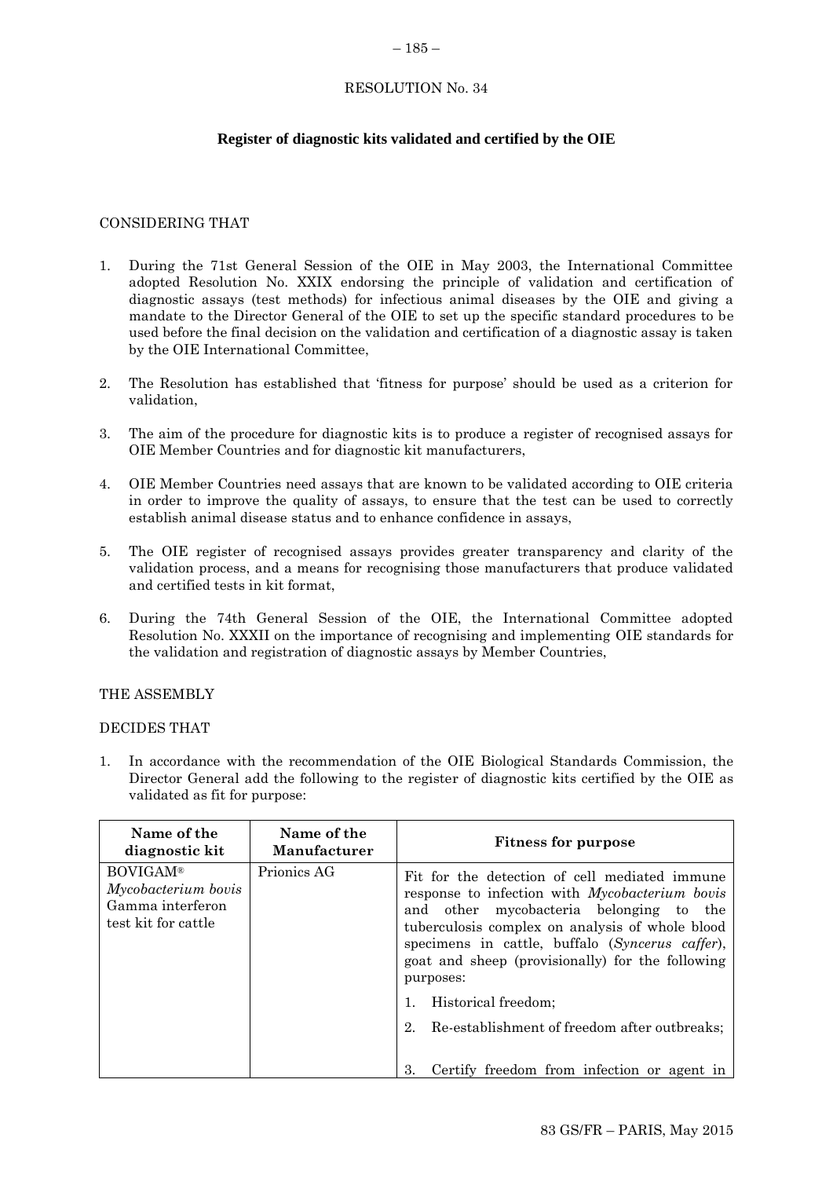RESOLUTION No. 34

**Register of diagnostic kits validated and certified by the OIE**

CONSIDERING THAT

1. During the 71st General Session of the OIE in May 2003, the International Committee adopted Resolution No. XXIX endorsing the principle of validation and certification of diagnostic assays (test methods) for infectious animal diseases by the OIE and giving a mandate to the Director General of the OIE to set up the specific standard procedures to be used before the final decision on the validation and certification of a diagnostic assay is taken by the OIE International Committee,

2. The Resolution has established that 'fitness for purpose' should be used as a criterion for validation,

3. The aim of the procedure for diagnostic kits is to produce a register of recognised assays for OIE Member Countries and for diagnostic kit manufacturers,

4. OIE Member Countries need assays that are known to be validated according to OIE criteria in order to improve the quality of assays, to ensure that the test can be used to correctly establish animal disease status and to enhance confidence in assays,

5. The OIE register of recognised assays provides greater transparency and clarity of the validation process, and a means for recognising those manufacturers that produce validated and certified tests in kit format,

6. During the 74th General Session of the OIE, the International Committee adopted Resolution No. XXXII on the importance of recognising and implementing OIE standards for the validation and registration of diagnostic assays by Member Countries,

THE ASSEMBLY

DECIDES THAT

1. In accordance with the recommendation of the OIE Biological Standards Commission, the Director General add the following to the register of diagnostic kits certified by the OIE as validated as fit for purpose:

| Name of the diagnostic kit | Name of the Manufacturer | Fitness for purpose |
|---|---|---|
| BOVIGAM® *Mycobacterium bovis* Gamma interferon test kit for cattle | Prionics AG | Fit for the detection of cell mediated immune response to infection with *Mycobacterium bovis* and other mycobacteria belonging to the tuberculosis complex on analysis of whole blood specimens in cattle, buffalo (*Syncerus caffer*), goat and sheep (provisionally) for the following purposes:<br>1. Historical freedom;<br>2. Re-establishment of freedom after outbreaks;<br>3. Certify freedom from infection or agent in |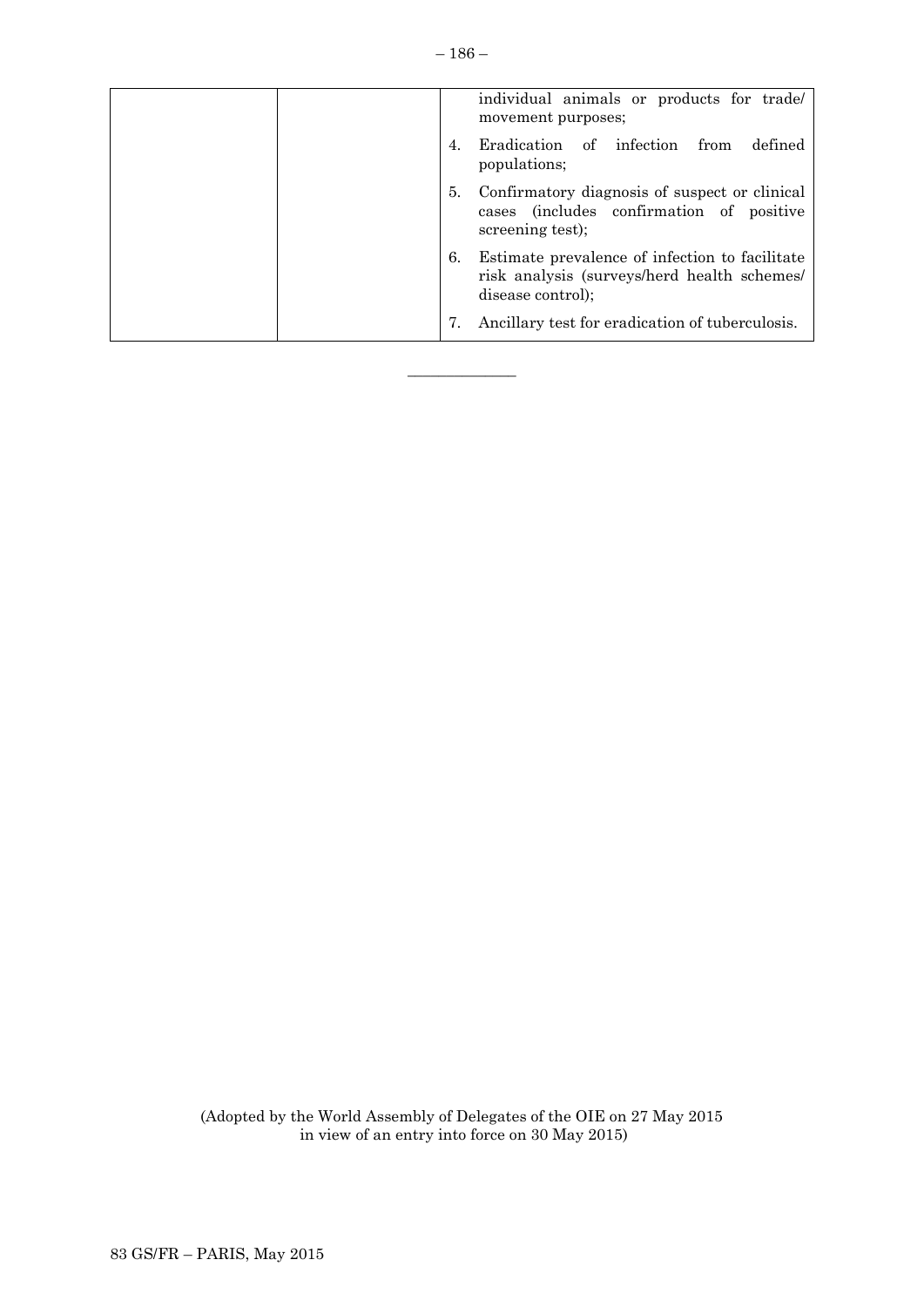| | | individual animals or products for trade/ movement purposes;<br>4. Eradication of infection from defined populations;<br>5. Confirmatory diagnosis of suspect or clinical cases (includes confirmation of positive screening test);<br>6. Estimate prevalence of infection to facilitate risk analysis (surveys/herd health schemes/ disease control);<br>7. Ancillary test for eradication of tuberculosis. |
|---|---|---|

_____________

(Adopted by the World Assembly of Delegates of the OIE on 27 May 2015 in view of an entry into force on 30 May 2015)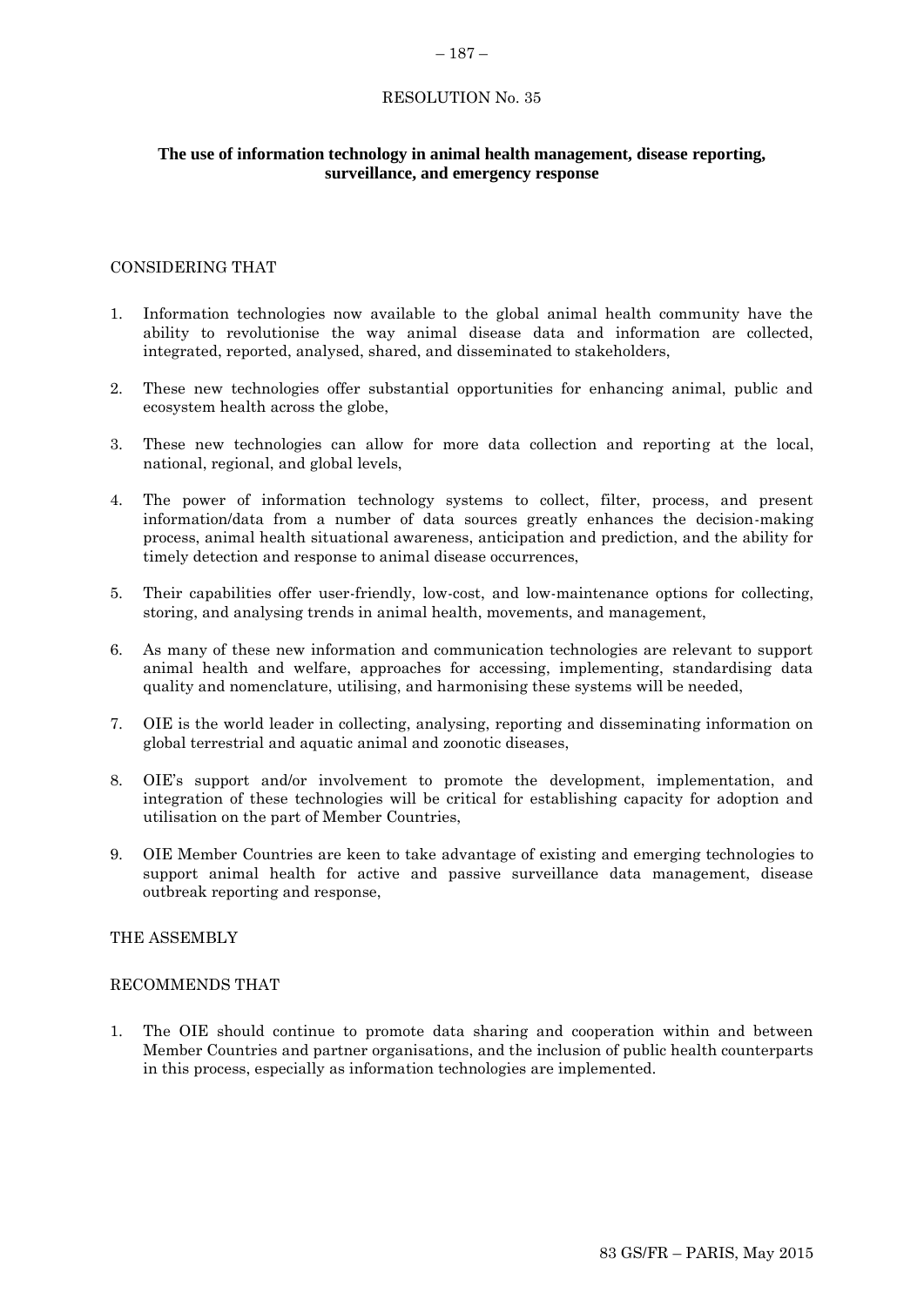RESOLUTION No. 35

## The use of information technology in animal health management, disease reporting, surveillance, and emergency response

CONSIDERING THAT

1. Information technologies now available to the global animal health community have the ability to revolutionise the way animal disease data and information are collected, integrated, reported, analysed, shared, and disseminated to stakeholders,
2. These new technologies offer substantial opportunities for enhancing animal, public and ecosystem health across the globe,
3. These new technologies can allow for more data collection and reporting at the local, national, regional, and global levels,
4. The power of information technology systems to collect, filter, process, and present information/data from a number of data sources greatly enhances the decision-making process, animal health situational awareness, anticipation and prediction, and the ability for timely detection and response to animal disease occurrences,
5. Their capabilities offer user-friendly, low-cost, and low-maintenance options for collecting, storing, and analysing trends in animal health, movements, and management,
6. As many of these new information and communication technologies are relevant to support animal health and welfare, approaches for accessing, implementing, standardising data quality and nomenclature, utilising, and harmonising these systems will be needed,
7. OIE is the world leader in collecting, analysing, reporting and disseminating information on global terrestrial and aquatic animal and zoonotic diseases,
8. OIE's support and/or involvement to promote the development, implementation, and integration of these technologies will be critical for establishing capacity for adoption and utilisation on the part of Member Countries,
9. OIE Member Countries are keen to take advantage of existing and emerging technologies to support animal health for active and passive surveillance data management, disease outbreak reporting and response,

THE ASSEMBLY

RECOMMENDS THAT

1. The OIE should continue to promote data sharing and cooperation within and between Member Countries and partner organisations, and the inclusion of public health counterparts in this process, especially as information technologies are implemented.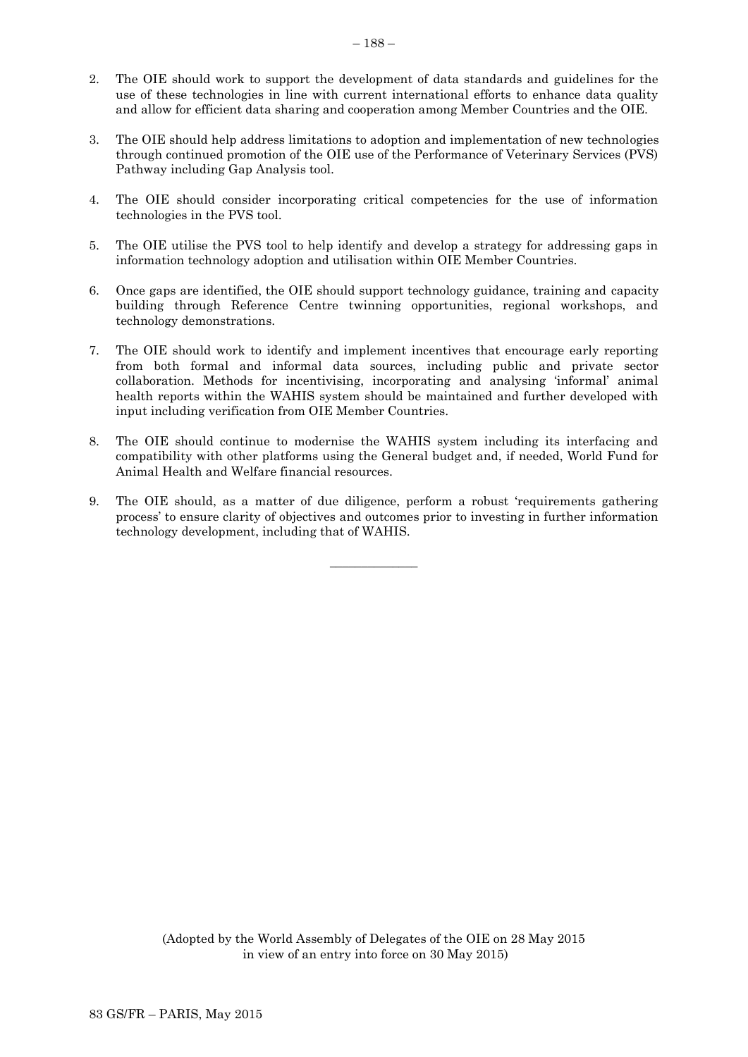2. The OIE should work to support the development of data standards and guidelines for the use of these technologies in line with current international efforts to enhance data quality and allow for efficient data sharing and cooperation among Member Countries and the OIE.

3. The OIE should help address limitations to adoption and implementation of new technologies through continued promotion of the OIE use of the Performance of Veterinary Services (PVS) Pathway including Gap Analysis tool.

4. The OIE should consider incorporating critical competencies for the use of information technologies in the PVS tool.

5. The OIE utilise the PVS tool to help identify and develop a strategy for addressing gaps in information technology adoption and utilisation within OIE Member Countries.

6. Once gaps are identified, the OIE should support technology guidance, training and capacity building through Reference Centre twinning opportunities, regional workshops, and technology demonstrations.

7. The OIE should work to identify and implement incentives that encourage early reporting from both formal and informal data sources, including public and private sector collaboration. Methods for incentivising, incorporating and analysing 'informal' animal health reports within the WAHIS system should be maintained and further developed with input including verification from OIE Member Countries.

8. The OIE should continue to modernise the WAHIS system including its interfacing and compatibility with other platforms using the General budget and, if needed, World Fund for Animal Health and Welfare financial resources.

9. The OIE should, as a matter of due diligence, perform a robust 'requirements gathering process' to ensure clarity of objectives and outcomes prior to investing in further information technology development, including that of WAHIS.

---

(Adopted by the World Assembly of Delegates of the OIE on 28 May 2015 in view of an entry into force on 30 May 2015)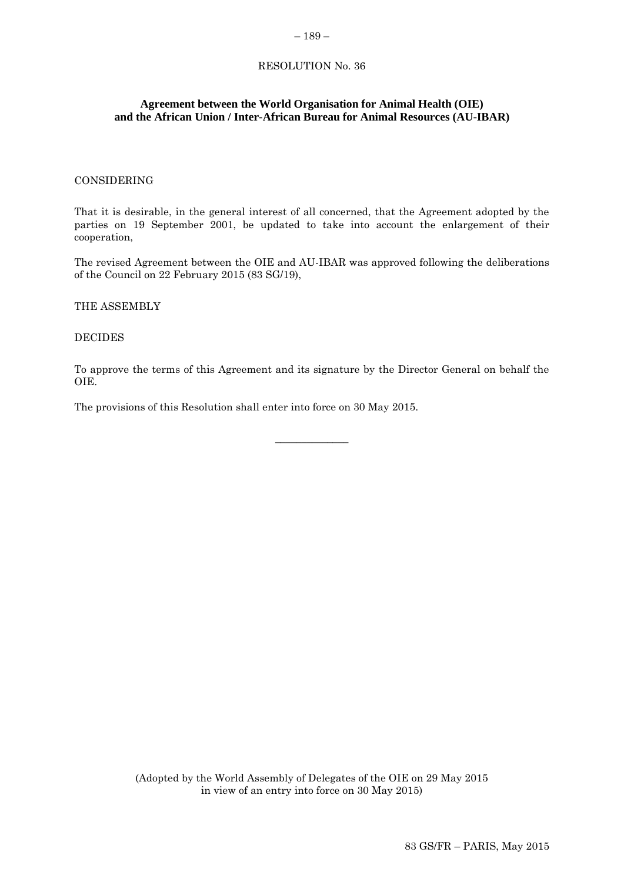RESOLUTION No. 36

## Agreement between the World Organisation for Animal Health (OIE) and the African Union / Inter-African Bureau for Animal Resources (AU-IBAR)

CONSIDERING

That it is desirable, in the general interest of all concerned, that the Agreement adopted by the parties on 19 September 2001, be updated to take into account the enlargement of their cooperation,

The revised Agreement between the OIE and AU-IBAR was approved following the deliberations of the Council on 22 February 2015 (83 SG/19),

THE ASSEMBLY

DECIDES

To approve the terms of this Agreement and its signature by the Director General on behalf the OIE.

The provisions of this Resolution shall enter into force on 30 May 2015.

---

(Adopted by the World Assembly of Delegates of the OIE on 29 May 2015 in view of an entry into force on 30 May 2015)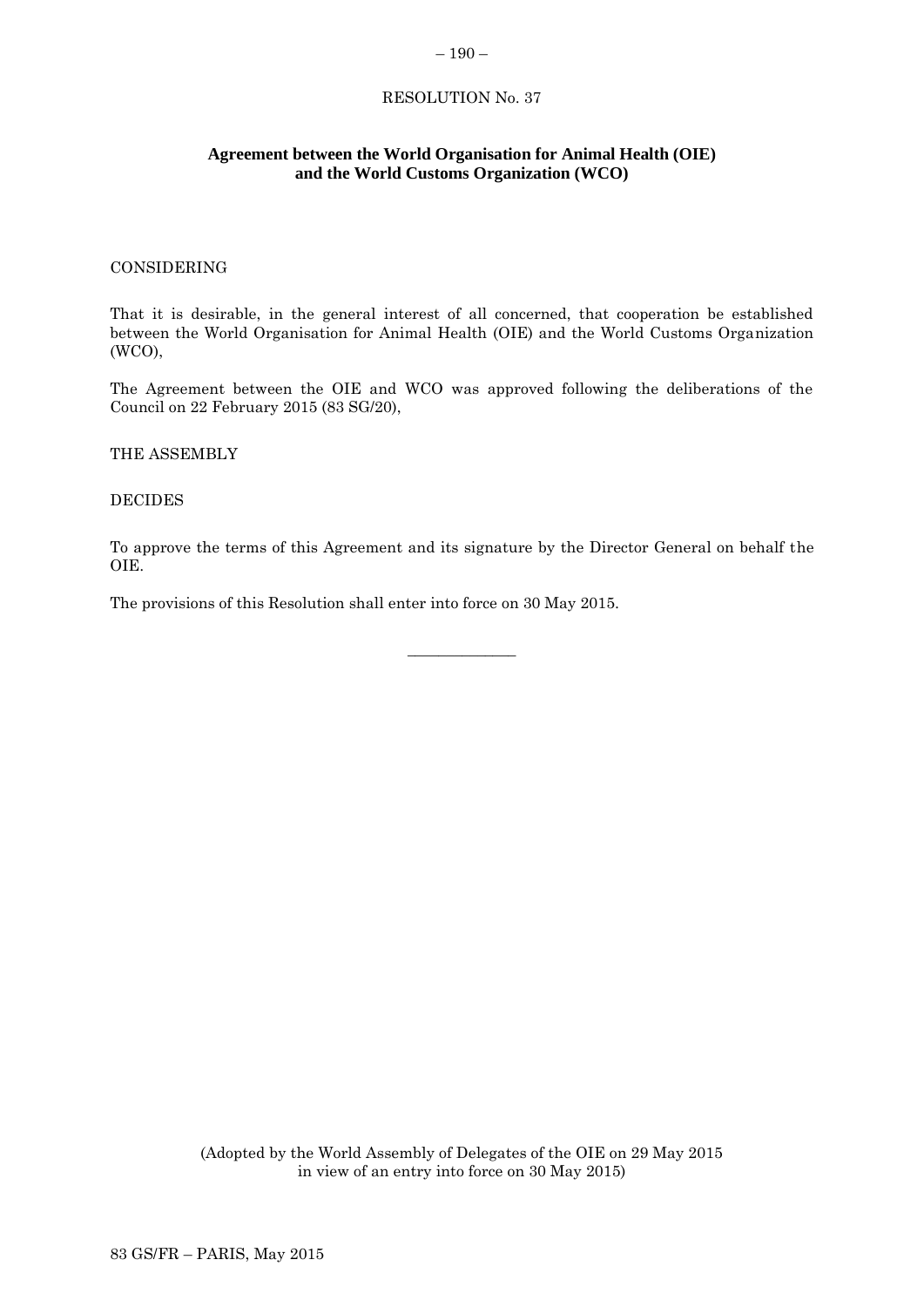RESOLUTION No. 37

## Agreement between the World Organisation for Animal Health (OIE) and the World Customs Organization (WCO)

CONSIDERING

That it is desirable, in the general interest of all concerned, that cooperation be established between the World Organisation for Animal Health (OIE) and the World Customs Organization (WCO),

The Agreement between the OIE and WCO was approved following the deliberations of the Council on 22 February 2015 (83 SG/20),

THE ASSEMBLY

DECIDES

To approve the terms of this Agreement and its signature by the Director General on behalf the OIE.

The provisions of this Resolution shall enter into force on 30 May 2015.

---

(Adopted by the World Assembly of Delegates of the OIE on 29 May 2015 in view of an entry into force on 30 May 2015)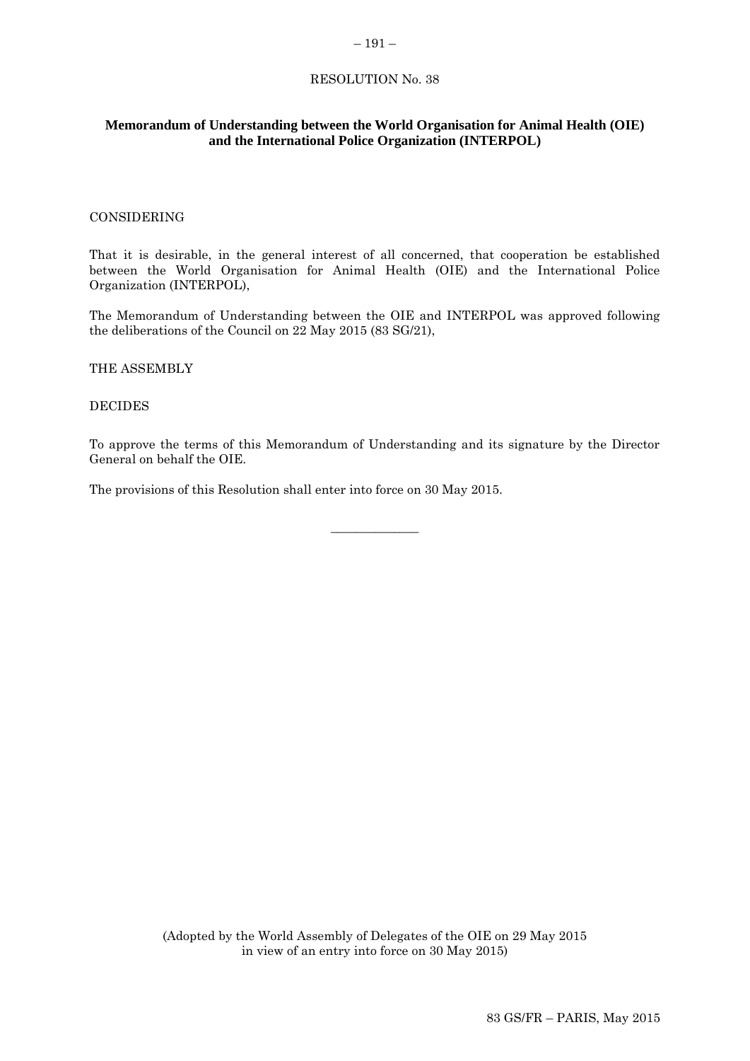RESOLUTION No. 38

## Memorandum of Understanding between the World Organisation for Animal Health (OIE) and the International Police Organization (INTERPOL)

CONSIDERING

That it is desirable, in the general interest of all concerned, that cooperation be established between the World Organisation for Animal Health (OIE) and the International Police Organization (INTERPOL),

The Memorandum of Understanding between the OIE and INTERPOL was approved following the deliberations of the Council on 22 May 2015 (83 SG/21),

THE ASSEMBLY

DECIDES

To approve the terms of this Memorandum of Understanding and its signature by the Director General on behalf the OIE.

The provisions of this Resolution shall enter into force on 30 May 2015.

---

(Adopted by the World Assembly of Delegates of the OIE on 29 May 2015 in view of an entry into force on 30 May 2015)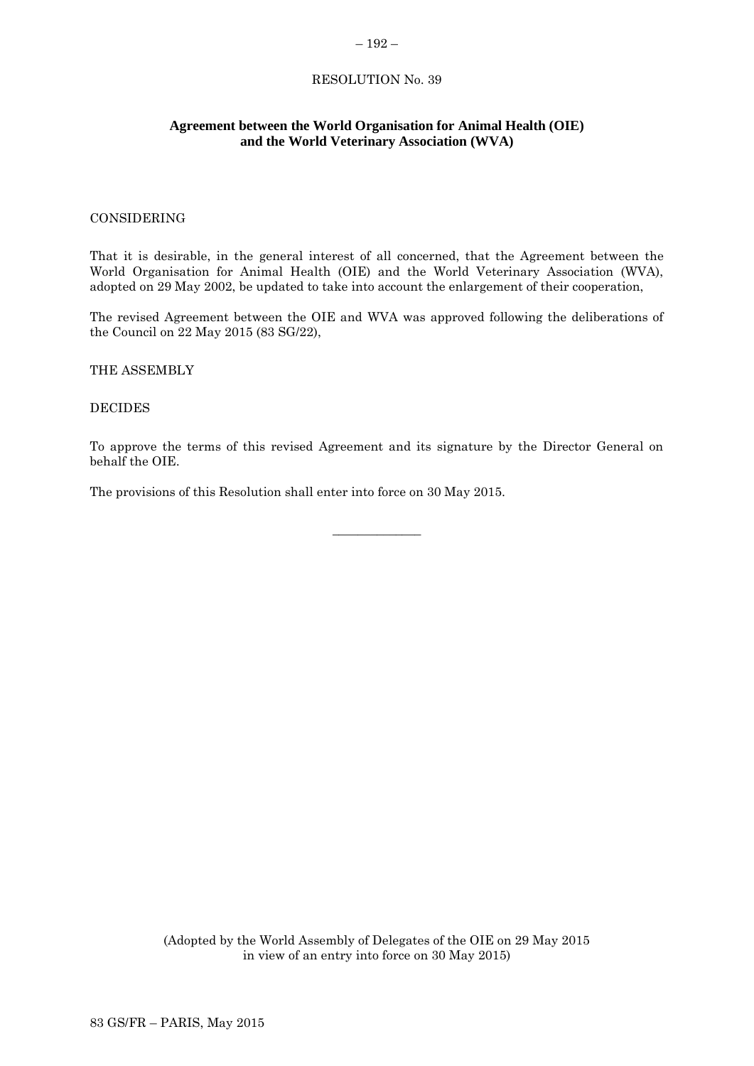RESOLUTION No. 39

## Agreement between the World Organisation for Animal Health (OIE) and the World Veterinary Association (WVA)

CONSIDERING

That it is desirable, in the general interest of all concerned, that the Agreement between the World Organisation for Animal Health (OIE) and the World Veterinary Association (WVA), adopted on 29 May 2002, be updated to take into account the enlargement of their cooperation,

The revised Agreement between the OIE and WVA was approved following the deliberations of the Council on 22 May 2015 (83 SG/22),

THE ASSEMBLY

DECIDES

To approve the terms of this revised Agreement and its signature by the Director General on behalf the OIE.

The provisions of this Resolution shall enter into force on 30 May 2015.

______________

(Adopted by the World Assembly of Delegates of the OIE on 29 May 2015 in view of an entry into force on 30 May 2015)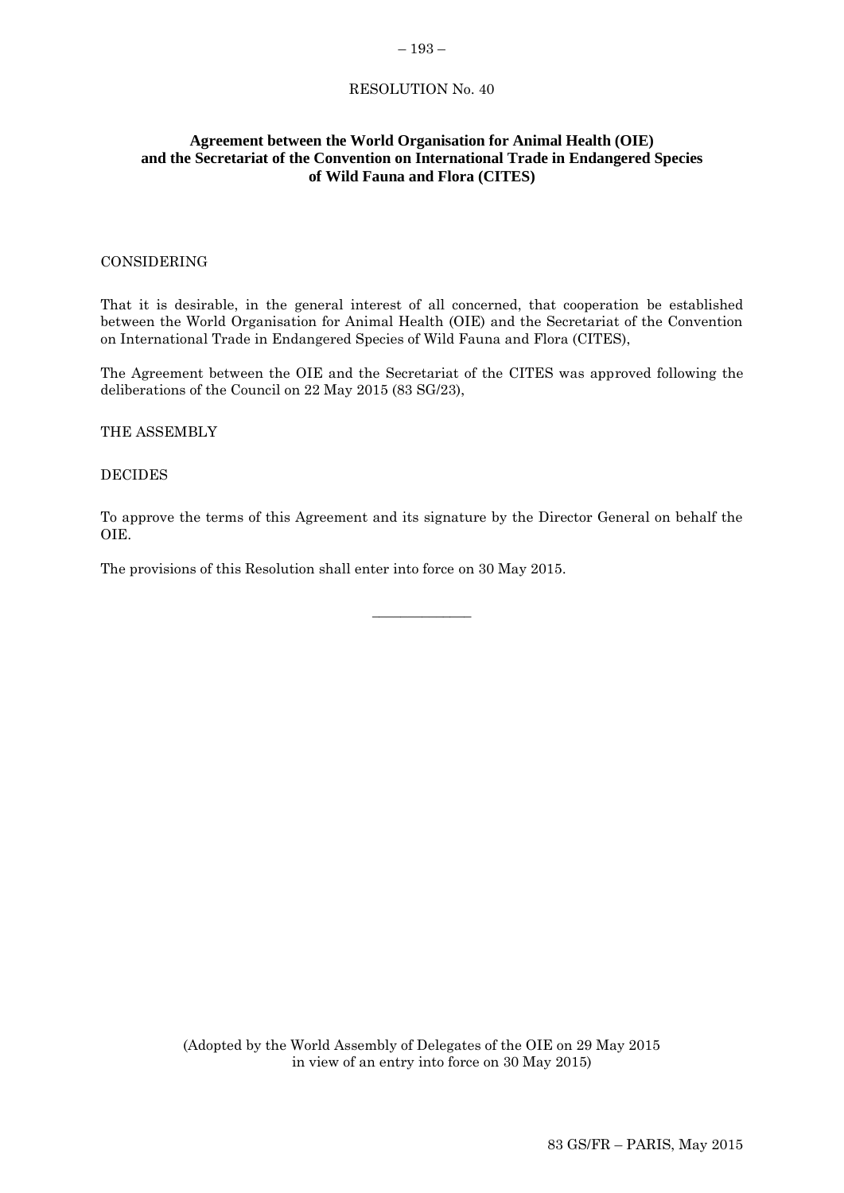RESOLUTION No. 40

## Agreement between the World Organisation for Animal Health (OIE) and the Secretariat of the Convention on International Trade in Endangered Species of Wild Fauna and Flora (CITES)

CONSIDERING

That it is desirable, in the general interest of all concerned, that cooperation be established between the World Organisation for Animal Health (OIE) and the Secretariat of the Convention on International Trade in Endangered Species of Wild Fauna and Flora (CITES),

The Agreement between the OIE and the Secretariat of the CITES was approved following the deliberations of the Council on 22 May 2015 (83 SG/23),

THE ASSEMBLY

DECIDES

To approve the terms of this Agreement and its signature by the Director General on behalf the OIE.

The provisions of this Resolution shall enter into force on 30 May 2015.

---

(Adopted by the World Assembly of Delegates of the OIE on 29 May 2015 in view of an entry into force on 30 May 2015)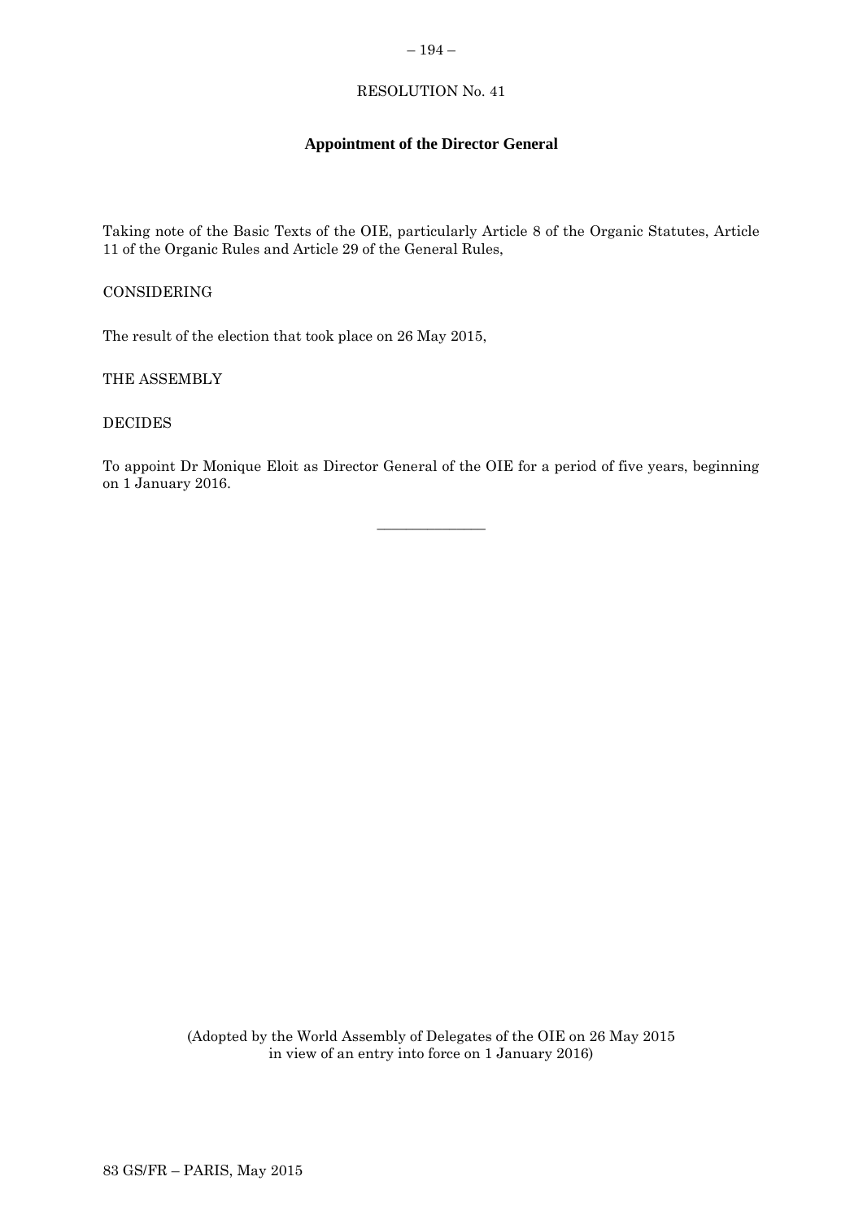RESOLUTION No. 41

## Appointment of the Director General

Taking note of the Basic Texts of the OIE, particularly Article 8 of the Organic Statutes, Article 11 of the Organic Rules and Article 29 of the General Rules,

CONSIDERING

The result of the election that took place on 26 May 2015,

THE ASSEMBLY

DECIDES

To appoint Dr Monique Eloit as Director General of the OIE for a period of five years, beginning on 1 January 2016.

---

(Adopted by the World Assembly of Delegates of the OIE on 26 May 2015 in view of an entry into force on 1 January 2016)